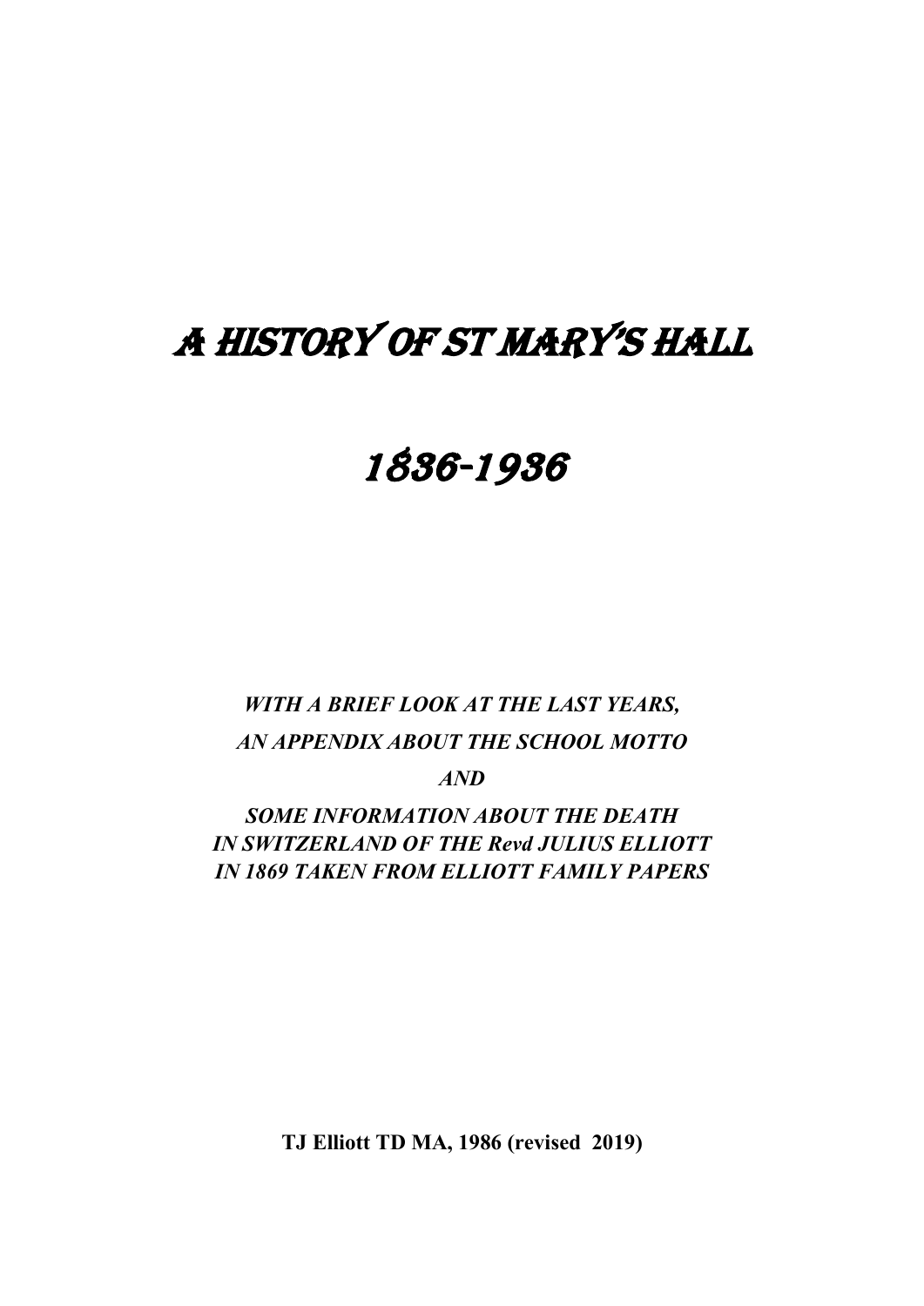# A HISTORY OF ST MARY'S HALL

# 1836-1936

***WITH A BRIEF LOOK AT THE LAST YEARS,***

***AN APPENDIX ABOUT THE SCHOOL MOTTO***

***AND***

***SOME INFORMATION ABOUT THE DEATH IN SWITZERLAND OF THE Revd JULIUS ELLIOTT IN 1869 TAKEN FROM ELLIOTT FAMILY PAPERS***

**TJ Elliott TD MA, 1986 (revised 2019)**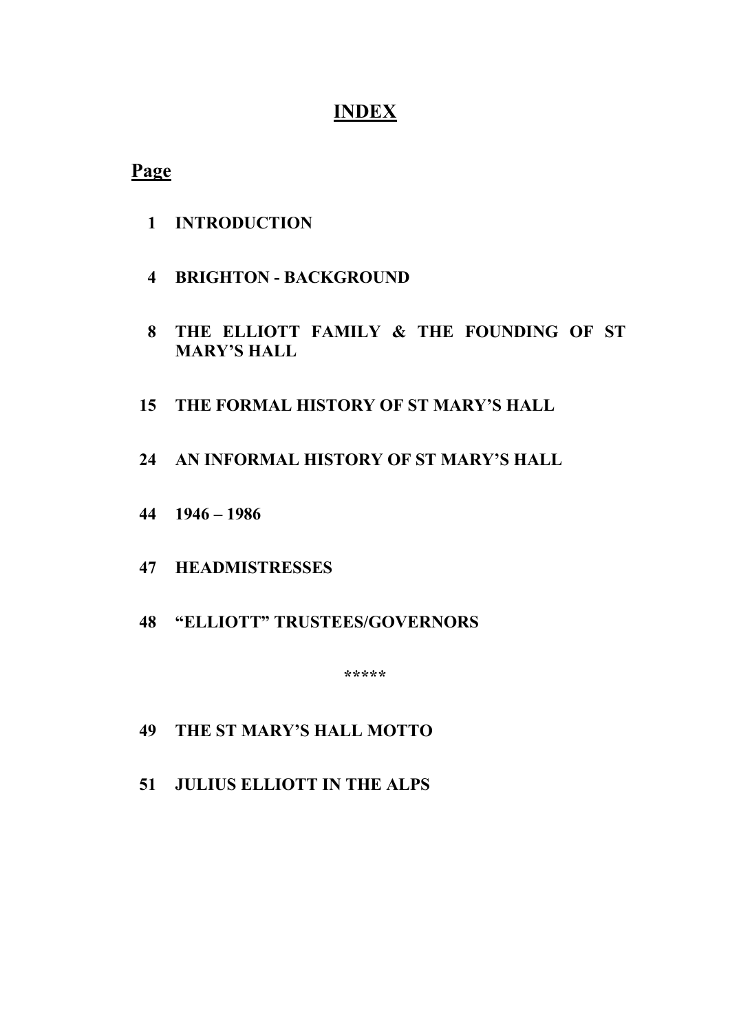# INDEX

**Page**

**1 INTRODUCTION**

**4 BRIGHTON - BACKGROUND**

**8 THE ELLIOTT FAMILY & THE FOUNDING OF ST MARY'S HALL**

**15 THE FORMAL HISTORY OF ST MARY'S HALL**

**24 AN INFORMAL HISTORY OF ST MARY'S HALL**

**44 1946 – 1986**

**47 HEADMISTRESSES**

**48 "ELLIOTT" TRUSTEES/GOVERNORS**

\*\*\*\*\*

**49 THE ST MARY'S HALL MOTTO**

**51 JULIUS ELLIOTT IN THE ALPS**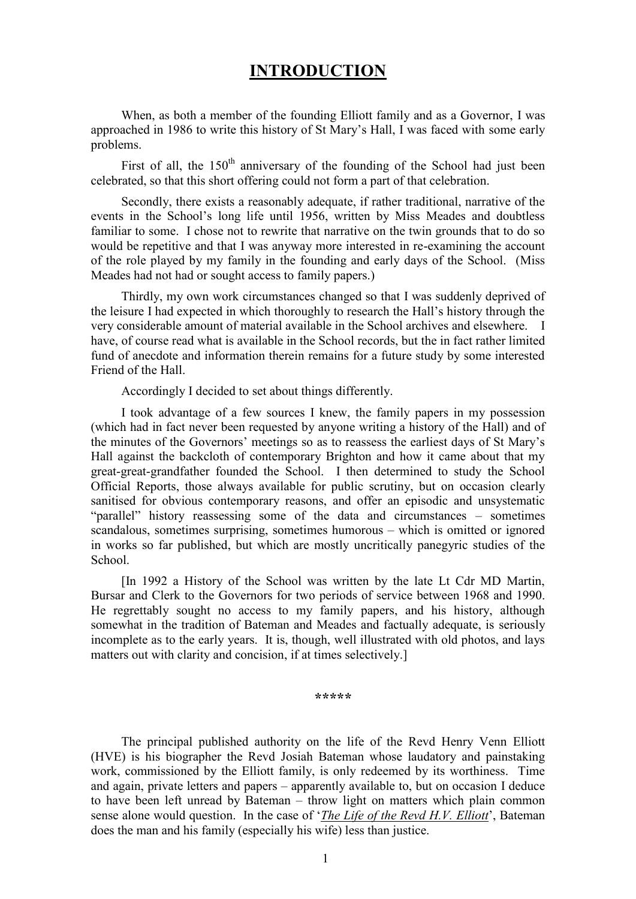# INTRODUCTION

When, as both a member of the founding Elliott family and as a Governor, I was approached in 1986 to write this history of St Mary's Hall, I was faced with some early problems.

First of all, the 150th anniversary of the founding of the School had just been celebrated, so that this short offering could not form a part of that celebration.

Secondly, there exists a reasonably adequate, if rather traditional, narrative of the events in the School's long life until 1956, written by Miss Meades and doubtless familiar to some. I chose not to rewrite that narrative on the twin grounds that to do so would be repetitive and that I was anyway more interested in re-examining the account of the role played by my family in the founding and early days of the School. (Miss Meades had not had or sought access to family papers.)

Thirdly, my own work circumstances changed so that I was suddenly deprived of the leisure I had expected in which thoroughly to research the Hall's history through the very considerable amount of material available in the School archives and elsewhere. I have, of course read what is available in the School records, but the in fact rather limited fund of anecdote and information therein remains for a future study by some interested Friend of the Hall.

Accordingly I decided to set about things differently.

I took advantage of a few sources I knew, the family papers in my possession (which had in fact never been requested by anyone writing a history of the Hall) and of the minutes of the Governors' meetings so as to reassess the earliest days of St Mary's Hall against the backcloth of contemporary Brighton and how it came about that my great-great-grandfather founded the School. I then determined to study the School Official Reports, those always available for public scrutiny, but on occasion clearly sanitised for obvious contemporary reasons, and offer an episodic and unsystematic "parallel" history reassessing some of the data and circumstances – sometimes scandalous, sometimes surprising, sometimes humorous – which is omitted or ignored in works so far published, but which are mostly uncritically panegyric studies of the School.

[In 1992 a History of the School was written by the late Lt Cdr MD Martin, Bursar and Clerk to the Governors for two periods of service between 1968 and 1990. He regrettably sought no access to my family papers, and his history, although somewhat in the tradition of Bateman and Meades and factually adequate, is seriously incomplete as to the early years. It is, though, well illustrated with old photos, and lays matters out with clarity and concision, if at times selectively.]

\*\*\*\*\*

The principal published authority on the life of the Revd Henry Venn Elliott (HVE) is his biographer the Revd Josiah Bateman whose laudatory and painstaking work, commissioned by the Elliott family, is only redeemed by its worthiness. Time and again, private letters and papers – apparently available to, but on occasion I deduce to have been left unread by Bateman – throw light on matters which plain common sense alone would question. In the case of '*The Life of the Revd H.V. Elliott*', Bateman does the man and his family (especially his wife) less than justice.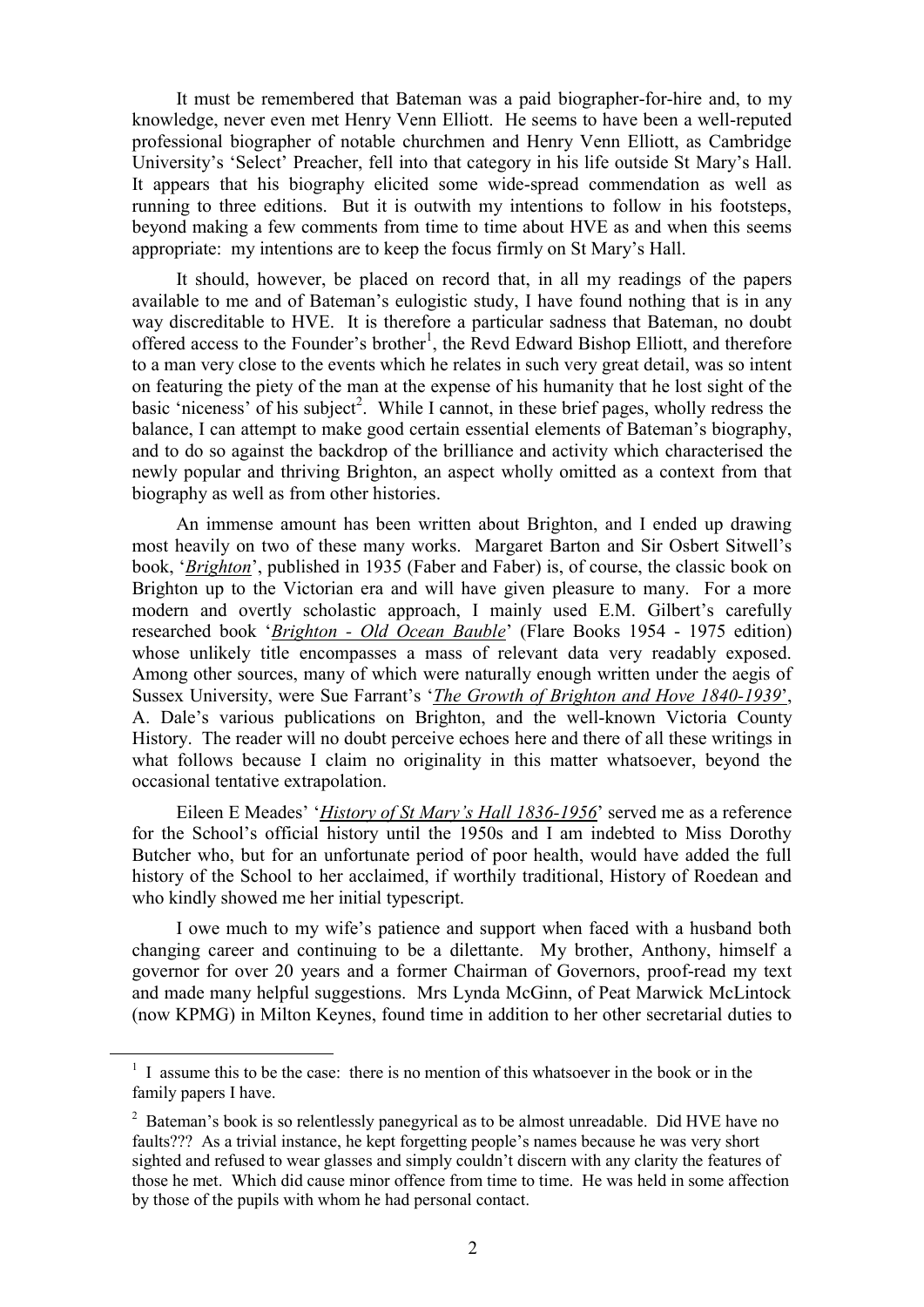It must be remembered that Bateman was a paid biographer-for-hire and, to my knowledge, never even met Henry Venn Elliott. He seems to have been a well-reputed professional biographer of notable churchmen and Henry Venn Elliott, as Cambridge University's 'Select' Preacher, fell into that category in his life outside St Mary's Hall. It appears that his biography elicited some wide-spread commendation as well as running to three editions. But it is outwith my intentions to follow in his footsteps, beyond making a few comments from time to time about HVE as and when this seems appropriate: my intentions are to keep the focus firmly on St Mary's Hall.

It should, however, be placed on record that, in all my readings of the papers available to me and of Bateman's eulogistic study, I have found nothing that is in any way discreditable to HVE. It is therefore a particular sadness that Bateman, no doubt offered access to the Founder's brother[1], the Revd Edward Bishop Elliott, and therefore to a man very close to the events which he relates in such very great detail, was so intent on featuring the piety of the man at the expense of his humanity that he lost sight of the basic 'niceness' of his subject[2]. While I cannot, in these brief pages, wholly redress the balance, I can attempt to make good certain essential elements of Bateman's biography, and to do so against the backdrop of the brilliance and activity which characterised the newly popular and thriving Brighton, an aspect wholly omitted as a context from that biography as well as from other histories.

An immense amount has been written about Brighton, and I ended up drawing most heavily on two of these many works. Margaret Barton and Sir Osbert Sitwell's book, '*Brighton*', published in 1935 (Faber and Faber) is, of course, the classic book on Brighton up to the Victorian era and will have given pleasure to many. For a more modern and overtly scholastic approach, I mainly used E.M. Gilbert's carefully researched book '*Brighton - Old Ocean Bauble*' (Flare Books 1954 - 1975 edition) whose unlikely title encompasses a mass of relevant data very readably exposed. Among other sources, many of which were naturally enough written under the aegis of Sussex University, were Sue Farrant's '*The Growth of Brighton and Hove 1840-1939*', A. Dale's various publications on Brighton, and the well-known Victoria County History. The reader will no doubt perceive echoes here and there of all these writings in what follows because I claim no originality in this matter whatsoever, beyond the occasional tentative extrapolation.

Eileen E Meades' '*History of St Mary's Hall 1836-1956*' served me as a reference for the School's official history until the 1950s and I am indebted to Miss Dorothy Butcher who, but for an unfortunate period of poor health, would have added the full history of the School to her acclaimed, if worthily traditional, History of Roedean and who kindly showed me her initial typescript.

I owe much to my wife's patience and support when faced with a husband both changing career and continuing to be a dilettante. My brother, Anthony, himself a governor for over 20 years and a former Chairman of Governors, proof-read my text and made many helpful suggestions. Mrs Lynda McGinn, of Peat Marwick McLintock (now KPMG) in Milton Keynes, found time in addition to her other secretarial duties to

---

[1] I assume this to be the case: there is no mention of this whatsoever in the book or in the family papers I have.

[2] Bateman's book is so relentlessly panegyrical as to be almost unreadable. Did HVE have no faults??? As a trivial instance, he kept forgetting people's names because he was very short sighted and refused to wear glasses and simply couldn't discern with any clarity the features of those he met. Which did cause minor offence from time to time. He was held in some affection by those of the pupils with whom he had personal contact.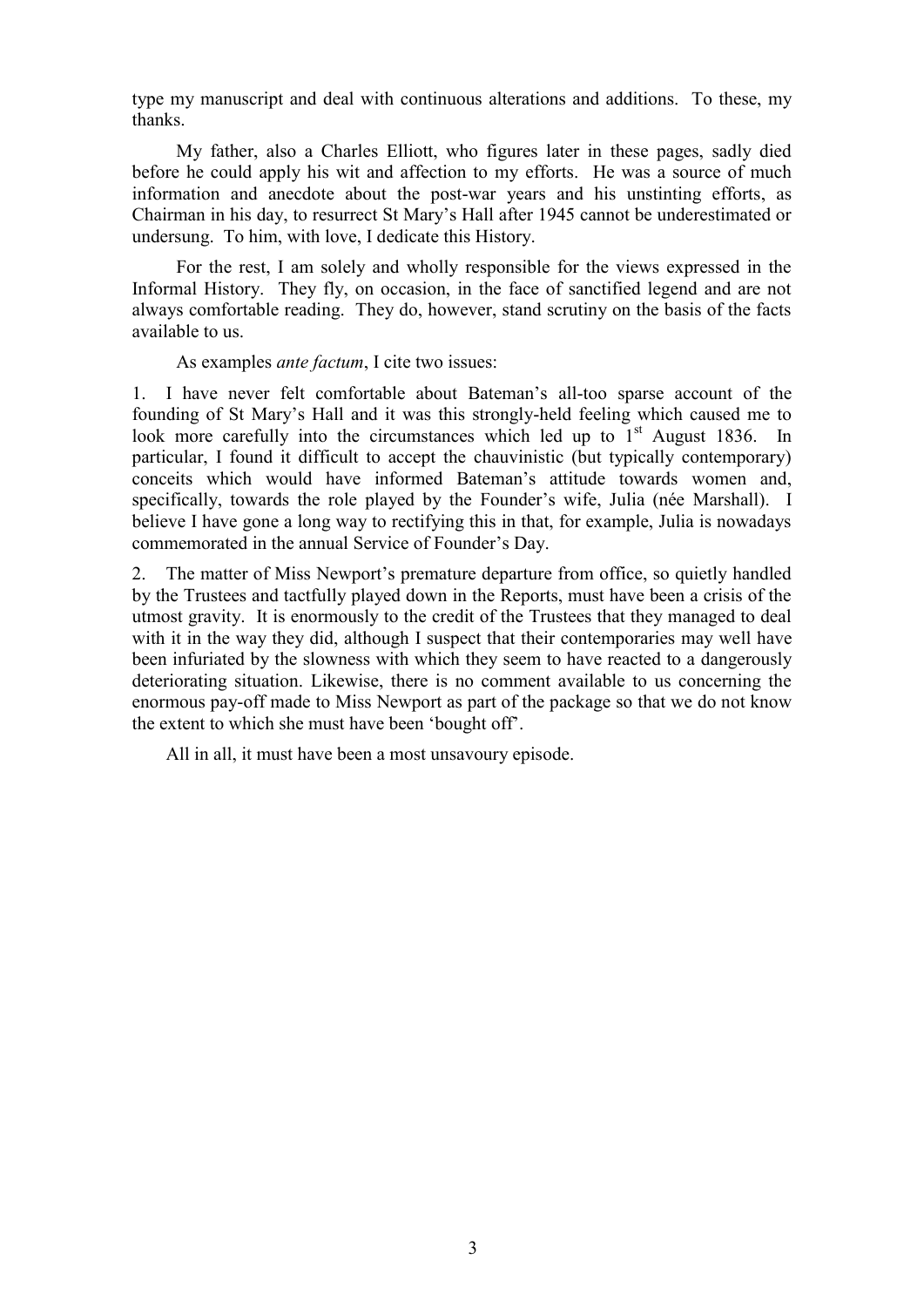type my manuscript and deal with continuous alterations and additions. To these, my thanks.

My father, also a Charles Elliott, who figures later in these pages, sadly died before he could apply his wit and affection to my efforts. He was a source of much information and anecdote about the post-war years and his unstinting efforts, as Chairman in his day, to resurrect St Mary's Hall after 1945 cannot be underestimated or undersung. To him, with love, I dedicate this History.

For the rest, I am solely and wholly responsible for the views expressed in the Informal History. They fly, on occasion, in the face of sanctified legend and are not always comfortable reading. They do, however, stand scrutiny on the basis of the facts available to us.

As examples *ante factum*, I cite two issues:

1. I have never felt comfortable about Bateman's all-too sparse account of the founding of St Mary's Hall and it was this strongly-held feeling which caused me to look more carefully into the circumstances which led up to 1st August 1836. In particular, I found it difficult to accept the chauvinistic (but typically contemporary) conceits which would have informed Bateman's attitude towards women and, specifically, towards the role played by the Founder's wife, Julia (née Marshall). I believe I have gone a long way to rectifying this in that, for example, Julia is nowadays commemorated in the annual Service of Founder's Day.

2. The matter of Miss Newport's premature departure from office, so quietly handled by the Trustees and tactfully played down in the Reports, must have been a crisis of the utmost gravity. It is enormously to the credit of the Trustees that they managed to deal with it in the way they did, although I suspect that their contemporaries may well have been infuriated by the slowness with which they seem to have reacted to a dangerously deteriorating situation. Likewise, there is no comment available to us concerning the enormous pay-off made to Miss Newport as part of the package so that we do not know the extent to which she must have been 'bought off'.

All in all, it must have been a most unsavoury episode.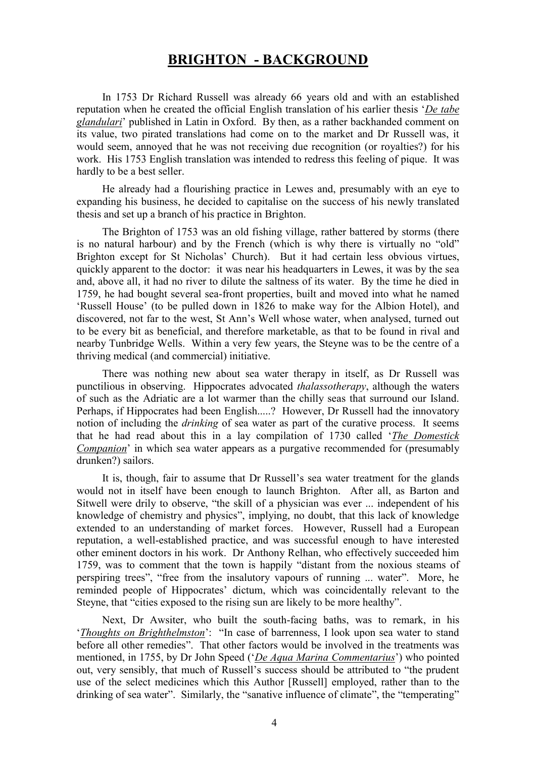# BRIGHTON - BACKGROUND

In 1753 Dr Richard Russell was already 66 years old and with an established reputation when he created the official English translation of his earlier thesis '*De tabe glandulari*' published in Latin in Oxford. By then, as a rather backhanded comment on its value, two pirated translations had come on to the market and Dr Russell was, it would seem, annoyed that he was not receiving due recognition (or royalties?) for his work. His 1753 English translation was intended to redress this feeling of pique. It was hardly to be a best seller.

He already had a flourishing practice in Lewes and, presumably with an eye to expanding his business, he decided to capitalise on the success of his newly translated thesis and set up a branch of his practice in Brighton.

The Brighton of 1753 was an old fishing village, rather battered by storms (there is no natural harbour) and by the French (which is why there is virtually no "old" Brighton except for St Nicholas' Church). But it had certain less obvious virtues, quickly apparent to the doctor: it was near his headquarters in Lewes, it was by the sea and, above all, it had no river to dilute the saltness of its water. By the time he died in 1759, he had bought several sea-front properties, built and moved into what he named 'Russell House' (to be pulled down in 1826 to make way for the Albion Hotel), and discovered, not far to the west, St Ann's Well whose water, when analysed, turned out to be every bit as beneficial, and therefore marketable, as that to be found in rival and nearby Tunbridge Wells. Within a very few years, the Steyne was to be the centre of a thriving medical (and commercial) initiative.

There was nothing new about sea water therapy in itself, as Dr Russell was punctilious in observing. Hippocrates advocated *thalassotherapy*, although the waters of such as the Adriatic are a lot warmer than the chilly seas that surround our Island. Perhaps, if Hippocrates had been English.....? However, Dr Russell had the innovatory notion of including the *drinking* of sea water as part of the curative process. It seems that he had read about this in a lay compilation of 1730 called '*The Domestick Companion*' in which sea water appears as a purgative recommended for (presumably drunken?) sailors.

It is, though, fair to assume that Dr Russell's sea water treatment for the glands would not in itself have been enough to launch Brighton. After all, as Barton and Sitwell were drily to observe, "the skill of a physician was ever ... independent of his knowledge of chemistry and physics", implying, no doubt, that this lack of knowledge extended to an understanding of market forces. However, Russell had a European reputation, a well-established practice, and was successful enough to have interested other eminent doctors in his work. Dr Anthony Relhan, who effectively succeeded him 1759, was to comment that the town is happily "distant from the noxious steams of perspiring trees", "free from the insalutory vapours of running ... water". More, he reminded people of Hippocrates' dictum, which was coincidentally relevant to the Steyne, that "cities exposed to the rising sun are likely to be more healthy".

Next, Dr Awsiter, who built the south-facing baths, was to remark, in his '*Thoughts on Brighthelmston*': "In case of barrenness, I look upon sea water to stand before all other remedies". That other factors would be involved in the treatments was mentioned, in 1755, by Dr John Speed ('*De Aqua Marina Commentarius*') who pointed out, very sensibly, that much of Russell's success should be attributed to "the prudent use of the select medicines which this Author [Russell] employed, rather than to the drinking of sea water". Similarly, the "sanative influence of climate", the "temperating"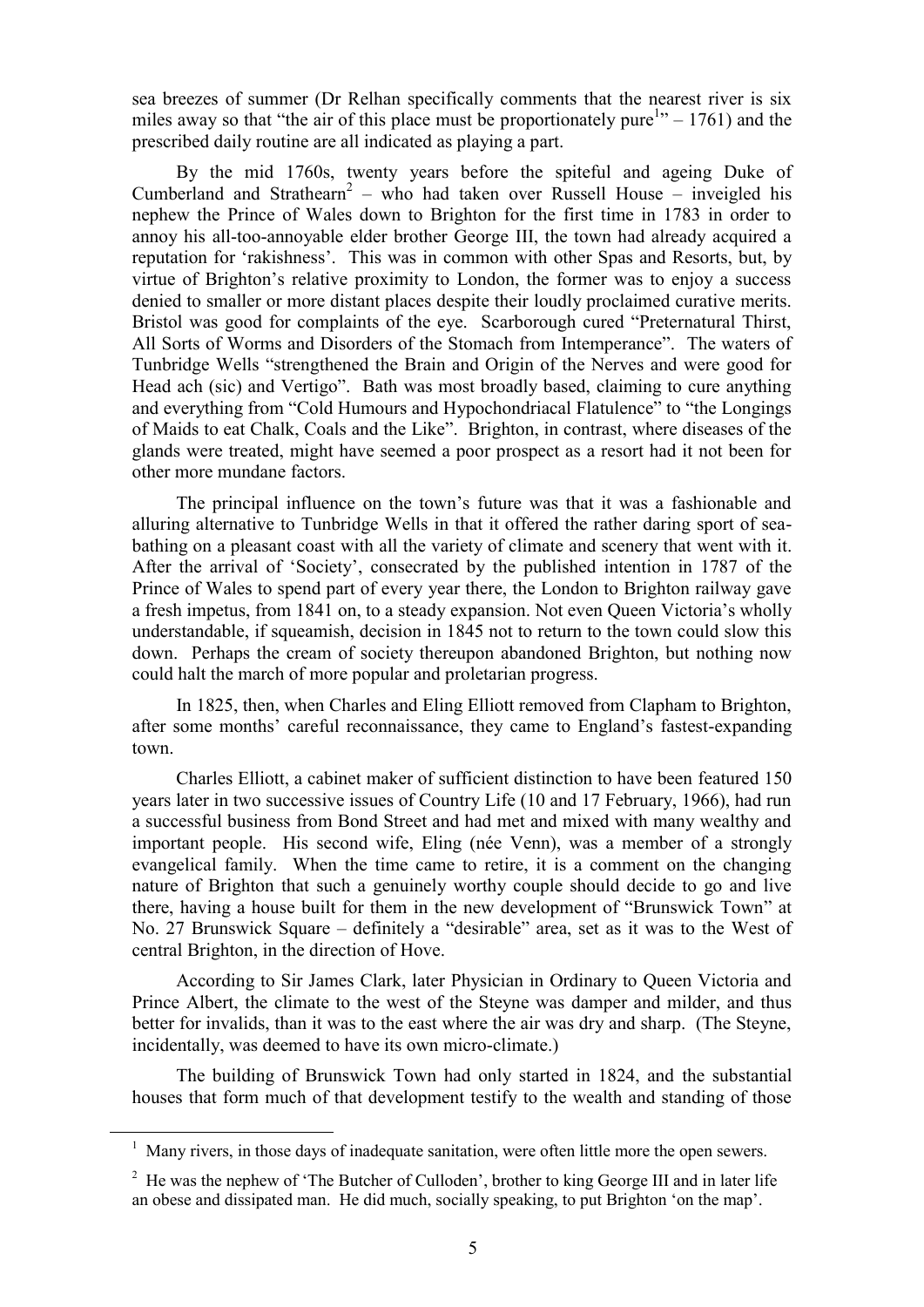sea breezes of summer (Dr Relhan specifically comments that the nearest river is six miles away so that "the air of this place must be proportionately pure[1]" – 1761) and the prescribed daily routine are all indicated as playing a part.

By the mid 1760s, twenty years before the spiteful and ageing Duke of Cumberland and Strathearn[2] – who had taken over Russell House – inveigled his nephew the Prince of Wales down to Brighton for the first time in 1783 in order to annoy his all-too-annoyable elder brother George III, the town had already acquired a reputation for 'rakishness'. This was in common with other Spas and Resorts, but, by virtue of Brighton's relative proximity to London, the former was to enjoy a success denied to smaller or more distant places despite their loudly proclaimed curative merits. Bristol was good for complaints of the eye. Scarborough cured "Preternatural Thirst, All Sorts of Worms and Disorders of the Stomach from Intemperance". The waters of Tunbridge Wells "strengthened the Brain and Origin of the Nerves and were good for Head ach (sic) and Vertigo". Bath was most broadly based, claiming to cure anything and everything from "Cold Humours and Hypochondriacal Flatulence" to "the Longings of Maids to eat Chalk, Coals and the Like". Brighton, in contrast, where diseases of the glands were treated, might have seemed a poor prospect as a resort had it not been for other more mundane factors.

The principal influence on the town's future was that it was a fashionable and alluring alternative to Tunbridge Wells in that it offered the rather daring sport of sea-bathing on a pleasant coast with all the variety of climate and scenery that went with it. After the arrival of 'Society', consecrated by the published intention in 1787 of the Prince of Wales to spend part of every year there, the London to Brighton railway gave a fresh impetus, from 1841 on, to a steady expansion. Not even Queen Victoria's wholly understandable, if squeamish, decision in 1845 not to return to the town could slow this down. Perhaps the cream of society thereupon abandoned Brighton, but nothing now could halt the march of more popular and proletarian progress.

In 1825, then, when Charles and Eling Elliott removed from Clapham to Brighton, after some months' careful reconnaissance, they came to England's fastest-expanding town.

Charles Elliott, a cabinet maker of sufficient distinction to have been featured 150 years later in two successive issues of Country Life (10 and 17 February, 1966), had run a successful business from Bond Street and had met and mixed with many wealthy and important people. His second wife, Eling (née Venn), was a member of a strongly evangelical family. When the time came to retire, it is a comment on the changing nature of Brighton that such a genuinely worthy couple should decide to go and live there, having a house built for them in the new development of "Brunswick Town" at No. 27 Brunswick Square – definitely a "desirable" area, set as it was to the West of central Brighton, in the direction of Hove.

According to Sir James Clark, later Physician in Ordinary to Queen Victoria and Prince Albert, the climate to the west of the Steyne was damper and milder, and thus better for invalids, than it was to the east where the air was dry and sharp. (The Steyne, incidentally, was deemed to have its own micro-climate.)

The building of Brunswick Town had only started in 1824, and the substantial houses that form much of that development testify to the wealth and standing of those

---

[1] Many rivers, in those days of inadequate sanitation, were often little more the open sewers.

[2] He was the nephew of 'The Butcher of Culloden', brother to king George III and in later life an obese and dissipated man. He did much, socially speaking, to put Brighton 'on the map'.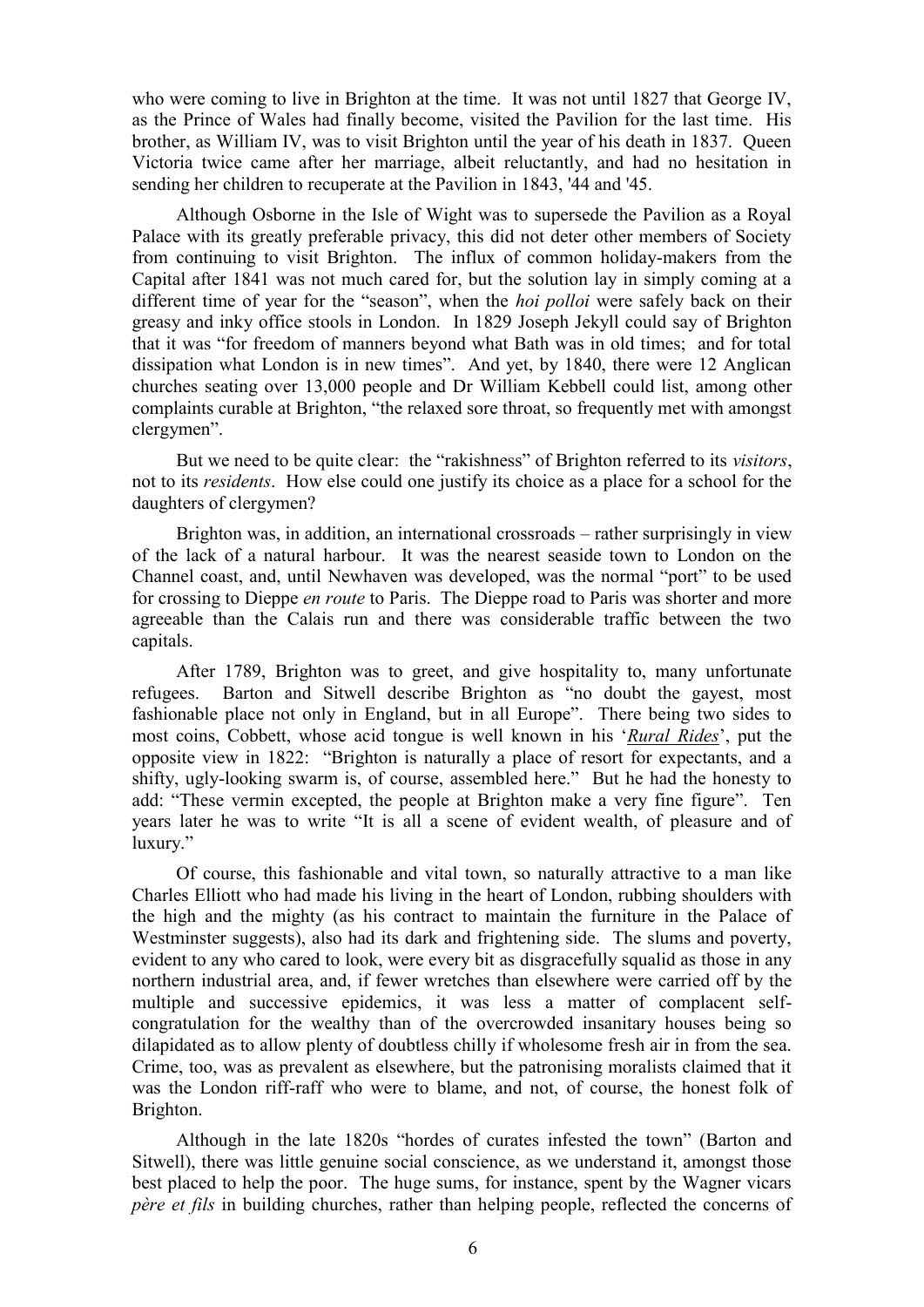who were coming to live in Brighton at the time. It was not until 1827 that George IV, as the Prince of Wales had finally become, visited the Pavilion for the last time. His brother, as William IV, was to visit Brighton until the year of his death in 1837. Queen Victoria twice came after her marriage, albeit reluctantly, and had no hesitation in sending her children to recuperate at the Pavilion in 1843, '44 and '45.

Although Osborne in the Isle of Wight was to supersede the Pavilion as a Royal Palace with its greatly preferable privacy, this did not deter other members of Society from continuing to visit Brighton. The influx of common holiday-makers from the Capital after 1841 was not much cared for, but the solution lay in simply coming at a different time of year for the "season", when the *hoi polloi* were safely back on their greasy and inky office stools in London. In 1829 Joseph Jekyll could say of Brighton that it was "for freedom of manners beyond what Bath was in old times; and for total dissipation what London is in new times". And yet, by 1840, there were 12 Anglican churches seating over 13,000 people and Dr William Kebbell could list, among other complaints curable at Brighton, "the relaxed sore throat, so frequently met with amongst clergymen".

But we need to be quite clear: the "rakishness" of Brighton referred to its *visitors*, not to its *residents*. How else could one justify its choice as a place for a school for the daughters of clergymen?

Brighton was, in addition, an international crossroads – rather surprisingly in view of the lack of a natural harbour. It was the nearest seaside town to London on the Channel coast, and, until Newhaven was developed, was the normal "port" to be used for crossing to Dieppe *en route* to Paris. The Dieppe road to Paris was shorter and more agreeable than the Calais run and there was considerable traffic between the two capitals.

After 1789, Brighton was to greet, and give hospitality to, many unfortunate refugees. Barton and Sitwell describe Brighton as "no doubt the gayest, most fashionable place not only in England, but in all Europe". There being two sides to most coins, Cobbett, whose acid tongue is well known in his '*Rural Rides*', put the opposite view in 1822: "Brighton is naturally a place of resort for expectants, and a shifty, ugly-looking swarm is, of course, assembled here." But he had the honesty to add: "These vermin excepted, the people at Brighton make a very fine figure". Ten years later he was to write "It is all a scene of evident wealth, of pleasure and of luxury."

Of course, this fashionable and vital town, so naturally attractive to a man like Charles Elliott who had made his living in the heart of London, rubbing shoulders with the high and the mighty (as his contract to maintain the furniture in the Palace of Westminster suggests), also had its dark and frightening side. The slums and poverty, evident to any who cared to look, were every bit as disgracefully squalid as those in any northern industrial area, and, if fewer wretches than elsewhere were carried off by the multiple and successive epidemics, it was less a matter of complacent self-congratulation for the wealthy than of the overcrowded insanitary houses being so dilapidated as to allow plenty of doubtless chilly if wholesome fresh air in from the sea. Crime, too, was as prevalent as elsewhere, but the patronising moralists claimed that it was the London riff-raff who were to blame, and not, of course, the honest folk of Brighton.

Although in the late 1820s "hordes of curates infested the town" (Barton and Sitwell), there was little genuine social conscience, as we understand it, amongst those best placed to help the poor. The huge sums, for instance, spent by the Wagner vicars *père et fils* in building churches, rather than helping people, reflected the concerns of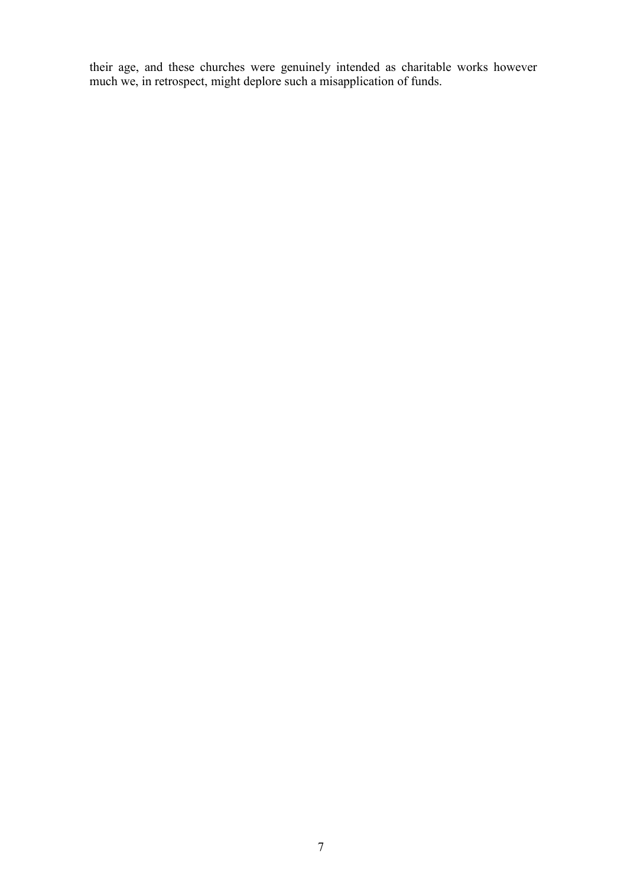their age, and these churches were genuinely intended as charitable works however much we, in retrospect, might deplore such a misapplication of funds.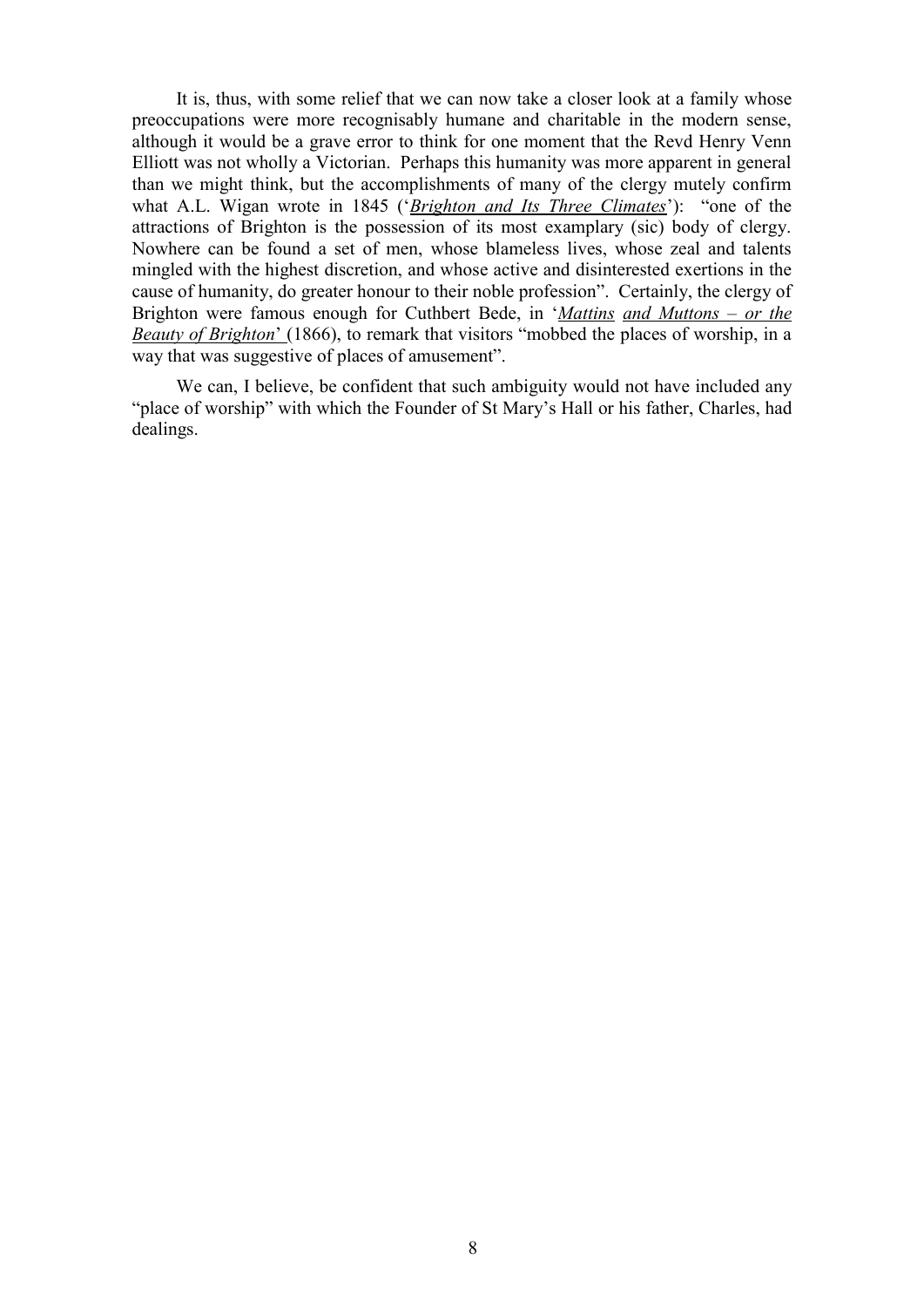It is, thus, with some relief that we can now take a closer look at a family whose preoccupations were more recognisably humane and charitable in the modern sense, although it would be a grave error to think for one moment that the Revd Henry Venn Elliott was not wholly a Victorian. Perhaps this humanity was more apparent in general than we might think, but the accomplishments of many of the clergy mutely confirm what A.L. Wigan wrote in 1845 ('***Brighton and Its Three Climates***'): "one of the attractions of Brighton is the possession of its most examplary (sic) body of clergy. Nowhere can be found a set of men, whose blameless lives, whose zeal and talents mingled with the highest discretion, and whose active and disinterested exertions in the cause of humanity, do greater honour to their noble profession". Certainly, the clergy of Brighton were famous enough for Cuthbert Bede, in '*Mattins and Muttons – or the Beauty of Brighton*' (1866), to remark that visitors "mobbed the places of worship, in a way that was suggestive of places of amusement".

We can, I believe, be confident that such ambiguity would not have included any "place of worship" with which the Founder of St Mary's Hall or his father, Charles, had dealings.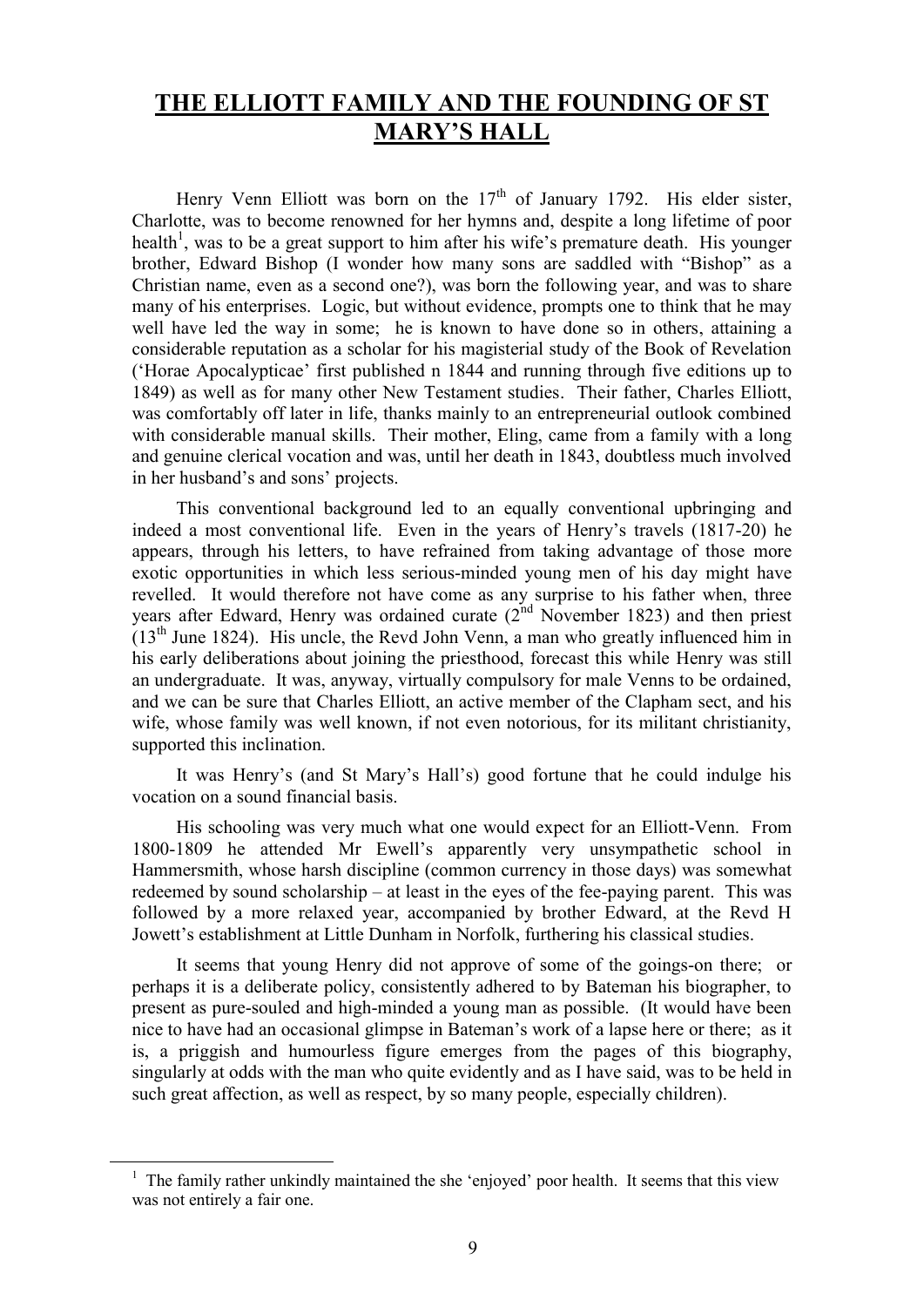## THE ELLIOTT FAMILY AND THE FOUNDING OF ST MARY'S HALL

Henry Venn Elliott was born on the 17th of January 1792. His elder sister, Charlotte, was to become renowned for her hymns and, despite a long lifetime of poor health[1], was to be a great support to him after his wife's premature death. His younger brother, Edward Bishop (I wonder how many sons are saddled with "Bishop" as a Christian name, even as a second one?), was born the following year, and was to share many of his enterprises. Logic, but without evidence, prompts one to think that he may well have led the way in some; he is known to have done so in others, attaining a considerable reputation as a scholar for his magisterial study of the Book of Revelation ('Horae Apocalypticae' first published n 1844 and running through five editions up to 1849) as well as for many other New Testament studies. Their father, Charles Elliott, was comfortably off later in life, thanks mainly to an entrepreneurial outlook combined with considerable manual skills. Their mother, Eling, came from a family with a long and genuine clerical vocation and was, until her death in 1843, doubtless much involved in her husband's and sons' projects.

This conventional background led to an equally conventional upbringing and indeed a most conventional life. Even in the years of Henry's travels (1817-20) he appears, through his letters, to have refrained from taking advantage of those more exotic opportunities in which less serious-minded young men of his day might have revelled. It would therefore not have come as any surprise to his father when, three years after Edward, Henry was ordained curate (2nd November 1823) and then priest (13th June 1824). His uncle, the Revd John Venn, a man who greatly influenced him in his early deliberations about joining the priesthood, forecast this while Henry was still an undergraduate. It was, anyway, virtually compulsory for male Venns to be ordained, and we can be sure that Charles Elliott, an active member of the Clapham sect, and his wife, whose family was well known, if not even notorious, for its militant christianity, supported this inclination.

It was Henry's (and St Mary's Hall's) good fortune that he could indulge his vocation on a sound financial basis.

His schooling was very much what one would expect for an Elliott-Venn. From 1800-1809 he attended Mr Ewell's apparently very unsympathetic school in Hammersmith, whose harsh discipline (common currency in those days) was somewhat redeemed by sound scholarship – at least in the eyes of the fee-paying parent. This was followed by a more relaxed year, accompanied by brother Edward, at the Revd H Jowett's establishment at Little Dunham in Norfolk, furthering his classical studies.

It seems that young Henry did not approve of some of the goings-on there; or perhaps it is a deliberate policy, consistently adhered to by Bateman his biographer, to present as pure-souled and high-minded a young man as possible. (It would have been nice to have had an occasional glimpse in Bateman's work of a lapse here or there; as it is, a priggish and humourless figure emerges from the pages of this biography, singularly at odds with the man who quite evidently and as I have said, was to be held in such great affection, as well as respect, by so many people, especially children).

[1] The family rather unkindly maintained the she 'enjoyed' poor health. It seems that this view was not entirely a fair one.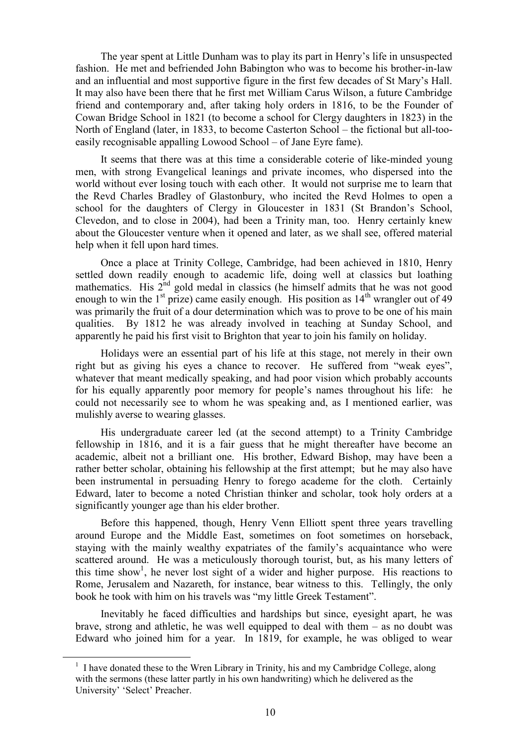The year spent at Little Dunham was to play its part in Henry's life in unsuspected fashion. He met and befriended John Babington who was to become his brother-in-law and an influential and most supportive figure in the first few decades of St Mary's Hall. It may also have been there that he first met William Carus Wilson, a future Cambridge friend and contemporary and, after taking holy orders in 1816, to be the Founder of Cowan Bridge School in 1821 (to become a school for Clergy daughters in 1823) in the North of England (later, in 1833, to become Casterton School – the fictional but all-too-easily recognisable appalling Lowood School – of Jane Eyre fame).

It seems that there was at this time a considerable coterie of like-minded young men, with strong Evangelical leanings and private incomes, who dispersed into the world without ever losing touch with each other. It would not surprise me to learn that the Revd Charles Bradley of Glastonbury, who incited the Revd Holmes to open a school for the daughters of Clergy in Gloucester in 1831 (St Brandon's School, Clevedon, and to close in 2004), had been a Trinity man, too. Henry certainly knew about the Gloucester venture when it opened and later, as we shall see, offered material help when it fell upon hard times.

Once a place at Trinity College, Cambridge, had been achieved in 1810, Henry settled down readily enough to academic life, doing well at classics but loathing mathematics. His 2nd gold medal in classics (he himself admits that he was not good enough to win the 1st prize) came easily enough. His position as 14th wrangler out of 49 was primarily the fruit of a dour determination which was to prove to be one of his main qualities. By 1812 he was already involved in teaching at Sunday School, and apparently he paid his first visit to Brighton that year to join his family on holiday.

Holidays were an essential part of his life at this stage, not merely in their own right but as giving his eyes a chance to recover. He suffered from "weak eyes", whatever that meant medically speaking, and had poor vision which probably accounts for his equally apparently poor memory for people's names throughout his life: he could not necessarily see to whom he was speaking and, as I mentioned earlier, was mulishly averse to wearing glasses.

His undergraduate career led (at the second attempt) to a Trinity Cambridge fellowship in 1816, and it is a fair guess that he might thereafter have become an academic, albeit not a brilliant one. His brother, Edward Bishop, may have been a rather better scholar, obtaining his fellowship at the first attempt; but he may also have been instrumental in persuading Henry to forego academe for the cloth. Certainly Edward, later to become a noted Christian thinker and scholar, took holy orders at a significantly younger age than his elder brother.

Before this happened, though, Henry Venn Elliott spent three years travelling around Europe and the Middle East, sometimes on foot sometimes on horseback, staying with the mainly wealthy expatriates of the family's acquaintance who were scattered around. He was a meticulously thorough tourist, but, as his many letters of this time show[1], he never lost sight of a wider and higher purpose. His reactions to Rome, Jerusalem and Nazareth, for instance, bear witness to this. Tellingly, the only book he took with him on his travels was "my little Greek Testament".

Inevitably he faced difficulties and hardships but since, eyesight apart, he was brave, strong and athletic, he was well equipped to deal with them – as no doubt was Edward who joined him for a year. In 1819, for example, he was obliged to wear

[1] I have donated these to the Wren Library in Trinity, his and my Cambridge College, along with the sermons (these latter partly in his own handwriting) which he delivered as the University' 'Select' Preacher.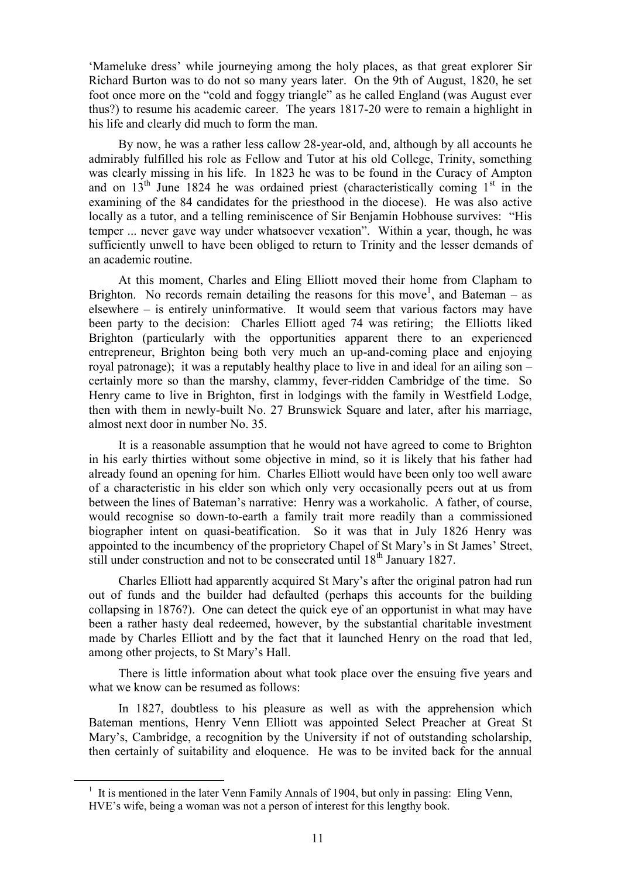'Mameluke dress' while journeying among the holy places, as that great explorer Sir Richard Burton was to do not so many years later. On the 9th of August, 1820, he set foot once more on the "cold and foggy triangle" as he called England (was August ever thus?) to resume his academic career. The years 1817-20 were to remain a highlight in his life and clearly did much to form the man.

By now, he was a rather less callow 28-year-old, and, although by all accounts he admirably fulfilled his role as Fellow and Tutor at his old College, Trinity, something was clearly missing in his life. In 1823 he was to be found in the Curacy of Ampton and on 13th June 1824 he was ordained priest (characteristically coming 1st in the examining of the 84 candidates for the priesthood in the diocese). He was also active locally as a tutor, and a telling reminiscence of Sir Benjamin Hobhouse survives: "His temper ... never gave way under whatsoever vexation". Within a year, though, he was sufficiently unwell to have been obliged to return to Trinity and the lesser demands of an academic routine.

At this moment, Charles and Eling Elliott moved their home from Clapham to Brighton. No records remain detailing the reasons for this move[1], and Bateman – as elsewhere – is entirely uninformative. It would seem that various factors may have been party to the decision: Charles Elliott aged 74 was retiring; the Elliotts liked Brighton (particularly with the opportunities apparent there to an experienced entrepreneur, Brighton being both very much an up-and-coming place and enjoying royal patronage); it was a reputably healthy place to live in and ideal for an ailing son – certainly more so than the marshy, clammy, fever-ridden Cambridge of the time. So Henry came to live in Brighton, first in lodgings with the family in Westfield Lodge, then with them in newly-built No. 27 Brunswick Square and later, after his marriage, almost next door in number No. 35.

It is a reasonable assumption that he would not have agreed to come to Brighton in his early thirties without some objective in mind, so it is likely that his father had already found an opening for him. Charles Elliott would have been only too well aware of a characteristic in his elder son which only very occasionally peers out at us from between the lines of Bateman's narrative: Henry was a workaholic. A father, of course, would recognise so down-to-earth a family trait more readily than a commissioned biographer intent on quasi-beatification. So it was that in July 1826 Henry was appointed to the incumbency of the proprietory Chapel of St Mary's in St James' Street, still under construction and not to be consecrated until 18th January 1827.

Charles Elliott had apparently acquired St Mary's after the original patron had run out of funds and the builder had defaulted (perhaps this accounts for the building collapsing in 1876?). One can detect the quick eye of an opportunist in what may have been a rather hasty deal redeemed, however, by the substantial charitable investment made by Charles Elliott and by the fact that it launched Henry on the road that led, among other projects, to St Mary's Hall.

There is little information about what took place over the ensuing five years and what we know can be resumed as follows:

In 1827, doubtless to his pleasure as well as with the apprehension which Bateman mentions, Henry Venn Elliott was appointed Select Preacher at Great St Mary's, Cambridge, a recognition by the University if not of outstanding scholarship, then certainly of suitability and eloquence. He was to be invited back for the annual

[1] It is mentioned in the later Venn Family Annals of 1904, but only in passing: Eling Venn, HVE's wife, being a woman was not a person of interest for this lengthy book.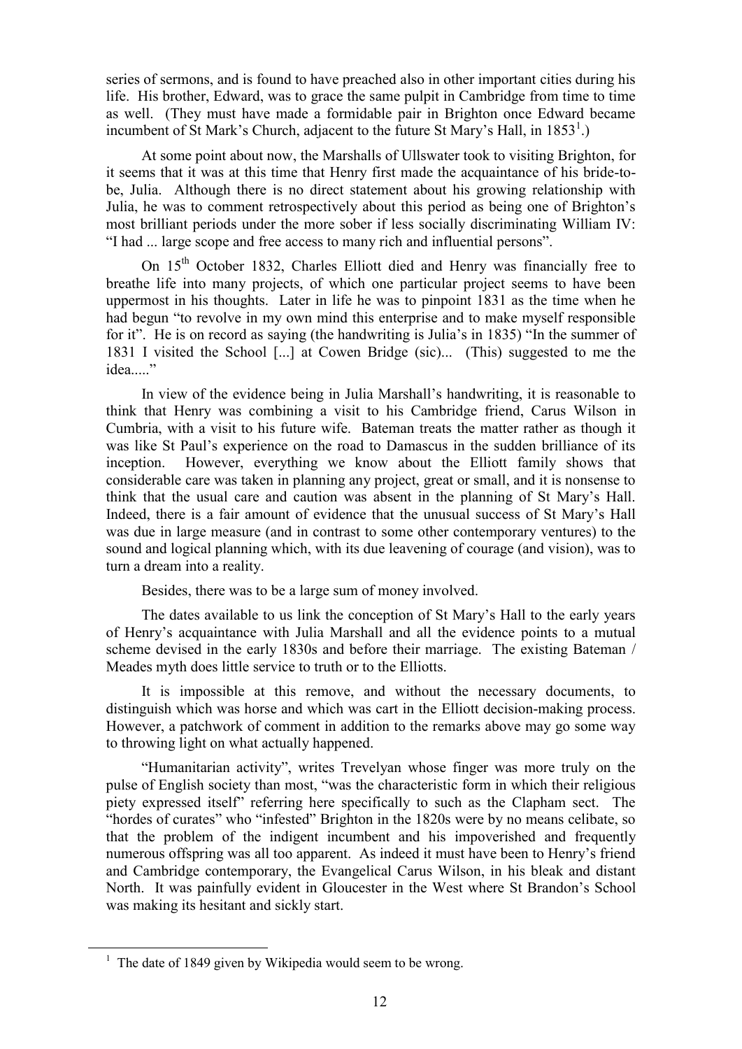series of sermons, and is found to have preached also in other important cities during his life. His brother, Edward, was to grace the same pulpit in Cambridge from time to time as well. (They must have made a formidable pair in Brighton once Edward became incumbent of St Mark's Church, adjacent to the future St Mary's Hall, in 1853[1].)

At some point about now, the Marshalls of Ullswater took to visiting Brighton, for it seems that it was at this time that Henry first made the acquaintance of his bride-to-be, Julia. Although there is no direct statement about his growing relationship with Julia, he was to comment retrospectively about this period as being one of Brighton's most brilliant periods under the more sober if less socially discriminating William IV: "I had ... large scope and free access to many rich and influential persons".

On 15th October 1832, Charles Elliott died and Henry was financially free to breathe life into many projects, of which one particular project seems to have been uppermost in his thoughts. Later in life he was to pinpoint 1831 as the time when he had begun "to revolve in my own mind this enterprise and to make myself responsible for it". He is on record as saying (the handwriting is Julia's in 1835) "In the summer of 1831 I visited the School [...] at Cowen Bridge (sic)... (This) suggested to me the idea....."

In view of the evidence being in Julia Marshall's handwriting, it is reasonable to think that Henry was combining a visit to his Cambridge friend, Carus Wilson in Cumbria, with a visit to his future wife. Bateman treats the matter rather as though it was like St Paul's experience on the road to Damascus in the sudden brilliance of its inception. However, everything we know about the Elliott family shows that considerable care was taken in planning any project, great or small, and it is nonsense to think that the usual care and caution was absent in the planning of St Mary's Hall. Indeed, there is a fair amount of evidence that the unusual success of St Mary's Hall was due in large measure (and in contrast to some other contemporary ventures) to the sound and logical planning which, with its due leavening of courage (and vision), was to turn a dream into a reality.

Besides, there was to be a large sum of money involved.

The dates available to us link the conception of St Mary's Hall to the early years of Henry's acquaintance with Julia Marshall and all the evidence points to a mutual scheme devised in the early 1830s and before their marriage. The existing Bateman / Meades myth does little service to truth or to the Elliotts.

It is impossible at this remove, and without the necessary documents, to distinguish which was horse and which was cart in the Elliott decision-making process. However, a patchwork of comment in addition to the remarks above may go some way to throwing light on what actually happened.

"Humanitarian activity", writes Trevelyan whose finger was more truly on the pulse of English society than most, "was the characteristic form in which their religious piety expressed itself" referring here specifically to such as the Clapham sect. The "hordes of curates" who "infested" Brighton in the 1820s were by no means celibate, so that the problem of the indigent incumbent and his impoverished and frequently numerous offspring was all too apparent. As indeed it must have been to Henry's friend and Cambridge contemporary, the Evangelical Carus Wilson, in his bleak and distant North. It was painfully evident in Gloucester in the West where St Brandon's School was making its hesitant and sickly start.

[1] The date of 1849 given by Wikipedia would seem to be wrong.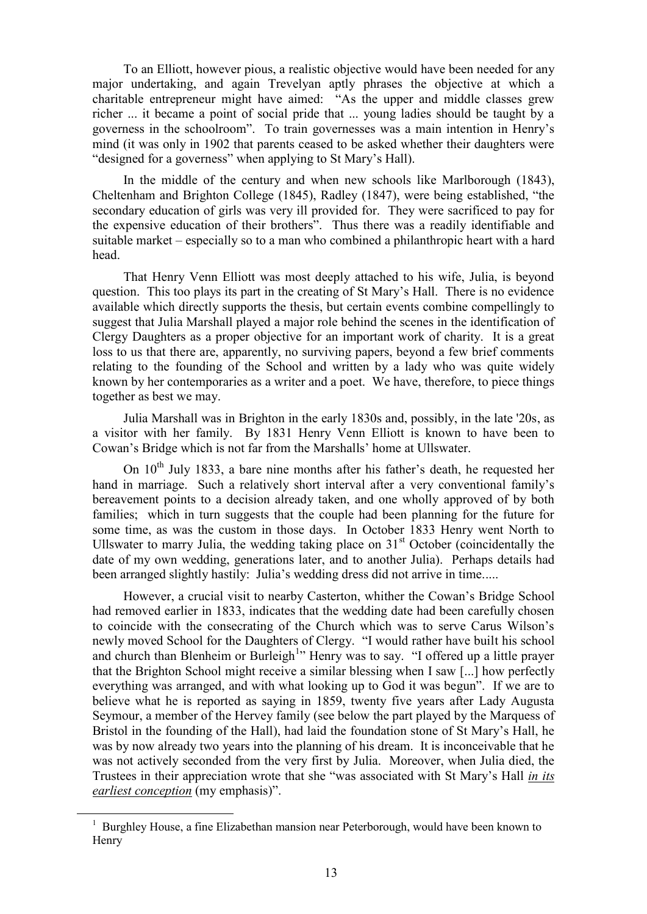To an Elliott, however pious, a realistic objective would have been needed for any major undertaking, and again Trevelyan aptly phrases the objective at which a charitable entrepreneur might have aimed: "As the upper and middle classes grew richer ... it became a point of social pride that ... young ladies should be taught by a governess in the schoolroom". To train governesses was a main intention in Henry's mind (it was only in 1902 that parents ceased to be asked whether their daughters were "designed for a governess" when applying to St Mary's Hall).

In the middle of the century and when new schools like Marlborough (1843), Cheltenham and Brighton College (1845), Radley (1847), were being established, "the secondary education of girls was very ill provided for. They were sacrificed to pay for the expensive education of their brothers". Thus there was a readily identifiable and suitable market – especially so to a man who combined a philanthropic heart with a hard head.

That Henry Venn Elliott was most deeply attached to his wife, Julia, is beyond question. This too plays its part in the creating of St Mary's Hall. There is no evidence available which directly supports the thesis, but certain events combine compellingly to suggest that Julia Marshall played a major role behind the scenes in the identification of Clergy Daughters as a proper objective for an important work of charity. It is a great loss to us that there are, apparently, no surviving papers, beyond a few brief comments relating to the founding of the School and written by a lady who was quite widely known by her contemporaries as a writer and a poet. We have, therefore, to piece things together as best we may.

Julia Marshall was in Brighton in the early 1830s and, possibly, in the late '20s, as a visitor with her family. By 1831 Henry Venn Elliott is known to have been to Cowan's Bridge which is not far from the Marshalls' home at Ullswater.

On 10th July 1833, a bare nine months after his father's death, he requested her hand in marriage. Such a relatively short interval after a very conventional family's bereavement points to a decision already taken, and one wholly approved of by both families; which in turn suggests that the couple had been planning for the future for some time, as was the custom in those days. In October 1833 Henry went North to Ullswater to marry Julia, the wedding taking place on 31st October (coincidentally the date of my own wedding, generations later, and to another Julia). Perhaps details had been arranged slightly hastily: Julia's wedding dress did not arrive in time.....

However, a crucial visit to nearby Casterton, whither the Cowan's Bridge School had removed earlier in 1833, indicates that the wedding date had been carefully chosen to coincide with the consecrating of the Church which was to serve Carus Wilson's newly moved School for the Daughters of Clergy. "I would rather have built his school and church than Blenheim or Burleigh[1]" Henry was to say. "I offered up a little prayer that the Brighton School might receive a similar blessing when I saw [...] how perfectly everything was arranged, and with what looking up to God it was begun". If we are to believe what he is reported as saying in 1859, twenty five years after Lady Augusta Seymour, a member of the Hervey family (see below the part played by the Marquess of Bristol in the founding of the Hall), had laid the foundation stone of St Mary's Hall, he was by now already two years into the planning of his dream. It is inconceivable that he was not actively seconded from the very first by Julia. Moreover, when Julia died, the Trustees in their appreciation wrote that she "was associated with St Mary's Hall *in its earliest conception* (my emphasis)".

[1] Burghley House, a fine Elizabethan mansion near Peterborough, would have been known to Henry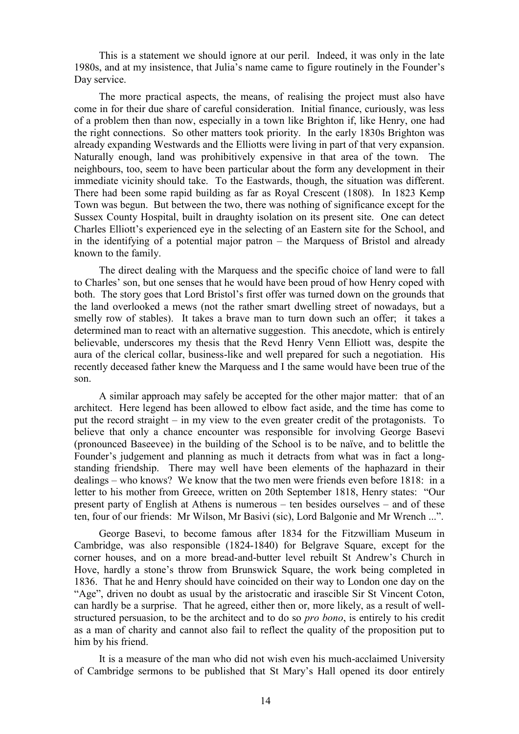This is a statement we should ignore at our peril. Indeed, it was only in the late 1980s, and at my insistence, that Julia's name came to figure routinely in the Founder's Day service.

The more practical aspects, the means, of realising the project must also have come in for their due share of careful consideration. Initial finance, curiously, was less of a problem then than now, especially in a town like Brighton if, like Henry, one had the right connections. So other matters took priority. In the early 1830s Brighton was already expanding Westwards and the Elliotts were living in part of that very expansion. Naturally enough, land was prohibitively expensive in that area of the town. The neighbours, too, seem to have been particular about the form any development in their immediate vicinity should take. To the Eastwards, though, the situation was different. There had been some rapid building as far as Royal Crescent (1808). In 1823 Kemp Town was begun. But between the two, there was nothing of significance except for the Sussex County Hospital, built in draughty isolation on its present site. One can detect Charles Elliott's experienced eye in the selecting of an Eastern site for the School, and in the identifying of a potential major patron – the Marquess of Bristol and already known to the family.

The direct dealing with the Marquess and the specific choice of land were to fall to Charles' son, but one senses that he would have been proud of how Henry coped with both. The story goes that Lord Bristol's first offer was turned down on the grounds that the land overlooked a mews (not the rather smart dwelling street of nowadays, but a smelly row of stables). It takes a brave man to turn down such an offer; it takes a determined man to react with an alternative suggestion. This anecdote, which is entirely believable, underscores my thesis that the Revd Henry Venn Elliott was, despite the aura of the clerical collar, business-like and well prepared for such a negotiation. His recently deceased father knew the Marquess and I the same would have been true of the son.

A similar approach may safely be accepted for the other major matter: that of an architect. Here legend has been allowed to elbow fact aside, and the time has come to put the record straight – in my view to the even greater credit of the protagonists. To believe that only a chance encounter was responsible for involving George Basevi (pronounced Baseevee) in the building of the School is to be naïve, and to belittle the Founder's judgement and planning as much it detracts from what was in fact a long-standing friendship. There may well have been elements of the haphazard in their dealings – who knows? We know that the two men were friends even before 1818: in a letter to his mother from Greece, written on 20th September 1818, Henry states: "Our present party of English at Athens is numerous – ten besides ourselves – and of these ten, four of our friends: Mr Wilson, Mr Basivi (sic), Lord Balgonie and Mr Wrench ...".

George Basevi, to become famous after 1834 for the Fitzwilliam Museum in Cambridge, was also responsible (1824-1840) for Belgrave Square, except for the corner houses, and on a more bread-and-butter level rebuilt St Andrew's Church in Hove, hardly a stone's throw from Brunswick Square, the work being completed in 1836. That he and Henry should have coincided on their way to London one day on the "Age", driven no doubt as usual by the aristocratic and irascible Sir St Vincent Coton, can hardly be a surprise. That he agreed, either then or, more likely, as a result of well-structured persuasion, to be the architect and to do so *pro bono*, is entirely to his credit as a man of charity and cannot also fail to reflect the quality of the proposition put to him by his friend.

It is a measure of the man who did not wish even his much-acclaimed University of Cambridge sermons to be published that St Mary's Hall opened its door entirely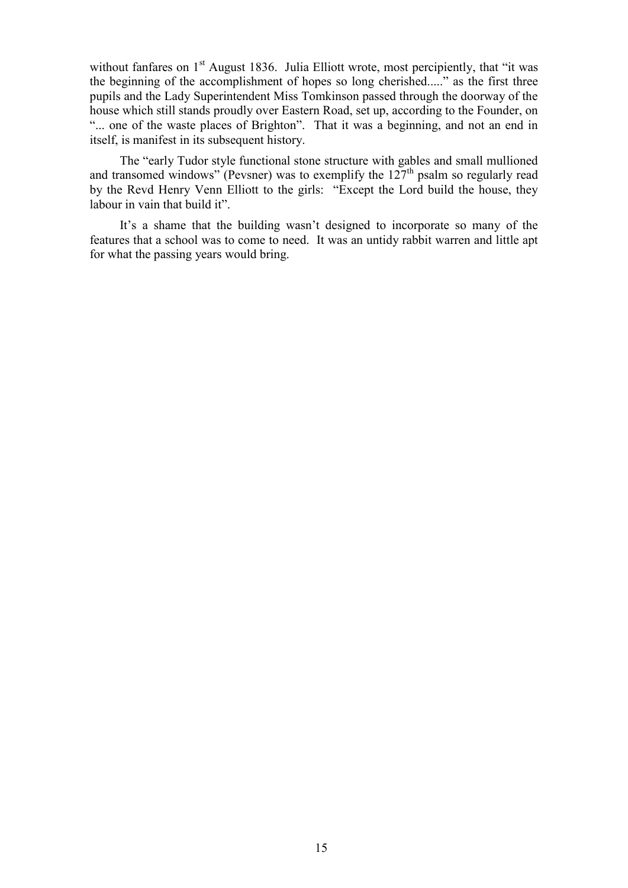without fanfares on 1st August 1836. Julia Elliott wrote, most percipiently, that "it was the beginning of the accomplishment of hopes so long cherished....." as the first three pupils and the Lady Superintendent Miss Tomkinson passed through the doorway of the house which still stands proudly over Eastern Road, set up, according to the Founder, on "... one of the waste places of Brighton". That it was a beginning, and not an end in itself, is manifest in its subsequent history.

The "early Tudor style functional stone structure with gables and small mullioned and transomed windows" (Pevsner) was to exemplify the 127th psalm so regularly read by the Revd Henry Venn Elliott to the girls: "Except the Lord build the house, they labour in vain that build it".

It's a shame that the building wasn't designed to incorporate so many of the features that a school was to come to need. It was an untidy rabbit warren and little apt for what the passing years would bring.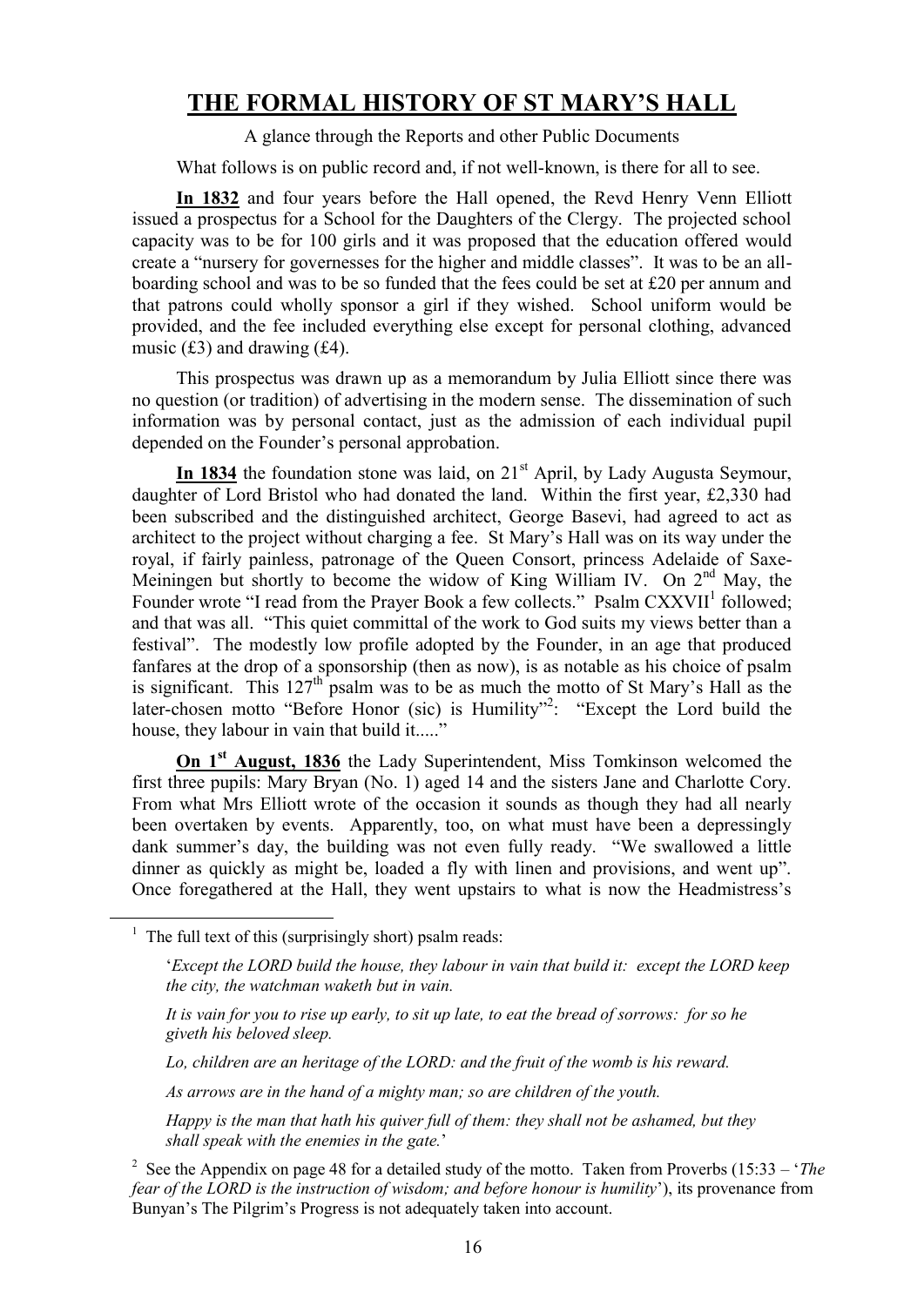# THE FORMAL HISTORY OF ST MARY'S HALL

A glance through the Reports and other Public Documents

What follows is on public record and, if not well-known, is there for all to see.

**In 1832** and four years before the Hall opened, the Revd Henry Venn Elliott issued a prospectus for a School for the Daughters of the Clergy. The projected school capacity was to be for 100 girls and it was proposed that the education offered would create a "nursery for governesses for the higher and middle classes". It was to be an all-boarding school and was to be so funded that the fees could be set at £20 per annum and that patrons could wholly sponsor a girl if they wished. School uniform would be provided, and the fee included everything else except for personal clothing, advanced music (£3) and drawing (£4).

This prospectus was drawn up as a memorandum by Julia Elliott since there was no question (or tradition) of advertising in the modern sense. The dissemination of such information was by personal contact, just as the admission of each individual pupil depended on the Founder's personal approbation.

**In 1834** the foundation stone was laid, on 21st April, by Lady Augusta Seymour, daughter of Lord Bristol who had donated the land. Within the first year, £2,330 had been subscribed and the distinguished architect, George Basevi, had agreed to act as architect to the project without charging a fee. St Mary's Hall was on its way under the royal, if fairly painless, patronage of the Queen Consort, princess Adelaide of Saxe-Meiningen but shortly to become the widow of King William IV. On 2nd May, the Founder wrote "I read from the Prayer Book a few collects." Psalm CXXVII[1] followed; and that was all. "This quiet committal of the work to God suits my views better than a festival". The modestly low profile adopted by the Founder, in an age that produced fanfares at the drop of a sponsorship (then as now), is as notable as his choice of psalm is significant. This 127th psalm was to be as much the motto of St Mary's Hall as the later-chosen motto "Before Honor (sic) is Humility"[2]: "Except the Lord build the house, they labour in vain that build it....."

**On 1st August, 1836** the Lady Superintendent, Miss Tomkinson welcomed the first three pupils: Mary Bryan (No. 1) aged 14 and the sisters Jane and Charlotte Cory. From what Mrs Elliott wrote of the occasion it sounds as though they had all nearly been overtaken by events. Apparently, too, on what must have been a depressingly dank summer's day, the building was not even fully ready. "We swallowed a little dinner as quickly as might be, loaded a fly with linen and provisions, and went up". Once foregathered at the Hall, they went upstairs to what is now the Headmistress's

---

[1] The full text of this (surprisingly short) psalm reads:

'*Except the LORD build the house, they labour in vain that build it: except the LORD keep the city, the watchman waketh but in vain.*

*It is vain for you to rise up early, to sit up late, to eat the bread of sorrows: for so he giveth his beloved sleep.*

*Lo, children are an heritage of the LORD: and the fruit of the womb is his reward.*

*As arrows are in the hand of a mighty man; so are children of the youth.*

*Happy is the man that hath his quiver full of them: they shall not be ashamed, but they shall speak with the enemies in the gate.*'

[2] See the Appendix on page 48 for a detailed study of the motto. Taken from Proverbs (15:33 – '*The fear of the LORD is the instruction of wisdom; and before honour is humility*'), its provenance from Bunyan's The Pilgrim's Progress is not adequately taken into account.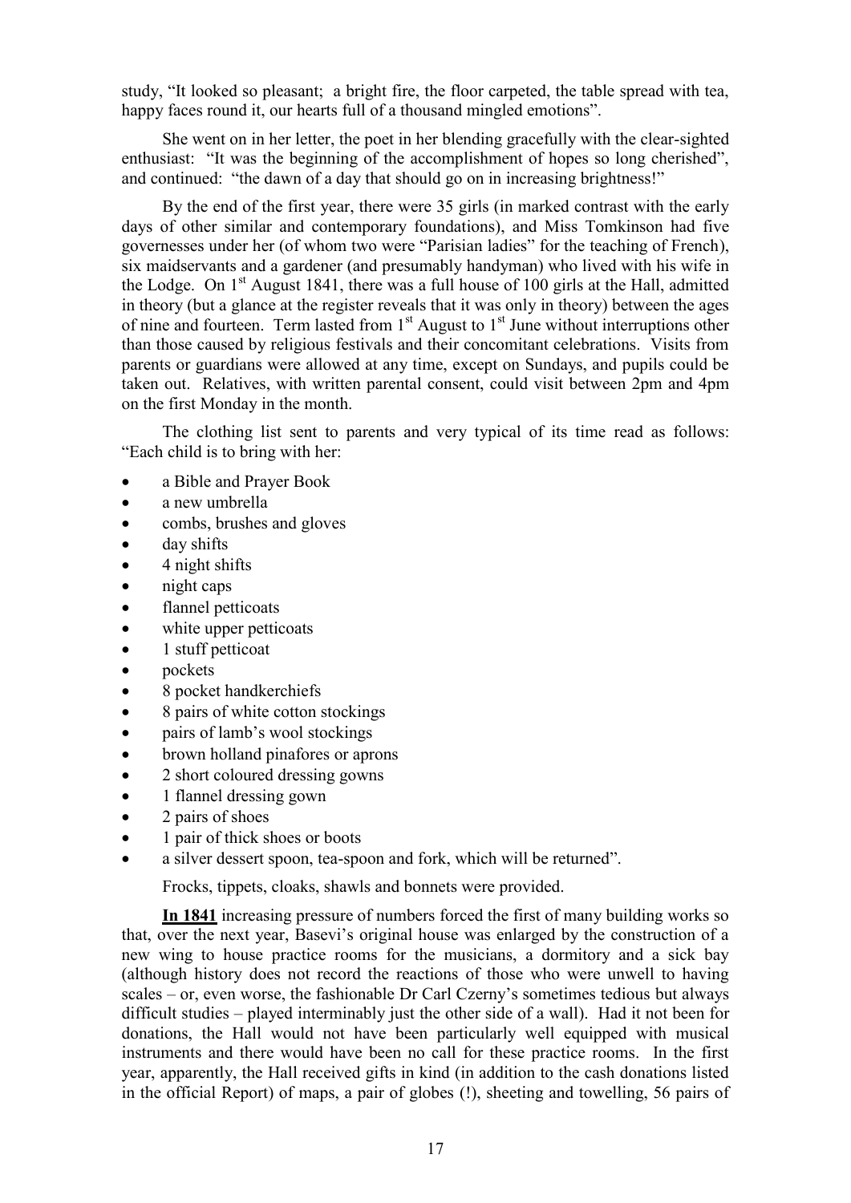study, "It looked so pleasant; a bright fire, the floor carpeted, the table spread with tea, happy faces round it, our hearts full of a thousand mingled emotions".

She went on in her letter, the poet in her blending gracefully with the clear-sighted enthusiast: "It was the beginning of the accomplishment of hopes so long cherished", and continued: "the dawn of a day that should go on in increasing brightness!"

By the end of the first year, there were 35 girls (in marked contrast with the early days of other similar and contemporary foundations), and Miss Tomkinson had five governesses under her (of whom two were "Parisian ladies" for the teaching of French), six maidservants and a gardener (and presumably handyman) who lived with his wife in the Lodge. On 1st August 1841, there was a full house of 100 girls at the Hall, admitted in theory (but a glance at the register reveals that it was only in theory) between the ages of nine and fourteen. Term lasted from 1st August to 1st June without interruptions other than those caused by religious festivals and their concomitant celebrations. Visits from parents or guardians were allowed at any time, except on Sundays, and pupils could be taken out. Relatives, with written parental consent, could visit between 2pm and 4pm on the first Monday in the month.

The clothing list sent to parents and very typical of its time read as follows: "Each child is to bring with her:

- a Bible and Prayer Book
- a new umbrella
- combs, brushes and gloves
- day shifts
- 4 night shifts
- night caps
- flannel petticoats
- white upper petticoats
- 1 stuff petticoat
- pockets
- 8 pocket handkerchiefs
- 8 pairs of white cotton stockings
- pairs of lamb's wool stockings
- brown holland pinafores or aprons
- 2 short coloured dressing gowns
- 1 flannel dressing gown
- 2 pairs of shoes
- 1 pair of thick shoes or boots
- a silver dessert spoon, tea-spoon and fork, which will be returned".

Frocks, tippets, cloaks, shawls and bonnets were provided.

**In 1841** increasing pressure of numbers forced the first of many building works so that, over the next year, Basevi's original house was enlarged by the construction of a new wing to house practice rooms for the musicians, a dormitory and a sick bay (although history does not record the reactions of those who were unwell to having scales – or, even worse, the fashionable Dr Carl Czerny's sometimes tedious but always difficult studies – played interminably just the other side of a wall). Had it not been for donations, the Hall would not have been particularly well equipped with musical instruments and there would have been no call for these practice rooms. In the first year, apparently, the Hall received gifts in kind (in addition to the cash donations listed in the official Report) of maps, a pair of globes (!), sheeting and towelling, 56 pairs of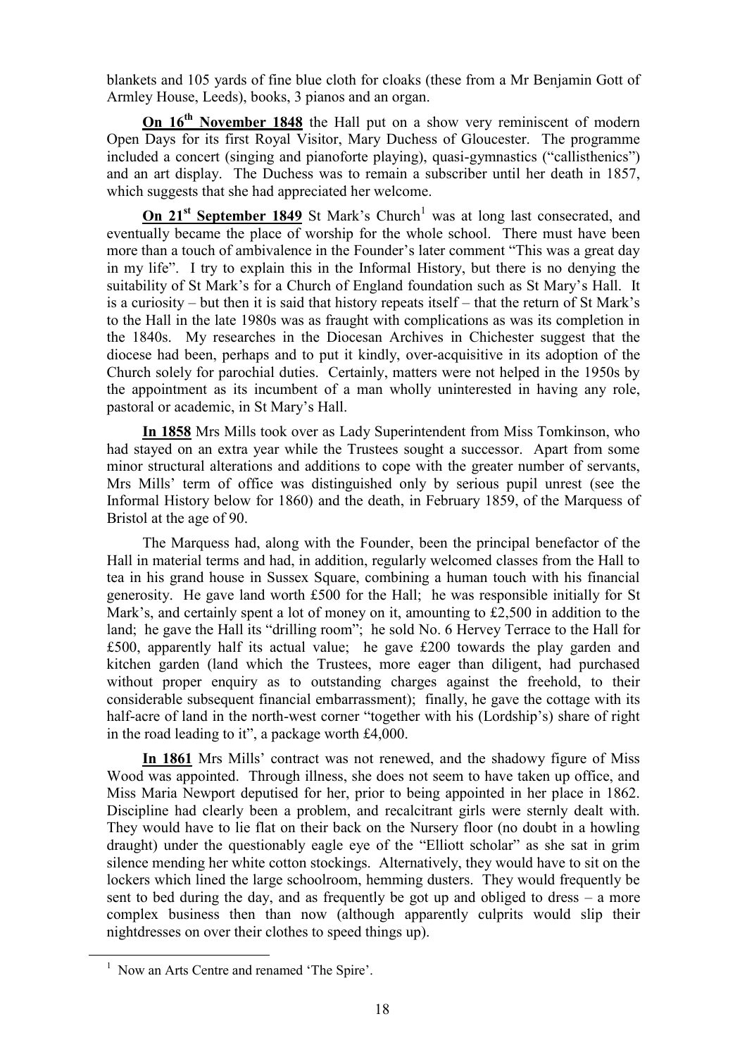blankets and 105 yards of fine blue cloth for cloaks (these from a Mr Benjamin Gott of Armley House, Leeds), books, 3 pianos and an organ.

**On 16th November 1848** the Hall put on a show very reminiscent of modern Open Days for its first Royal Visitor, Mary Duchess of Gloucester. The programme included a concert (singing and pianoforte playing), quasi-gymnastics ("callisthenics") and an art display. The Duchess was to remain a subscriber until her death in 1857, which suggests that she had appreciated her welcome.

**On 21st September 1849** St Mark's Church[1] was at long last consecrated, and eventually became the place of worship for the whole school. There must have been more than a touch of ambivalence in the Founder's later comment "This was a great day in my life". I try to explain this in the Informal History, but there is no denying the suitability of St Mark's for a Church of England foundation such as St Mary's Hall. It is a curiosity – but then it is said that history repeats itself – that the return of St Mark's to the Hall in the late 1980s was as fraught with complications as was its completion in the 1840s. My researches in the Diocesan Archives in Chichester suggest that the diocese had been, perhaps and to put it kindly, over-acquisitive in its adoption of the Church solely for parochial duties. Certainly, matters were not helped in the 1950s by the appointment as its incumbent of a man wholly uninterested in having any role, pastoral or academic, in St Mary's Hall.

**In 1858** Mrs Mills took over as Lady Superintendent from Miss Tomkinson, who had stayed on an extra year while the Trustees sought a successor. Apart from some minor structural alterations and additions to cope with the greater number of servants, Mrs Mills' term of office was distinguished only by serious pupil unrest (see the Informal History below for 1860) and the death, in February 1859, of the Marquess of Bristol at the age of 90.

The Marquess had, along with the Founder, been the principal benefactor of the Hall in material terms and had, in addition, regularly welcomed classes from the Hall to tea in his grand house in Sussex Square, combining a human touch with his financial generosity. He gave land worth £500 for the Hall; he was responsible initially for St Mark's, and certainly spent a lot of money on it, amounting to £2,500 in addition to the land; he gave the Hall its "drilling room"; he sold No. 6 Hervey Terrace to the Hall for £500, apparently half its actual value; he gave £200 towards the play garden and kitchen garden (land which the Trustees, more eager than diligent, had purchased without proper enquiry as to outstanding charges against the freehold, to their considerable subsequent financial embarrassment); finally, he gave the cottage with its half-acre of land in the north-west corner "together with his (Lordship's) share of right in the road leading to it", a package worth £4,000.

**In 1861** Mrs Mills' contract was not renewed, and the shadowy figure of Miss Wood was appointed. Through illness, she does not seem to have taken up office, and Miss Maria Newport deputised for her, prior to being appointed in her place in 1862. Discipline had clearly been a problem, and recalcitrant girls were sternly dealt with. They would have to lie flat on their back on the Nursery floor (no doubt in a howling draught) under the questionably eagle eye of the "Elliott scholar" as she sat in grim silence mending her white cotton stockings. Alternatively, they would have to sit on the lockers which lined the large schoolroom, hemming dusters. They would frequently be sent to bed during the day, and as frequently be got up and obliged to dress – a more complex business then than now (although apparently culprits would slip their nightdresses on over their clothes to speed things up).

[1] Now an Arts Centre and renamed 'The Spire'.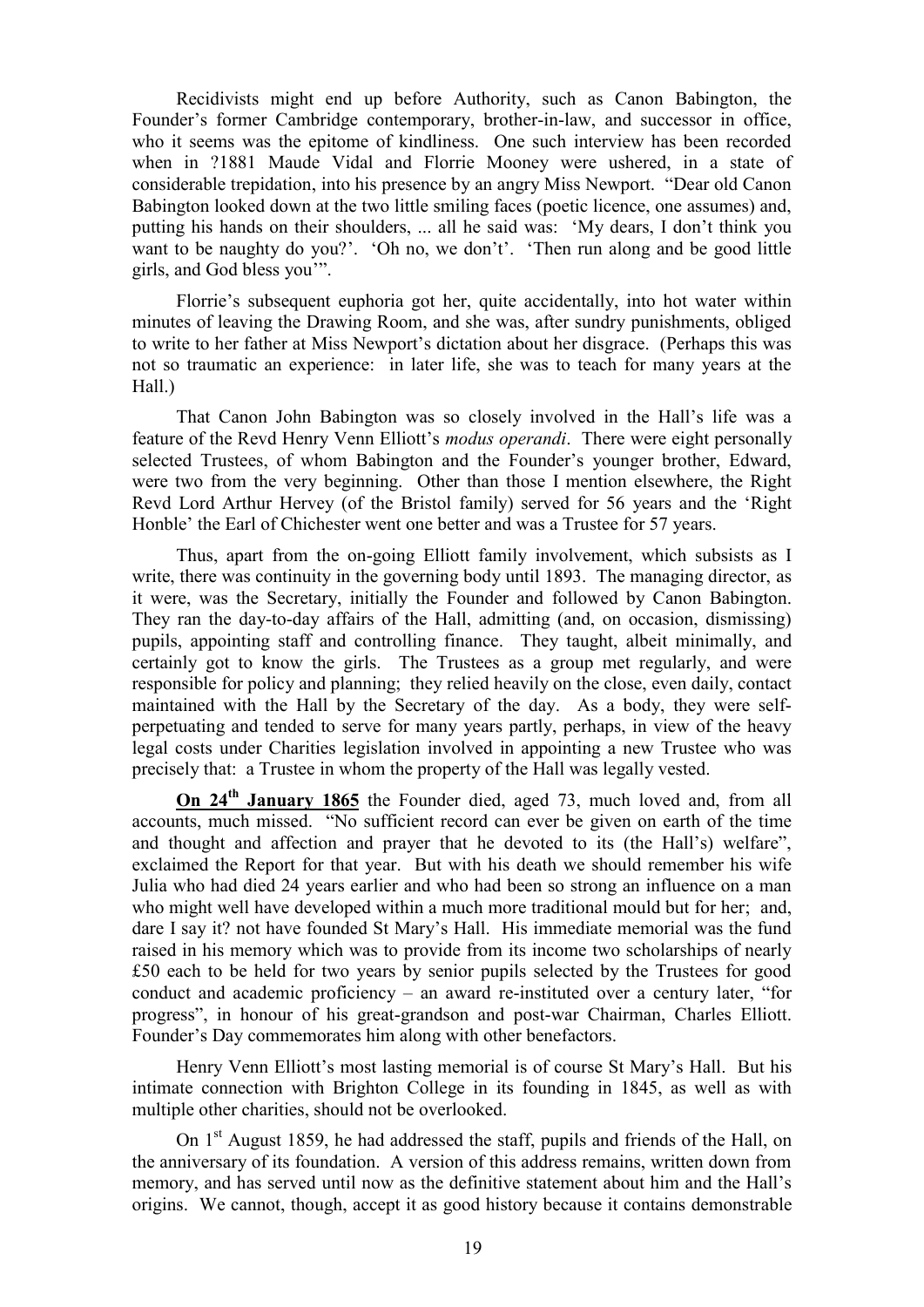Recidivists might end up before Authority, such as Canon Babington, the Founder's former Cambridge contemporary, brother-in-law, and successor in office, who it seems was the epitome of kindliness. One such interview has been recorded when in ?1881 Maude Vidal and Florrie Mooney were ushered, in a state of considerable trepidation, into his presence by an angry Miss Newport. "Dear old Canon Babington looked down at the two little smiling faces (poetic licence, one assumes) and, putting his hands on their shoulders, ... all he said was: 'My dears, I don't think you want to be naughty do you?'. 'Oh no, we don't'. 'Then run along and be good little girls, and God bless you'".

Florrie's subsequent euphoria got her, quite accidentally, into hot water within minutes of leaving the Drawing Room, and she was, after sundry punishments, obliged to write to her father at Miss Newport's dictation about her disgrace. (Perhaps this was not so traumatic an experience: in later life, she was to teach for many years at the Hall.)

That Canon John Babington was so closely involved in the Hall's life was a feature of the Revd Henry Venn Elliott's *modus operandi*. There were eight personally selected Trustees, of whom Babington and the Founder's younger brother, Edward, were two from the very beginning. Other than those I mention elsewhere, the Right Revd Lord Arthur Hervey (of the Bristol family) served for 56 years and the 'Right Honble' the Earl of Chichester went one better and was a Trustee for 57 years.

Thus, apart from the on-going Elliott family involvement, which subsists as I write, there was continuity in the governing body until 1893. The managing director, as it were, was the Secretary, initially the Founder and followed by Canon Babington. They ran the day-to-day affairs of the Hall, admitting (and, on occasion, dismissing) pupils, appointing staff and controlling finance. They taught, albeit minimally, and certainly got to know the girls. The Trustees as a group met regularly, and were responsible for policy and planning; they relied heavily on the close, even daily, contact maintained with the Hall by the Secretary of the day. As a body, they were self-perpetuating and tended to serve for many years partly, perhaps, in view of the heavy legal costs under Charities legislation involved in appointing a new Trustee who was precisely that: a Trustee in whom the property of the Hall was legally vested.

**On 24th January 1865** the Founder died, aged 73, much loved and, from all accounts, much missed. "No sufficient record can ever be given on earth of the time and thought and affection and prayer that he devoted to its (the Hall's) welfare", exclaimed the Report for that year. But with his death we should remember his wife Julia who had died 24 years earlier and who had been so strong an influence on a man who might well have developed within a much more traditional mould but for her; and, dare I say it? not have founded St Mary's Hall. His immediate memorial was the fund raised in his memory which was to provide from its income two scholarships of nearly £50 each to be held for two years by senior pupils selected by the Trustees for good conduct and academic proficiency – an award re-instituted over a century later, "for progress", in honour of his great-grandson and post-war Chairman, Charles Elliott. Founder's Day commemorates him along with other benefactors.

Henry Venn Elliott's most lasting memorial is of course St Mary's Hall. But his intimate connection with Brighton College in its founding in 1845, as well as with multiple other charities, should not be overlooked.

On 1st August 1859, he had addressed the staff, pupils and friends of the Hall, on the anniversary of its foundation. A version of this address remains, written down from memory, and has served until now as the definitive statement about him and the Hall's origins. We cannot, though, accept it as good history because it contains demonstrable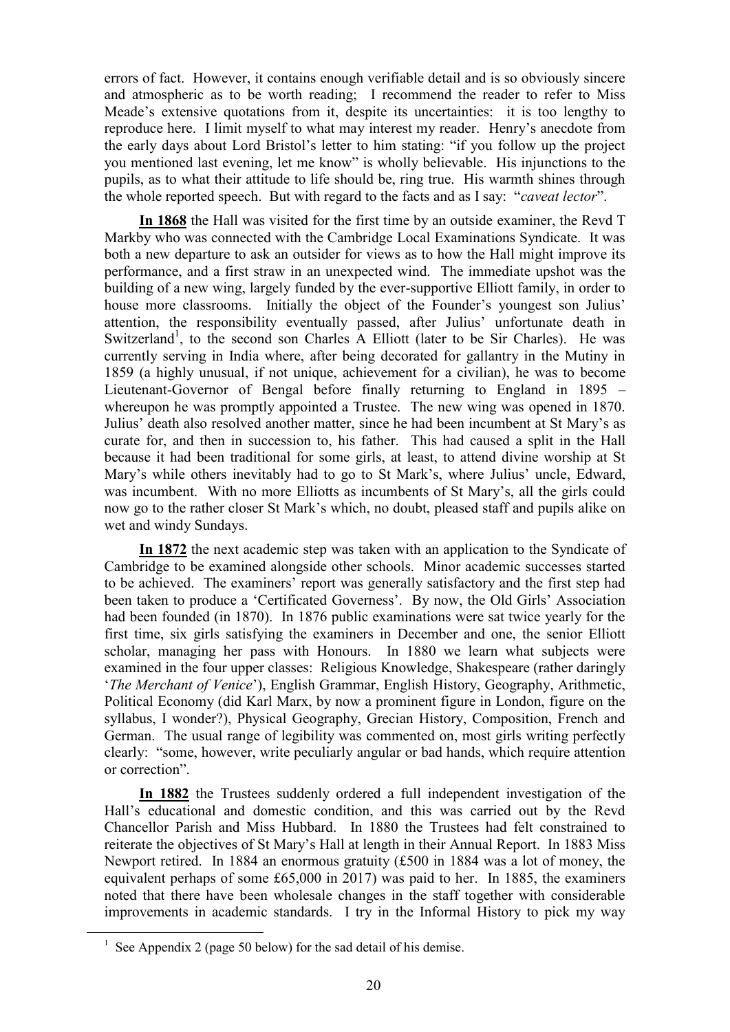errors of fact. However, it contains enough verifiable detail and is so obviously sincere and atmospheric as to be worth reading; I recommend the reader to refer to Miss Meade's extensive quotations from it, despite its uncertainties: it is too lengthy to reproduce here. I limit myself to what may interest my reader. Henry's anecdote from the early days about Lord Bristol's letter to him stating: "if you follow up the project you mentioned last evening, let me know" is wholly believable. His injunctions to the pupils, as to what their attitude to life should be, ring true. His warmth shines through the whole reported speech. But with regard to the facts and as I say: "*caveat lector*".

**In 1868** the Hall was visited for the first time by an outside examiner, the Revd T Markby who was connected with the Cambridge Local Examinations Syndicate. It was both a new departure to ask an outsider for views as to how the Hall might improve its performance, and a first straw in an unexpected wind. The immediate upshot was the building of a new wing, largely funded by the ever-supportive Elliott family, in order to house more classrooms. Initially the object of the Founder's youngest son Julius' attention, the responsibility eventually passed, after Julius' unfortunate death in Switzerland[1], to the second son Charles A Elliott (later to be Sir Charles). He was currently serving in India where, after being decorated for gallantry in the Mutiny in 1859 (a highly unusual, if not unique, achievement for a civilian), he was to become Lieutenant-Governor of Bengal before finally returning to England in 1895 – whereupon he was promptly appointed a Trustee. The new wing was opened in 1870. Julius' death also resolved another matter, since he had been incumbent at St Mary's as curate for, and then in succession to, his father. This had caused a split in the Hall because it had been traditional for some girls, at least, to attend divine worship at St Mary's while others inevitably had to go to St Mark's, where Julius' uncle, Edward, was incumbent. With no more Elliotts as incumbents of St Mary's, all the girls could now go to the rather closer St Mark's which, no doubt, pleased staff and pupils alike on wet and windy Sundays.

**In 1872** the next academic step was taken with an application to the Syndicate of Cambridge to be examined alongside other schools. Minor academic successes started to be achieved. The examiners' report was generally satisfactory and the first step had been taken to produce a 'Certificated Governess'. By now, the Old Girls' Association had been founded (in 1870). In 1876 public examinations were sat twice yearly for the first time, six girls satisfying the examiners in December and one, the senior Elliott scholar, managing her pass with Honours. In 1880 we learn what subjects were examined in the four upper classes: Religious Knowledge, Shakespeare (rather daringly '*The Merchant of Venice*'), English Grammar, English History, Geography, Arithmetic, Political Economy (did Karl Marx, by now a prominent figure in London, figure on the syllabus, I wonder?), Physical Geography, Grecian History, Composition, French and German. The usual range of legibility was commented on, most girls writing perfectly clearly: "some, however, write peculiarly angular or bad hands, which require attention or correction".

**In 1882** the Trustees suddenly ordered a full independent investigation of the Hall's educational and domestic condition, and this was carried out by the Revd Chancellor Parish and Miss Hubbard. In 1880 the Trustees had felt constrained to reiterate the objectives of St Mary's Hall at length in their Annual Report. In 1883 Miss Newport retired. In 1884 an enormous gratuity (£500 in 1884 was a lot of money, the equivalent perhaps of some £65,000 in 2017) was paid to her. In 1885, the examiners noted that there have been wholesale changes in the staff together with considerable improvements in academic standards. I try in the Informal History to pick my way

[1] See Appendix 2 (page 50 below) for the sad detail of his demise.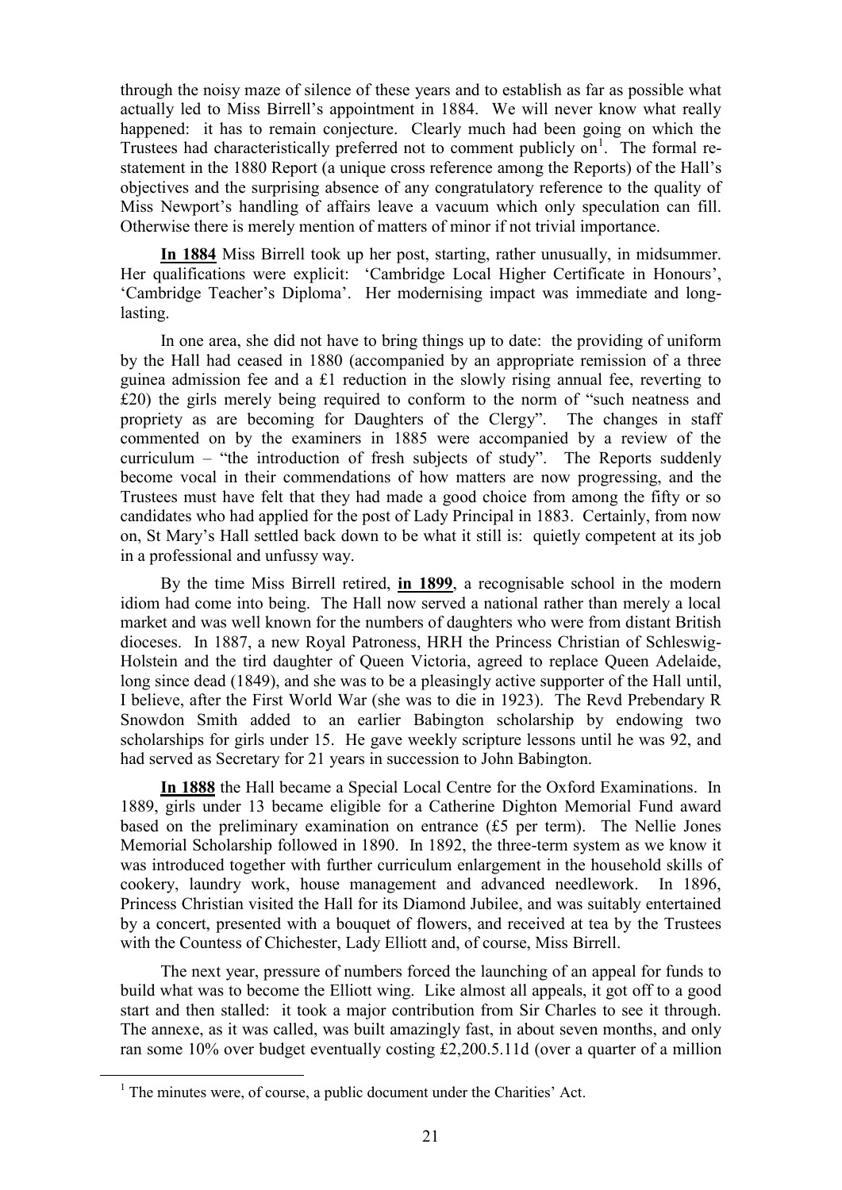through the noisy maze of silence of these years and to establish as far as possible what actually led to Miss Birrell's appointment in 1884. We will never know what really happened: it has to remain conjecture. Clearly much had been going on which the Trustees had characteristically preferred not to comment publicly on[1]. The formal re-statement in the 1880 Report (a unique cross reference among the Reports) of the Hall's objectives and the surprising absence of any congratulatory reference to the quality of Miss Newport's handling of affairs leave a vacuum which only speculation can fill. Otherwise there is merely mention of matters of minor if not trivial importance.

**In 1884** Miss Birrell took up her post, starting, rather unusually, in midsummer. Her qualifications were explicit: 'Cambridge Local Higher Certificate in Honours', 'Cambridge Teacher's Diploma'. Her modernising impact was immediate and long-lasting.

In one area, she did not have to bring things up to date: the providing of uniform by the Hall had ceased in 1880 (accompanied by an appropriate remission of a three guinea admission fee and a £1 reduction in the slowly rising annual fee, reverting to £20) the girls merely being required to conform to the norm of "such neatness and propriety as are becoming for Daughters of the Clergy". The changes in staff commented on by the examiners in 1885 were accompanied by a review of the curriculum – "the introduction of fresh subjects of study". The Reports suddenly become vocal in their commendations of how matters are now progressing, and the Trustees must have felt that they had made a good choice from among the fifty or so candidates who had applied for the post of Lady Principal in 1883. Certainly, from now on, St Mary's Hall settled back down to be what it still is: quietly competent at its job in a professional and unfussy way.

By the time Miss Birrell retired, **in 1899**, a recognisable school in the modern idiom had come into being. The Hall now served a national rather than merely a local market and was well known for the numbers of daughters who were from distant British dioceses. In 1887, a new Royal Patroness, HRH the Princess Christian of Schleswig-Holstein and the tird daughter of Queen Victoria, agreed to replace Queen Adelaide, long since dead (1849), and she was to be a pleasingly active supporter of the Hall until, I believe, after the First World War (she was to die in 1923). The Revd Prebendary R Snowdon Smith added to an earlier Babington scholarship by endowing two scholarships for girls under 15. He gave weekly scripture lessons until he was 92, and had served as Secretary for 21 years in succession to John Babington.

**In 1888** the Hall became a Special Local Centre for the Oxford Examinations. In 1889, girls under 13 became eligible for a Catherine Dighton Memorial Fund award based on the preliminary examination on entrance (£5 per term). The Nellie Jones Memorial Scholarship followed in 1890. In 1892, the three-term system as we know it was introduced together with further curriculum enlargement in the household skills of cookery, laundry work, house management and advanced needlework. In 1896, Princess Christian visited the Hall for its Diamond Jubilee, and was suitably entertained by a concert, presented with a bouquet of flowers, and received at tea by the Trustees with the Countess of Chichester, Lady Elliott and, of course, Miss Birrell.

The next year, pressure of numbers forced the launching of an appeal for funds to build what was to become the Elliott wing. Like almost all appeals, it got off to a good start and then stalled: it took a major contribution from Sir Charles to see it through. The annexe, as it was called, was built amazingly fast, in about seven months, and only ran some 10% over budget eventually costing £2,200.5.11d (over a quarter of a million

[1] The minutes were, of course, a public document under the Charities' Act.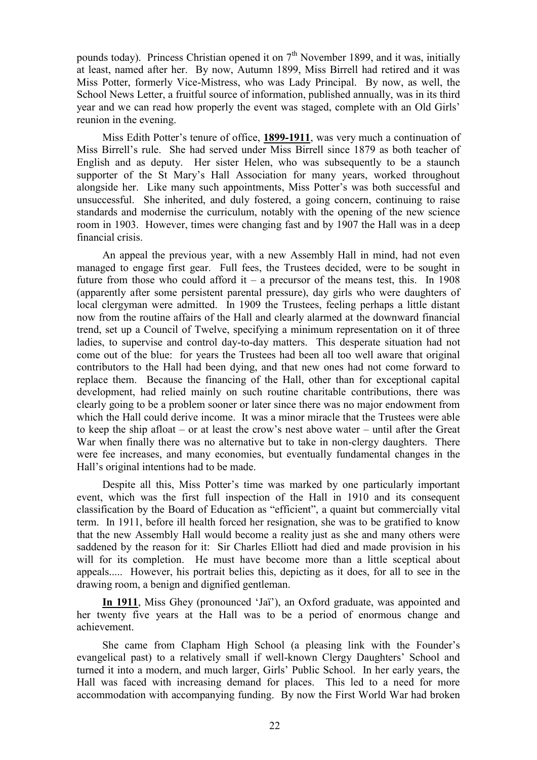pounds today). Princess Christian opened it on 7th November 1899, and it was, initially at least, named after her. By now, Autumn 1899, Miss Birrell had retired and it was Miss Potter, formerly Vice-Mistress, who was Lady Principal. By now, as well, the School News Letter, a fruitful source of information, published annually, was in its third year and we can read how properly the event was staged, complete with an Old Girls' reunion in the evening.

Miss Edith Potter's tenure of office, **1899-1911**, was very much a continuation of Miss Birrell's rule. She had served under Miss Birrell since 1879 as both teacher of English and as deputy. Her sister Helen, who was subsequently to be a staunch supporter of the St Mary's Hall Association for many years, worked throughout alongside her. Like many such appointments, Miss Potter's was both successful and unsuccessful. She inherited, and duly fostered, a going concern, continuing to raise standards and modernise the curriculum, notably with the opening of the new science room in 1903. However, times were changing fast and by 1907 the Hall was in a deep financial crisis.

An appeal the previous year, with a new Assembly Hall in mind, had not even managed to engage first gear. Full fees, the Trustees decided, were to be sought in future from those who could afford it – a precursor of the means test, this. In 1908 (apparently after some persistent parental pressure), day girls who were daughters of local clergyman were admitted. In 1909 the Trustees, feeling perhaps a little distant now from the routine affairs of the Hall and clearly alarmed at the downward financial trend, set up a Council of Twelve, specifying a minimum representation on it of three ladies, to supervise and control day-to-day matters. This desperate situation had not come out of the blue: for years the Trustees had been all too well aware that original contributors to the Hall had been dying, and that new ones had not come forward to replace them. Because the financing of the Hall, other than for exceptional capital development, had relied mainly on such routine charitable contributions, there was clearly going to be a problem sooner or later since there was no major endowment from which the Hall could derive income. It was a minor miracle that the Trustees were able to keep the ship afloat – or at least the crow's nest above water – until after the Great War when finally there was no alternative but to take in non-clergy daughters. There were fee increases, and many economies, but eventually fundamental changes in the Hall's original intentions had to be made.

Despite all this, Miss Potter's time was marked by one particularly important event, which was the first full inspection of the Hall in 1910 and its consequent classification by the Board of Education as "efficient", a quaint but commercially vital term. In 1911, before ill health forced her resignation, she was to be gratified to know that the new Assembly Hall would become a reality just as she and many others were saddened by the reason for it: Sir Charles Elliott had died and made provision in his will for its completion. He must have become more than a little sceptical about appeals..... However, his portrait belies this, depicting as it does, for all to see in the drawing room, a benign and dignified gentleman.

**In 1911**, Miss Ghey (pronounced 'Jaï'), an Oxford graduate, was appointed and her twenty five years at the Hall was to be a period of enormous change and achievement.

She came from Clapham High School (a pleasing link with the Founder's evangelical past) to a relatively small if well-known Clergy Daughters' School and turned it into a modern, and much larger, Girls' Public School. In her early years, the Hall was faced with increasing demand for places. This led to a need for more accommodation with accompanying funding. By now the First World War had broken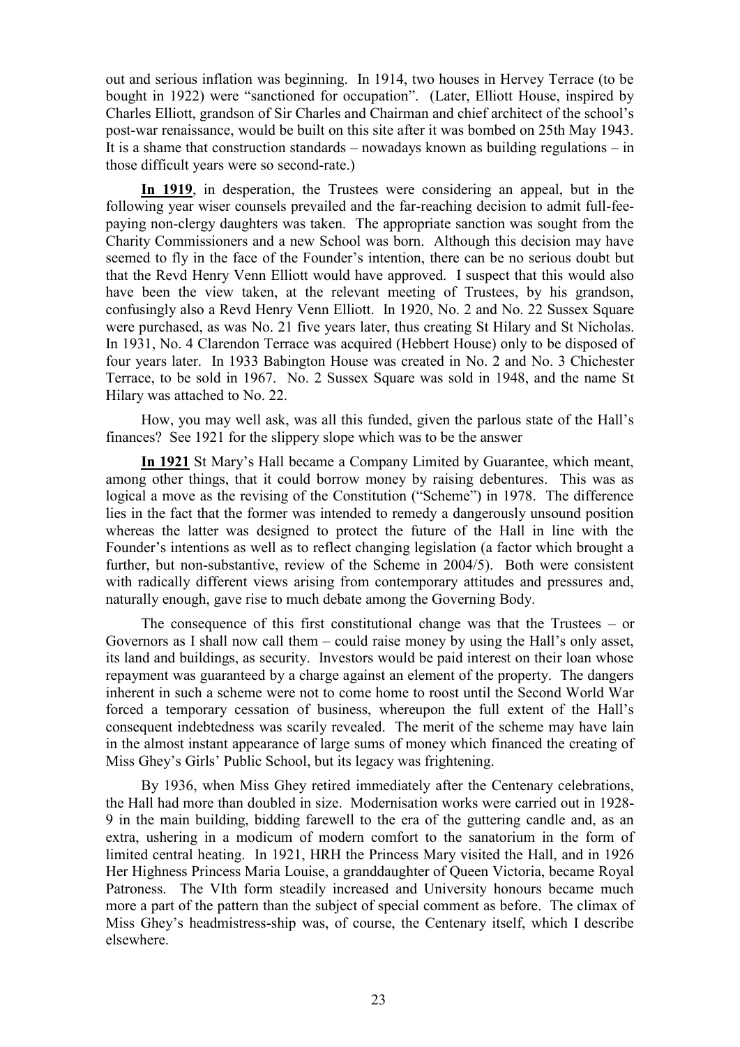out and serious inflation was beginning. In 1914, two houses in Hervey Terrace (to be bought in 1922) were "sanctioned for occupation". (Later, Elliott House, inspired by Charles Elliott, grandson of Sir Charles and Chairman and chief architect of the school's post-war renaissance, would be built on this site after it was bombed on 25th May 1943. It is a shame that construction standards – nowadays known as building regulations – in those difficult years were so second-rate.)

**In 1919**, in desperation, the Trustees were considering an appeal, but in the following year wiser counsels prevailed and the far-reaching decision to admit full-fee-paying non-clergy daughters was taken. The appropriate sanction was sought from the Charity Commissioners and a new School was born. Although this decision may have seemed to fly in the face of the Founder's intention, there can be no serious doubt but that the Revd Henry Venn Elliott would have approved. I suspect that this would also have been the view taken, at the relevant meeting of Trustees, by his grandson, confusingly also a Revd Henry Venn Elliott. In 1920, No. 2 and No. 22 Sussex Square were purchased, as was No. 21 five years later, thus creating St Hilary and St Nicholas. In 1931, No. 4 Clarendon Terrace was acquired (Hebbert House) only to be disposed of four years later. In 1933 Babington House was created in No. 2 and No. 3 Chichester Terrace, to be sold in 1967. No. 2 Sussex Square was sold in 1948, and the name St Hilary was attached to No. 22.

How, you may well ask, was all this funded, given the parlous state of the Hall's finances? See 1921 for the slippery slope which was to be the answer

**In 1921** St Mary's Hall became a Company Limited by Guarantee, which meant, among other things, that it could borrow money by raising debentures. This was as logical a move as the revising of the Constitution ("Scheme") in 1978. The difference lies in the fact that the former was intended to remedy a dangerously unsound position whereas the latter was designed to protect the future of the Hall in line with the Founder's intentions as well as to reflect changing legislation (a factor which brought a further, but non-substantive, review of the Scheme in 2004/5). Both were consistent with radically different views arising from contemporary attitudes and pressures and, naturally enough, gave rise to much debate among the Governing Body.

The consequence of this first constitutional change was that the Trustees – or Governors as I shall now call them – could raise money by using the Hall's only asset, its land and buildings, as security. Investors would be paid interest on their loan whose repayment was guaranteed by a charge against an element of the property. The dangers inherent in such a scheme were not to come home to roost until the Second World War forced a temporary cessation of business, whereupon the full extent of the Hall's consequent indebtedness was scarily revealed. The merit of the scheme may have lain in the almost instant appearance of large sums of money which financed the creating of Miss Ghey's Girls' Public School, but its legacy was frightening.

By 1936, when Miss Ghey retired immediately after the Centenary celebrations, the Hall had more than doubled in size. Modernisation works were carried out in 1928-9 in the main building, bidding farewell to the era of the guttering candle and, as an extra, ushering in a modicum of modern comfort to the sanatorium in the form of limited central heating. In 1921, HRH the Princess Mary visited the Hall, and in 1926 Her Highness Princess Maria Louise, a granddaughter of Queen Victoria, became Royal Patroness. The VIth form steadily increased and University honours became much more a part of the pattern than the subject of special comment as before. The climax of Miss Ghey's headmistress-ship was, of course, the Centenary itself, which I describe elsewhere.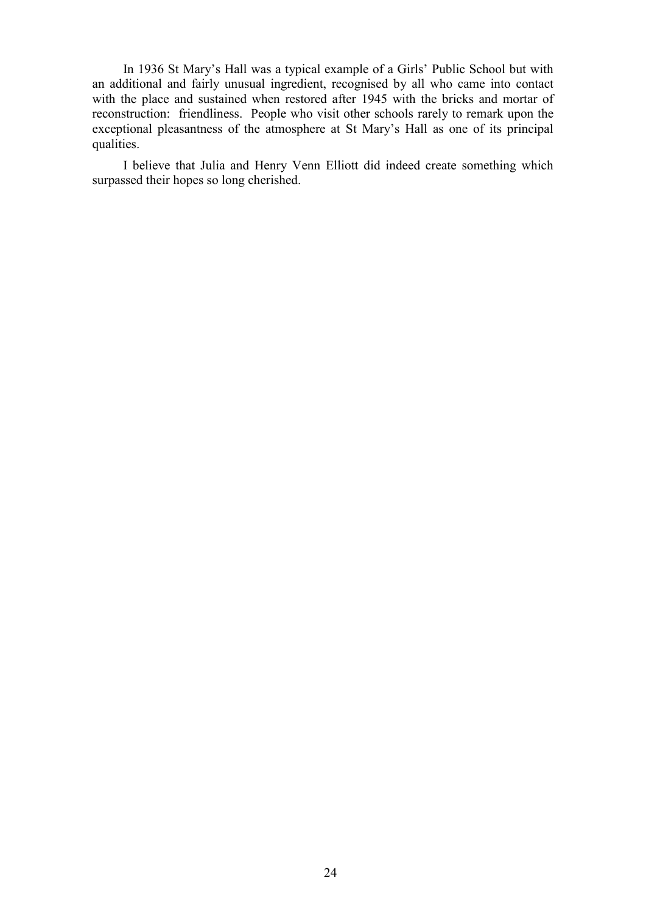In 1936 St Mary's Hall was a typical example of a Girls' Public School but with an additional and fairly unusual ingredient, recognised by all who came into contact with the place and sustained when restored after 1945 with the bricks and mortar of reconstruction: friendliness. People who visit other schools rarely to remark upon the exceptional pleasantness of the atmosphere at St Mary's Hall as one of its principal qualities.

I believe that Julia and Henry Venn Elliott did indeed create something which surpassed their hopes so long cherished.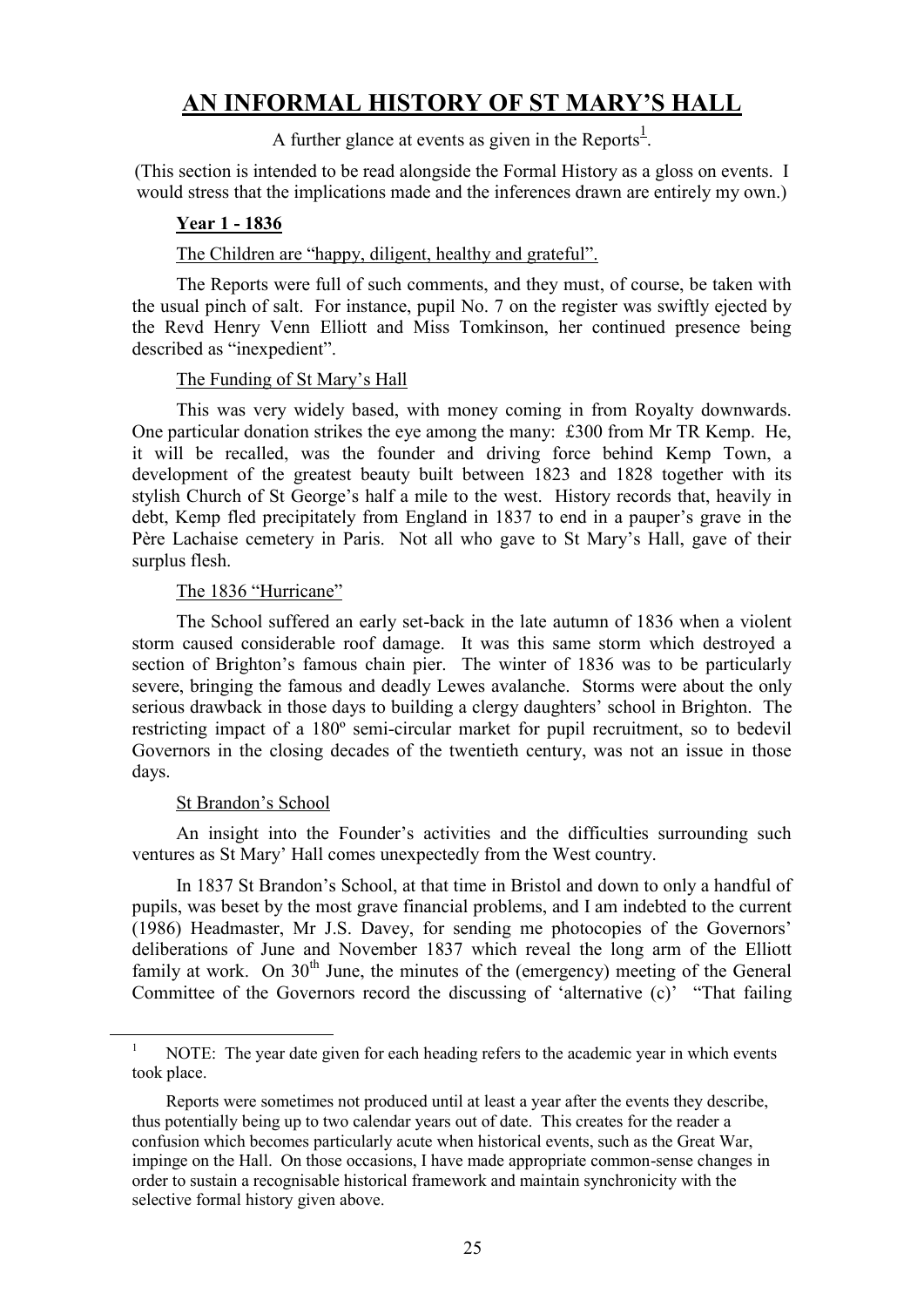# AN INFORMAL HISTORY OF ST MARY'S HALL

A further glance at events as given in the Reports[1].

(This section is intended to be read alongside the Formal History as a gloss on events. I would stress that the implications made and the inferences drawn are entirely my own.)

## Year 1 - 1836

### The Children are "happy, diligent, healthy and grateful".

The Reports were full of such comments, and they must, of course, be taken with the usual pinch of salt. For instance, pupil No. 7 on the register was swiftly ejected by the Revd Henry Venn Elliott and Miss Tomkinson, her continued presence being described as "inexpedient".

### The Funding of St Mary's Hall

This was very widely based, with money coming in from Royalty downwards. One particular donation strikes the eye among the many: £300 from Mr TR Kemp. He, it will be recalled, was the founder and driving force behind Kemp Town, a development of the greatest beauty built between 1823 and 1828 together with its stylish Church of St George's half a mile to the west. History records that, heavily in debt, Kemp fled precipitately from England in 1837 to end in a pauper's grave in the Père Lachaise cemetery in Paris. Not all who gave to St Mary's Hall, gave of their surplus flesh.

### The 1836 "Hurricane"

The School suffered an early set-back in the late autumn of 1836 when a violent storm caused considerable roof damage. It was this same storm which destroyed a section of Brighton's famous chain pier. The winter of 1836 was to be particularly severe, bringing the famous and deadly Lewes avalanche. Storms were about the only serious drawback in those days to building a clergy daughters' school in Brighton. The restricting impact of a 180º semi-circular market for pupil recruitment, so to bedevil Governors in the closing decades of the twentieth century, was not an issue in those days.

### St Brandon's School

An insight into the Founder's activities and the difficulties surrounding such ventures as St Mary' Hall comes unexpectedly from the West country.

In 1837 St Brandon's School, at that time in Bristol and down to only a handful of pupils, was beset by the most grave financial problems, and I am indebted to the current (1986) Headmaster, Mr J.S. Davey, for sending me photocopies of the Governors' deliberations of June and November 1837 which reveal the long arm of the Elliott family at work. On 30th June, the minutes of the (emergency) meeting of the General Committee of the Governors record the discussing of 'alternative (c)' "That failing

---

[1] NOTE: The year date given for each heading refers to the academic year in which events took place.

Reports were sometimes not produced until at least a year after the events they describe, thus potentially being up to two calendar years out of date. This creates for the reader a confusion which becomes particularly acute when historical events, such as the Great War, impinge on the Hall. On those occasions, I have made appropriate common-sense changes in order to sustain a recognisable historical framework and maintain synchronicity with the selective formal history given above.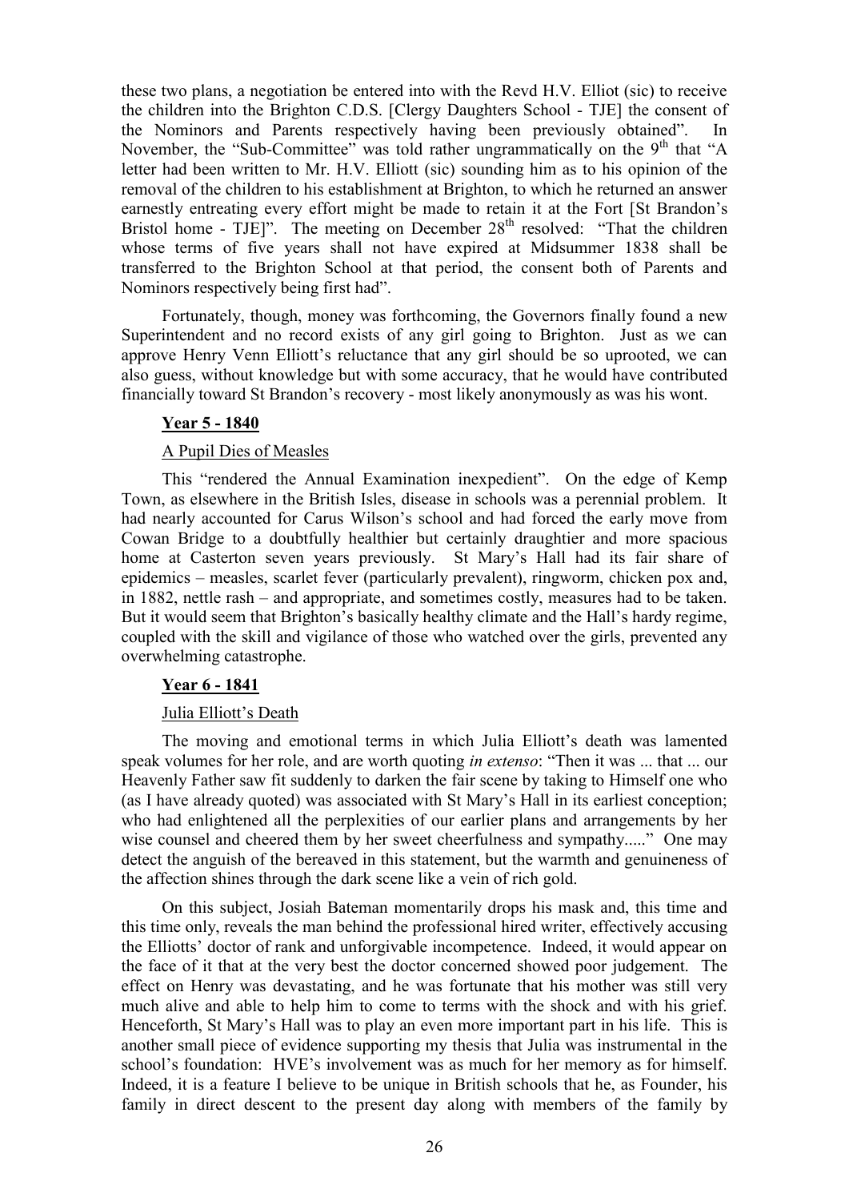these two plans, a negotiation be entered into with the Revd H.V. Elliot (sic) to receive the children into the Brighton C.D.S. [Clergy Daughters School - TJE] the consent of the Nominors and Parents respectively having been previously obtained". In November, the "Sub-Committee" was told rather ungrammatically on the 9th that "A letter had been written to Mr. H.V. Elliott (sic) sounding him as to his opinion of the removal of the children to his establishment at Brighton, to which he returned an answer earnestly entreating every effort might be made to retain it at the Fort [St Brandon's Bristol home - TJE]". The meeting on December 28th resolved: "That the children whose terms of five years shall not have expired at Midsummer 1838 shall be transferred to the Brighton School at that period, the consent both of Parents and Nominors respectively being first had".

Fortunately, though, money was forthcoming, the Governors finally found a new Superintendent and no record exists of any girl going to Brighton. Just as we can approve Henry Venn Elliott's reluctance that any girl should be so uprooted, we can also guess, without knowledge but with some accuracy, that he would have contributed financially toward St Brandon's recovery - most likely anonymously as was his wont.

**Year 5 - 1840**

A Pupil Dies of Measles

This "rendered the Annual Examination inexpedient". On the edge of Kemp Town, as elsewhere in the British Isles, disease in schools was a perennial problem. It had nearly accounted for Carus Wilson's school and had forced the early move from Cowan Bridge to a doubtfully healthier but certainly draughtier and more spacious home at Casterton seven years previously. St Mary's Hall had its fair share of epidemics – measles, scarlet fever (particularly prevalent), ringworm, chicken pox and, in 1882, nettle rash – and appropriate, and sometimes costly, measures had to be taken. But it would seem that Brighton's basically healthy climate and the Hall's hardy regime, coupled with the skill and vigilance of those who watched over the girls, prevented any overwhelming catastrophe.

**Year 6 - 1841**

Julia Elliott's Death

The moving and emotional terms in which Julia Elliott's death was lamented speak volumes for her role, and are worth quoting *in extenso*: "Then it was ... that ... our Heavenly Father saw fit suddenly to darken the fair scene by taking to Himself one who (as I have already quoted) was associated with St Mary's Hall in its earliest conception; who had enlightened all the perplexities of our earlier plans and arrangements by her wise counsel and cheered them by her sweet cheerfulness and sympathy....." One may detect the anguish of the bereaved in this statement, but the warmth and genuineness of the affection shines through the dark scene like a vein of rich gold.

On this subject, Josiah Bateman momentarily drops his mask and, this time and this time only, reveals the man behind the professional hired writer, effectively accusing the Elliotts' doctor of rank and unforgivable incompetence. Indeed, it would appear on the face of it that at the very best the doctor concerned showed poor judgement. The effect on Henry was devastating, and he was fortunate that his mother was still very much alive and able to help him to come to terms with the shock and with his grief. Henceforth, St Mary's Hall was to play an even more important part in his life. This is another small piece of evidence supporting my thesis that Julia was instrumental in the school's foundation: HVE's involvement was as much for her memory as for himself. Indeed, it is a feature I believe to be unique in British schools that he, as Founder, his family in direct descent to the present day along with members of the family by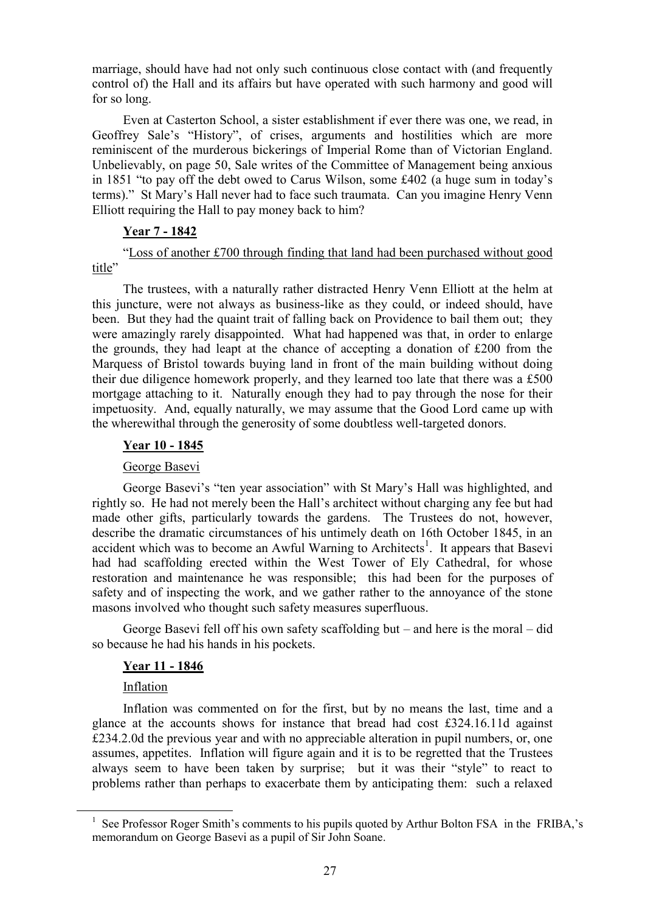marriage, should have had not only such continuous close contact with (and frequently control of) the Hall and its affairs but have operated with such harmony and good will for so long.

Even at Casterton School, a sister establishment if ever there was one, we read, in Geoffrey Sale's "History", of crises, arguments and hostilities which are more reminiscent of the murderous bickerings of Imperial Rome than of Victorian England. Unbelievably, on page 50, Sale writes of the Committee of Management being anxious in 1851 "to pay off the debt owed to Carus Wilson, some £402 (a huge sum in today's terms)." St Mary's Hall never had to face such traumata. Can you imagine Henry Venn Elliott requiring the Hall to pay money back to him?

**Year 7 - 1842**

"Loss of another £700 through finding that land had been purchased without good title"

The trustees, with a naturally rather distracted Henry Venn Elliott at the helm at this juncture, were not always as business-like as they could, or indeed should, have been. But they had the quaint trait of falling back on Providence to bail them out; they were amazingly rarely disappointed. What had happened was that, in order to enlarge the grounds, they had leapt at the chance of accepting a donation of £200 from the Marquess of Bristol towards buying land in front of the main building without doing their due diligence homework properly, and they learned too late that there was a £500 mortgage attaching to it. Naturally enough they had to pay through the nose for their impetuosity. And, equally naturally, we may assume that the Good Lord came up with the wherewithal through the generosity of some doubtless well-targeted donors.

**Year 10 - 1845**

George Basevi

George Basevi's "ten year association" with St Mary's Hall was highlighted, and rightly so. He had not merely been the Hall's architect without charging any fee but had made other gifts, particularly towards the gardens. The Trustees do not, however, describe the dramatic circumstances of his untimely death on 16th October 1845, in an accident which was to become an Awful Warning to Architects[1]. It appears that Basevi had had scaffolding erected within the West Tower of Ely Cathedral, for whose restoration and maintenance he was responsible; this had been for the purposes of safety and of inspecting the work, and we gather rather to the annoyance of the stone masons involved who thought such safety measures superfluous.

George Basevi fell off his own safety scaffolding but – and here is the moral – did so because he had his hands in his pockets.

**Year 11 - 1846**

Inflation

Inflation was commented on for the first, but by no means the last, time and a glance at the accounts shows for instance that bread had cost £324.16.11d against £234.2.0d the previous year and with no appreciable alteration in pupil numbers, or, one assumes, appetites. Inflation will figure again and it is to be regretted that the Trustees always seem to have been taken by surprise; but it was their "style" to react to problems rather than perhaps to exacerbate them by anticipating them: such a relaxed

[1] See Professor Roger Smith's comments to his pupils quoted by Arthur Bolton FSA in the FRIBA,'s memorandum on George Basevi as a pupil of Sir John Soane.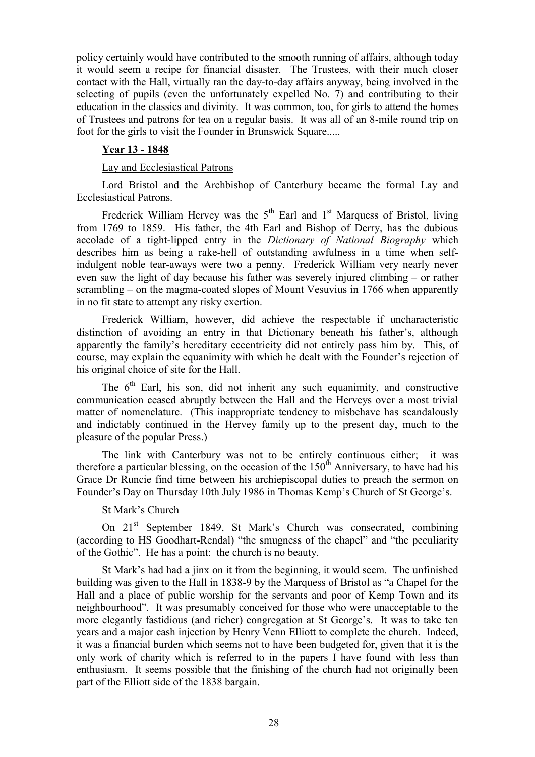policy certainly would have contributed to the smooth running of affairs, although today it would seem a recipe for financial disaster. The Trustees, with their much closer contact with the Hall, virtually ran the day-to-day affairs anyway, being involved in the selecting of pupils (even the unfortunately expelled No. 7) and contributing to their education in the classics and divinity. It was common, too, for girls to attend the homes of Trustees and patrons for tea on a regular basis. It was all of an 8-mile round trip on foot for the girls to visit the Founder in Brunswick Square.....

## Year 13 - 1848

### Lay and Ecclesiastical Patrons

Lord Bristol and the Archbishop of Canterbury became the formal Lay and Ecclesiastical Patrons.

Frederick William Hervey was the 5th Earl and 1st Marquess of Bristol, living from 1769 to 1859. His father, the 4th Earl and Bishop of Derry, has the dubious accolade of a tight-lipped entry in the ***Dictionary of National Biography*** which describes him as being a rake-hell of outstanding awfulness in a time when self-indulgent noble tear-aways were two a penny. Frederick William very nearly never even saw the light of day because his father was severely injured climbing – or rather scrambling – on the magma-coated slopes of Mount Vesuvius in 1766 when apparently in no fit state to attempt any risky exertion.

Frederick William, however, did achieve the respectable if uncharacteristic distinction of avoiding an entry in that Dictionary beneath his father's, although apparently the family's hereditary eccentricity did not entirely pass him by. This, of course, may explain the equanimity with which he dealt with the Founder's rejection of his original choice of site for the Hall.

The 6th Earl, his son, did not inherit any such equanimity, and constructive communication ceased abruptly between the Hall and the Herveys over a most trivial matter of nomenclature. (This inappropriate tendency to misbehave has scandalously and indictably continued in the Hervey family up to the present day, much to the pleasure of the popular Press.)

The link with Canterbury was not to be entirely continuous either; it was therefore a particular blessing, on the occasion of the 150th Anniversary, to have had his Grace Dr Runcie find time between his archiepiscopal duties to preach the sermon on Founder's Day on Thursday 10th July 1986 in Thomas Kemp's Church of St George's.

### St Mark's Church

On 21st September 1849, St Mark's Church was consecrated, combining (according to HS Goodhart-Rendal) "the smugness of the chapel" and "the peculiarity of the Gothic". He has a point: the church is no beauty.

St Mark's had had a jinx on it from the beginning, it would seem. The unfinished building was given to the Hall in 1838-9 by the Marquess of Bristol as "a Chapel for the Hall and a place of public worship for the servants and poor of Kemp Town and its neighbourhood". It was presumably conceived for those who were unacceptable to the more elegantly fastidious (and richer) congregation at St George's. It was to take ten years and a major cash injection by Henry Venn Elliott to complete the church. Indeed, it was a financial burden which seems not to have been budgeted for, given that it is the only work of charity which is referred to in the papers I have found with less than enthusiasm. It seems possible that the finishing of the church had not originally been part of the Elliott side of the 1838 bargain.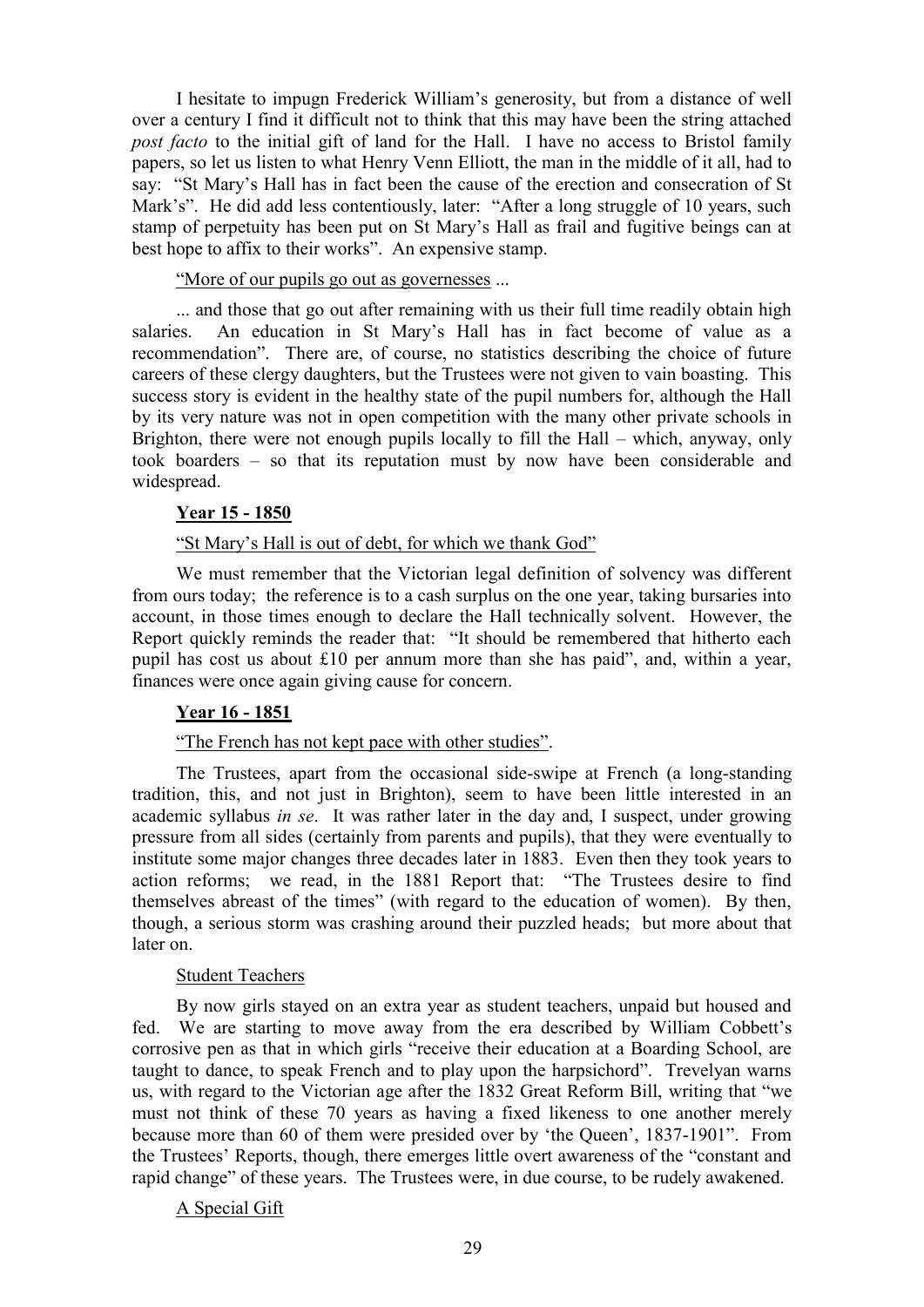I hesitate to impugn Frederick William's generosity, but from a distance of well over a century I find it difficult not to think that this may have been the string attached *post facto* to the initial gift of land for the Hall. I have no access to Bristol family papers, so let us listen to what Henry Venn Elliott, the man in the middle of it all, had to say: "St Mary's Hall has in fact been the cause of the erection and consecration of St Mark's". He did add less contentiously, later: "After a long struggle of 10 years, such stamp of perpetuity has been put on St Mary's Hall as frail and fugitive beings can at best hope to affix to their works". An expensive stamp.

"More of our pupils go out as governesses ...

... and those that go out after remaining with us their full time readily obtain high salaries. An education in St Mary's Hall has in fact become of value as a recommendation". There are, of course, no statistics describing the choice of future careers of these clergy daughters, but the Trustees were not given to vain boasting. This success story is evident in the healthy state of the pupil numbers for, although the Hall by its very nature was not in open competition with the many other private schools in Brighton, there were not enough pupils locally to fill the Hall – which, anyway, only took boarders – so that its reputation must by now have been considerable and widespread.

**Year 15 - 1850**

"St Mary's Hall is out of debt, for which we thank God"

We must remember that the Victorian legal definition of solvency was different from ours today; the reference is to a cash surplus on the one year, taking bursaries into account, in those times enough to declare the Hall technically solvent. However, the Report quickly reminds the reader that: "It should be remembered that hitherto each pupil has cost us about £10 per annum more than she has paid", and, within a year, finances were once again giving cause for concern.

**Year 16 - 1851**

"The French has not kept pace with other studies".

The Trustees, apart from the occasional side-swipe at French (a long-standing tradition, this, and not just in Brighton), seem to have been little interested in an academic syllabus *in se*. It was rather later in the day and, I suspect, under growing pressure from all sides (certainly from parents and pupils), that they were eventually to institute some major changes three decades later in 1883. Even then they took years to action reforms; we read, in the 1881 Report that: "The Trustees desire to find themselves abreast of the times" (with regard to the education of women). By then, though, a serious storm was crashing around their puzzled heads; but more about that later on.

Student Teachers

By now girls stayed on an extra year as student teachers, unpaid but housed and fed. We are starting to move away from the era described by William Cobbett's corrosive pen as that in which girls "receive their education at a Boarding School, are taught to dance, to speak French and to play upon the harpsichord". Trevelyan warns us, with regard to the Victorian age after the 1832 Great Reform Bill, writing that "we must not think of these 70 years as having a fixed likeness to one another merely because more than 60 of them were presided over by 'the Queen', 1837-1901". From the Trustees' Reports, though, there emerges little overt awareness of the "constant and rapid change" of these years. The Trustees were, in due course, to be rudely awakened.

A Special Gift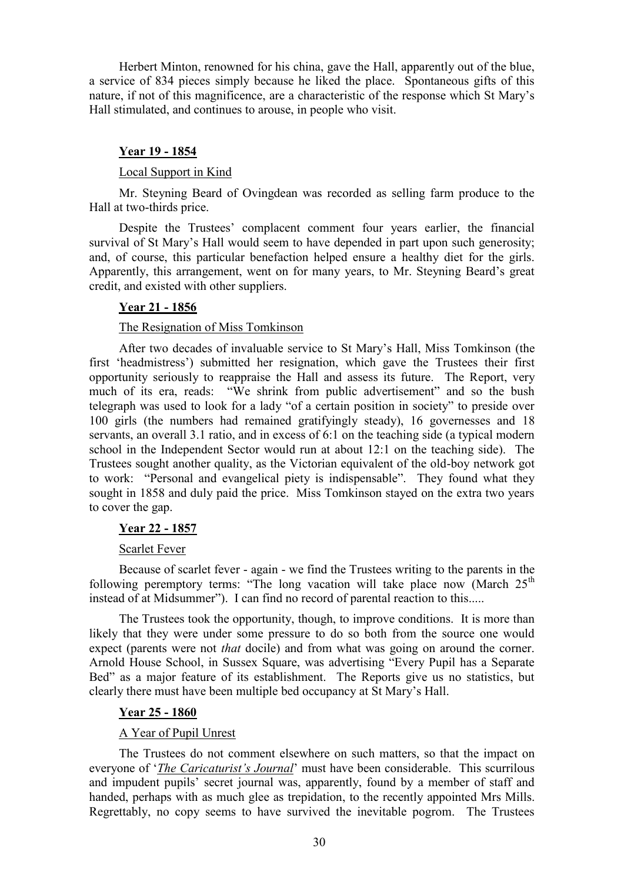Herbert Minton, renowned for his china, gave the Hall, apparently out of the blue, a service of 834 pieces simply because he liked the place. Spontaneous gifts of this nature, if not of this magnificence, are a characteristic of the response which St Mary's Hall stimulated, and continues to arouse, in people who visit.

### **Year 19 - 1854**

Local Support in Kind

Mr. Steyning Beard of Ovingdean was recorded as selling farm produce to the Hall at two-thirds price.

Despite the Trustees' complacent comment four years earlier, the financial survival of St Mary's Hall would seem to have depended in part upon such generosity; and, of course, this particular benefaction helped ensure a healthy diet for the girls. Apparently, this arrangement, went on for many years, to Mr. Steyning Beard's great credit, and existed with other suppliers.

### **Year 21 - 1856**

The Resignation of Miss Tomkinson

After two decades of invaluable service to St Mary's Hall, Miss Tomkinson (the first 'headmistress') submitted her resignation, which gave the Trustees their first opportunity seriously to reappraise the Hall and assess its future. The Report, very much of its era, reads: "We shrink from public advertisement" and so the bush telegraph was used to look for a lady "of a certain position in society" to preside over 100 girls (the numbers had remained gratifyingly steady), 16 governesses and 18 servants, an overall 3.1 ratio, and in excess of 6:1 on the teaching side (a typical modern school in the Independent Sector would run at about 12:1 on the teaching side). The Trustees sought another quality, as the Victorian equivalent of the old-boy network got to work: "Personal and evangelical piety is indispensable". They found what they sought in 1858 and duly paid the price. Miss Tomkinson stayed on the extra two years to cover the gap.

### **Year 22 - 1857**

Scarlet Fever

Because of scarlet fever - again - we find the Trustees writing to the parents in the following peremptory terms: "The long vacation will take place now (March 25th instead of at Midsummer"). I can find no record of parental reaction to this.....

The Trustees took the opportunity, though, to improve conditions. It is more than likely that they were under some pressure to do so both from the source one would expect (parents were not *that* docile) and from what was going on around the corner. Arnold House School, in Sussex Square, was advertising "Every Pupil has a Separate Bed" as a major feature of its establishment. The Reports give us no statistics, but clearly there must have been multiple bed occupancy at St Mary's Hall.

### **Year 25 - 1860**

A Year of Pupil Unrest

The Trustees do not comment elsewhere on such matters, so that the impact on everyone of '*The Caricaturist's Journal*' must have been considerable. This scurrilous and impudent pupils' secret journal was, apparently, found by a member of staff and handed, perhaps with as much glee as trepidation, to the recently appointed Mrs Mills. Regrettably, no copy seems to have survived the inevitable pogrom. The Trustees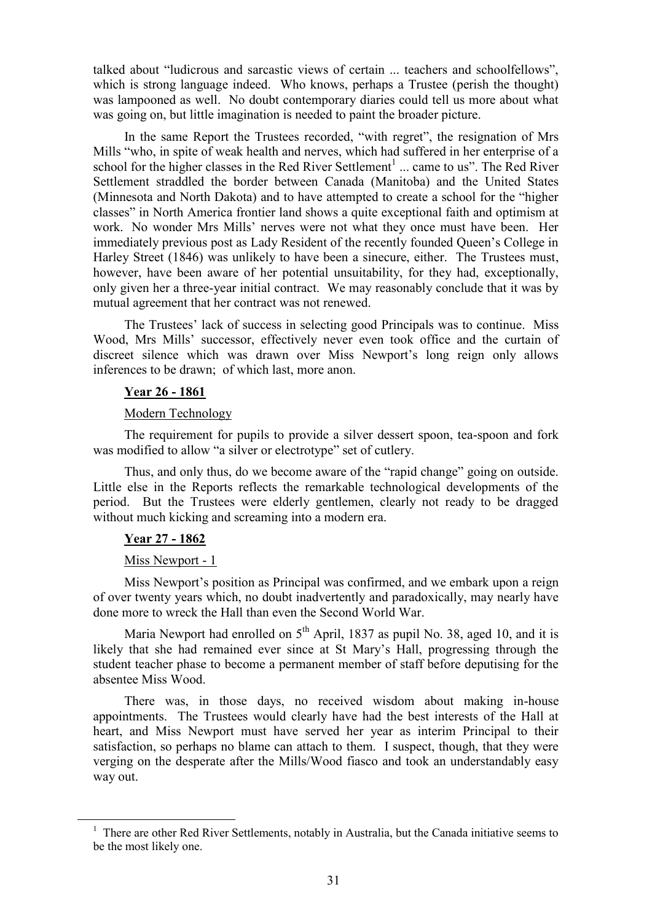talked about "ludicrous and sarcastic views of certain ... teachers and schoolfellows", which is strong language indeed. Who knows, perhaps a Trustee (perish the thought) was lampooned as well. No doubt contemporary diaries could tell us more about what was going on, but little imagination is needed to paint the broader picture.

In the same Report the Trustees recorded, "with regret", the resignation of Mrs Mills "who, in spite of weak health and nerves, which had suffered in her enterprise of a school for the higher classes in the Red River Settlement[1] ... came to us". The Red River Settlement straddled the border between Canada (Manitoba) and the United States (Minnesota and North Dakota) and to have attempted to create a school for the "higher classes" in North America frontier land shows a quite exceptional faith and optimism at work. No wonder Mrs Mills' nerves were not what they once must have been. Her immediately previous post as Lady Resident of the recently founded Queen's College in Harley Street (1846) was unlikely to have been a sinecure, either. The Trustees must, however, have been aware of her potential unsuitability, for they had, exceptionally, only given her a three-year initial contract. We may reasonably conclude that it was by mutual agreement that her contract was not renewed.

The Trustees' lack of success in selecting good Principals was to continue. Miss Wood, Mrs Mills' successor, effectively never even took office and the curtain of discreet silence which was drawn over Miss Newport's long reign only allows inferences to be drawn; of which last, more anon.

**Year 26 - 1861**

Modern Technology

The requirement for pupils to provide a silver dessert spoon, tea-spoon and fork was modified to allow "a silver or electrotype" set of cutlery.

Thus, and only thus, do we become aware of the "rapid change" going on outside. Little else in the Reports reflects the remarkable technological developments of the period. But the Trustees were elderly gentlemen, clearly not ready to be dragged without much kicking and screaming into a modern era.

**Year 27 - 1862**

Miss Newport - 1

Miss Newport's position as Principal was confirmed, and we embark upon a reign of over twenty years which, no doubt inadvertently and paradoxically, may nearly have done more to wreck the Hall than even the Second World War.

Maria Newport had enrolled on 5th April, 1837 as pupil No. 38, aged 10, and it is likely that she had remained ever since at St Mary's Hall, progressing through the student teacher phase to become a permanent member of staff before deputising for the absentee Miss Wood.

There was, in those days, no received wisdom about making in-house appointments. The Trustees would clearly have had the best interests of the Hall at heart, and Miss Newport must have served her year as interim Principal to their satisfaction, so perhaps no blame can attach to them. I suspect, though, that they were verging on the desperate after the Mills/Wood fiasco and took an understandably easy way out.

[1] There are other Red River Settlements, notably in Australia, but the Canada initiative seems to be the most likely one.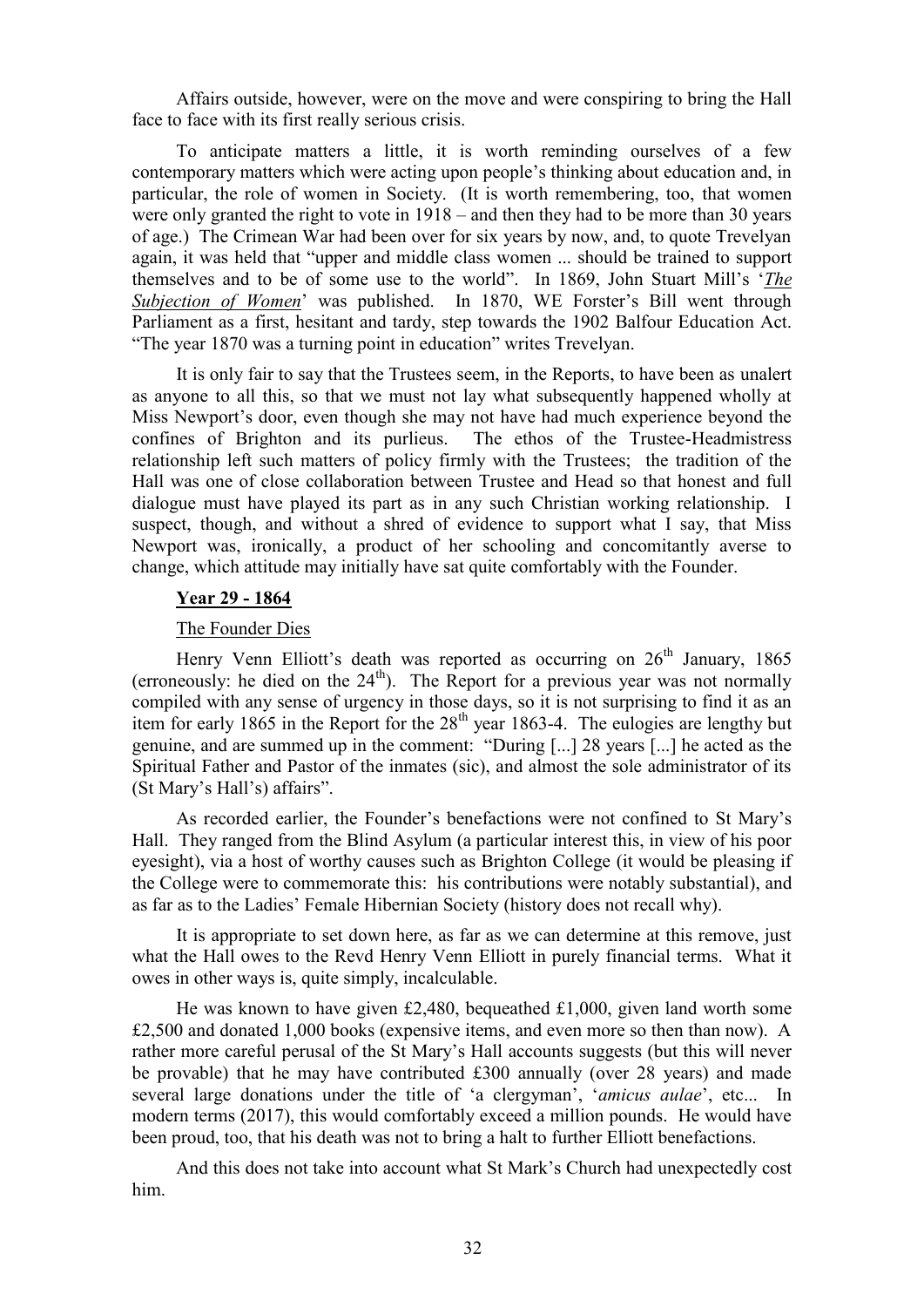Affairs outside, however, were on the move and were conspiring to bring the Hall face to face with its first really serious crisis.

To anticipate matters a little, it is worth reminding ourselves of a few contemporary matters which were acting upon people's thinking about education and, in particular, the role of women in Society. (It is worth remembering, too, that women were only granted the right to vote in 1918 – and then they had to be more than 30 years of age.) The Crimean War had been over for six years by now, and, to quote Trevelyan again, it was held that "upper and middle class women ... should be trained to support themselves and to be of some use to the world". In 1869, John Stuart Mill's '***The Subjection of Women***' was published. In 1870, WE Forster's Bill went through Parliament as a first, hesitant and tardy, step towards the 1902 Balfour Education Act. "The year 1870 was a turning point in education" writes Trevelyan.

It is only fair to say that the Trustees seem, in the Reports, to have been as unalert as anyone to all this, so that we must not lay what subsequently happened wholly at Miss Newport's door, even though she may not have had much experience beyond the confines of Brighton and its purlieus. The ethos of the Trustee-Headmistress relationship left such matters of policy firmly with the Trustees; the tradition of the Hall was one of close collaboration between Trustee and Head so that honest and full dialogue must have played its part as in any such Christian working relationship. I suspect, though, and without a shred of evidence to support what I say, that Miss Newport was, ironically, a product of her schooling and concomitantly averse to change, which attitude may initially have sat quite comfortably with the Founder.

## Year 29 - 1864

### The Founder Dies

Henry Venn Elliott's death was reported as occurring on 26th January, 1865 (erroneously: he died on the 24th). The Report for a previous year was not normally compiled with any sense of urgency in those days, so it is not surprising to find it as an item for early 1865 in the Report for the 28th year 1863-4. The eulogies are lengthy but genuine, and are summed up in the comment: "During [...] 28 years [...] he acted as the Spiritual Father and Pastor of the inmates (sic), and almost the sole administrator of its (St Mary's Hall's) affairs".

As recorded earlier, the Founder's benefactions were not confined to St Mary's Hall. They ranged from the Blind Asylum (a particular interest this, in view of his poor eyesight), via a host of worthy causes such as Brighton College (it would be pleasing if the College were to commemorate this: his contributions were notably substantial), and as far as to the Ladies' Female Hibernian Society (history does not recall why).

It is appropriate to set down here, as far as we can determine at this remove, just what the Hall owes to the Revd Henry Venn Elliott in purely financial terms. What it owes in other ways is, quite simply, incalculable.

He was known to have given £2,480, bequeathed £1,000, given land worth some £2,500 and donated 1,000 books (expensive items, and even more so then than now). A rather more careful perusal of the St Mary's Hall accounts suggests (but this will never be provable) that he may have contributed £300 annually (over 28 years) and made several large donations under the title of 'a clergyman', '*amicus aulae*', etc... In modern terms (2017), this would comfortably exceed a million pounds. He would have been proud, too, that his death was not to bring a halt to further Elliott benefactions.

And this does not take into account what St Mark's Church had unexpectedly cost him.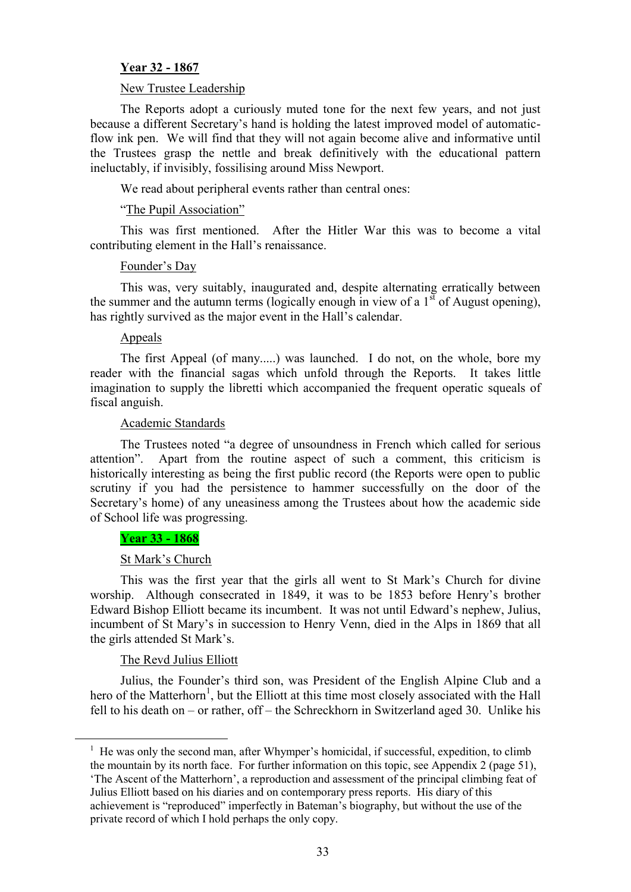**Year 32 - 1867**

New Trustee Leadership

The Reports adopt a curiously muted tone for the next few years, and not just because a different Secretary's hand is holding the latest improved model of automatic-flow ink pen. We will find that they will not again become alive and informative until the Trustees grasp the nettle and break definitively with the educational pattern ineluctably, if invisibly, fossilising around Miss Newport.

We read about peripheral events rather than central ones:

"The Pupil Association"

This was first mentioned. After the Hitler War this was to become a vital contributing element in the Hall's renaissance.

Founder's Day

This was, very suitably, inaugurated and, despite alternating erratically between the summer and the autumn terms (logically enough in view of a 1st of August opening), has rightly survived as the major event in the Hall's calendar.

Appeals

The first Appeal (of many.....) was launched. I do not, on the whole, bore my reader with the financial sagas which unfold through the Reports. It takes little imagination to supply the libretti which accompanied the frequent operatic squeals of fiscal anguish.

Academic Standards

The Trustees noted "a degree of unsoundness in French which called for serious attention". Apart from the routine aspect of such a comment, this criticism is historically interesting as being the first public record (the Reports were open to public scrutiny if you had the persistence to hammer successfully on the door of the Secretary's home) of any uneasiness among the Trustees about how the academic side of School life was progressing.

**Year 33 - 1868**

St Mark's Church

This was the first year that the girls all went to St Mark's Church for divine worship. Although consecrated in 1849, it was to be 1853 before Henry's brother Edward Bishop Elliott became its incumbent. It was not until Edward's nephew, Julius, incumbent of St Mary's in succession to Henry Venn, died in the Alps in 1869 that all the girls attended St Mark's.

The Revd Julius Elliott

Julius, the Founder's third son, was President of the English Alpine Club and a hero of the Matterhorn[1], but the Elliott at this time most closely associated with the Hall fell to his death on – or rather, off – the Schreckhorn in Switzerland aged 30. Unlike his

[1] He was only the second man, after Whymper's homicidal, if successful, expedition, to climb the mountain by its north face. For further information on this topic, see Appendix 2 (page 51), 'The Ascent of the Matterhorn', a reproduction and assessment of the principal climbing feat of Julius Elliott based on his diaries and on contemporary press reports. His diary of this achievement is "reproduced" imperfectly in Bateman's biography, but without the use of the private record of which I hold perhaps the only copy.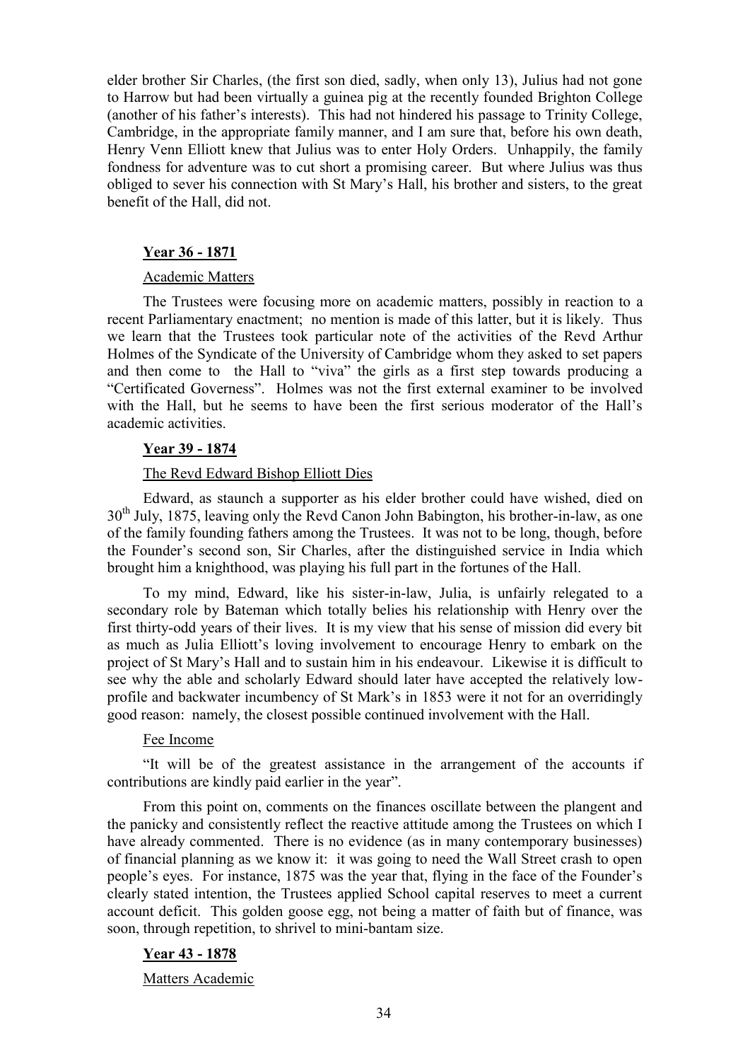elder brother Sir Charles, (the first son died, sadly, when only 13), Julius had not gone to Harrow but had been virtually a guinea pig at the recently founded Brighton College (another of his father's interests). This had not hindered his passage to Trinity College, Cambridge, in the appropriate family manner, and I am sure that, before his own death, Henry Venn Elliott knew that Julius was to enter Holy Orders. Unhappily, the family fondness for adventure was to cut short a promising career. But where Julius was thus obliged to sever his connection with St Mary's Hall, his brother and sisters, to the great benefit of the Hall, did not.

## Year 36 - 1871

### Academic Matters

The Trustees were focusing more on academic matters, possibly in reaction to a recent Parliamentary enactment; no mention is made of this latter, but it is likely. Thus we learn that the Trustees took particular note of the activities of the Revd Arthur Holmes of the Syndicate of the University of Cambridge whom they asked to set papers and then come to the Hall to "viva" the girls as a first step towards producing a "Certificated Governess". Holmes was not the first external examiner to be involved with the Hall, but he seems to have been the first serious moderator of the Hall's academic activities.

## Year 39 - 1874

### The Revd Edward Bishop Elliott Dies

Edward, as staunch a supporter as his elder brother could have wished, died on 30th July, 1875, leaving only the Revd Canon John Babington, his brother-in-law, as one of the family founding fathers among the Trustees. It was not to be long, though, before the Founder's second son, Sir Charles, after the distinguished service in India which brought him a knighthood, was playing his full part in the fortunes of the Hall.

To my mind, Edward, like his sister-in-law, Julia, is unfairly relegated to a secondary role by Bateman which totally belies his relationship with Henry over the first thirty-odd years of their lives. It is my view that his sense of mission did every bit as much as Julia Elliott's loving involvement to encourage Henry to embark on the project of St Mary's Hall and to sustain him in his endeavour. Likewise it is difficult to see why the able and scholarly Edward should later have accepted the relatively low-profile and backwater incumbency of St Mark's in 1853 were it not for an overridingly good reason: namely, the closest possible continued involvement with the Hall.

### Fee Income

"It will be of the greatest assistance in the arrangement of the accounts if contributions are kindly paid earlier in the year".

From this point on, comments on the finances oscillate between the plangent and the panicky and consistently reflect the reactive attitude among the Trustees on which I have already commented. There is no evidence (as in many contemporary businesses) of financial planning as we know it: it was going to need the Wall Street crash to open people's eyes. For instance, 1875 was the year that, flying in the face of the Founder's clearly stated intention, the Trustees applied School capital reserves to meet a current account deficit. This golden goose egg, not being a matter of faith but of finance, was soon, through repetition, to shrivel to mini-bantam size.

## Year 43 - 1878

### Matters Academic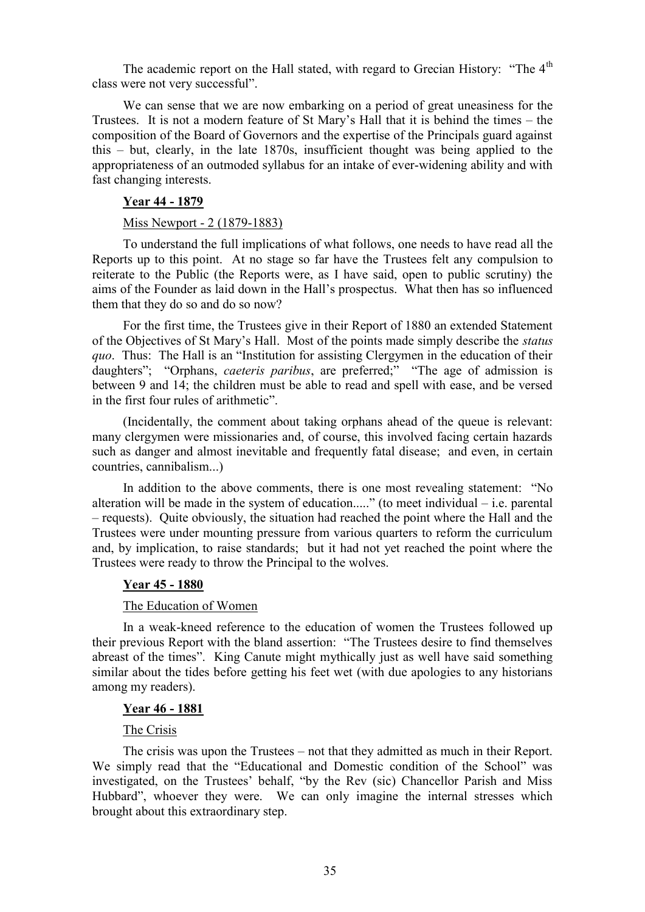The academic report on the Hall stated, with regard to Grecian History: "The 4th class were not very successful".

We can sense that we are now embarking on a period of great uneasiness for the Trustees. It is not a modern feature of St Mary's Hall that it is behind the times – the composition of the Board of Governors and the expertise of the Principals guard against this – but, clearly, in the late 1870s, insufficient thought was being applied to the appropriateness of an outmoded syllabus for an intake of ever-widening ability and with fast changing interests.

## **Year 44 - 1879**

### Miss Newport - 2 (1879-1883)

To understand the full implications of what follows, one needs to have read all the Reports up to this point. At no stage so far have the Trustees felt any compulsion to reiterate to the Public (the Reports were, as I have said, open to public scrutiny) the aims of the Founder as laid down in the Hall's prospectus. What then has so influenced them that they do so and do so now?

For the first time, the Trustees give in their Report of 1880 an extended Statement of the Objectives of St Mary's Hall. Most of the points made simply describe the *status quo*. Thus: The Hall is an "Institution for assisting Clergymen in the education of their daughters"; "Orphans, *caeteris paribus*, are preferred;" "The age of admission is between 9 and 14; the children must be able to read and spell with ease, and be versed in the first four rules of arithmetic".

(Incidentally, the comment about taking orphans ahead of the queue is relevant: many clergymen were missionaries and, of course, this involved facing certain hazards such as danger and almost inevitable and frequently fatal disease; and even, in certain countries, cannibalism...)

In addition to the above comments, there is one most revealing statement: "No alteration will be made in the system of education....." (to meet individual – i.e. parental – requests). Quite obviously, the situation had reached the point where the Hall and the Trustees were under mounting pressure from various quarters to reform the curriculum and, by implication, to raise standards; but it had not yet reached the point where the Trustees were ready to throw the Principal to the wolves.

## **Year 45 - 1880**

### The Education of Women

In a weak-kneed reference to the education of women the Trustees followed up their previous Report with the bland assertion: "The Trustees desire to find themselves abreast of the times". King Canute might mythically just as well have said something similar about the tides before getting his feet wet (with due apologies to any historians among my readers).

## **Year 46 - 1881**

### The Crisis

The crisis was upon the Trustees – not that they admitted as much in their Report. We simply read that the "Educational and Domestic condition of the School" was investigated, on the Trustees' behalf, "by the Rev (sic) Chancellor Parish and Miss Hubbard", whoever they were. We can only imagine the internal stresses which brought about this extraordinary step.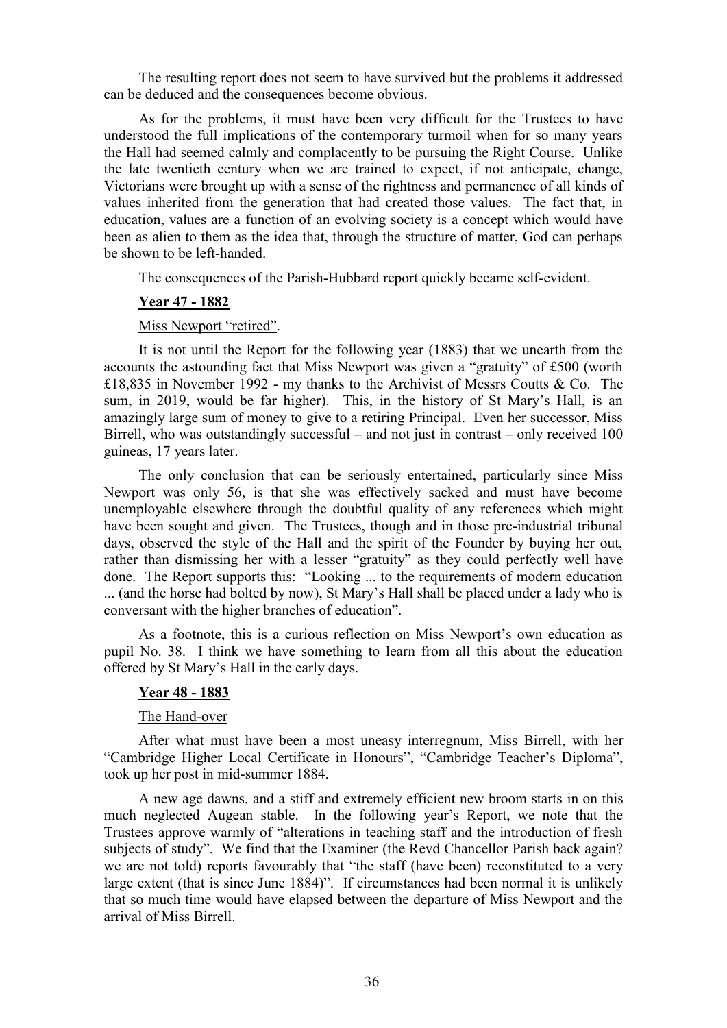The resulting report does not seem to have survived but the problems it addressed can be deduced and the consequences become obvious.

As for the problems, it must have been very difficult for the Trustees to have understood the full implications of the contemporary turmoil when for so many years the Hall had seemed calmly and complacently to be pursuing the Right Course. Unlike the late twentieth century when we are trained to expect, if not anticipate, change, Victorians were brought up with a sense of the rightness and permanence of all kinds of values inherited from the generation that had created those values. The fact that, in education, values are a function of an evolving society is a concept which would have been as alien to them as the idea that, through the structure of matter, God can perhaps be shown to be left-handed.

The consequences of the Parish-Hubbard report quickly became self-evident.

**Year 47 - 1882**

Miss Newport "retired".

It is not until the Report for the following year (1883) that we unearth from the accounts the astounding fact that Miss Newport was given a "gratuity" of £500 (worth £18,835 in November 1992 - my thanks to the Archivist of Messrs Coutts & Co. The sum, in 2019, would be far higher). This, in the history of St Mary's Hall, is an amazingly large sum of money to give to a retiring Principal. Even her successor, Miss Birrell, who was outstandingly successful – and not just in contrast – only received 100 guineas, 17 years later.

The only conclusion that can be seriously entertained, particularly since Miss Newport was only 56, is that she was effectively sacked and must have become unemployable elsewhere through the doubtful quality of any references which might have been sought and given. The Trustees, though and in those pre-industrial tribunal days, observed the style of the Hall and the spirit of the Founder by buying her out, rather than dismissing her with a lesser "gratuity" as they could perfectly well have done. The Report supports this: "Looking ... to the requirements of modern education ... (and the horse had bolted by now), St Mary's Hall shall be placed under a lady who is conversant with the higher branches of education".

As a footnote, this is a curious reflection on Miss Newport's own education as pupil No. 38. I think we have something to learn from all this about the education offered by St Mary's Hall in the early days.

**Year 48 - 1883**

The Hand-over

After what must have been a most uneasy interregnum, Miss Birrell, with her "Cambridge Higher Local Certificate in Honours", "Cambridge Teacher's Diploma", took up her post in mid-summer 1884.

A new age dawns, and a stiff and extremely efficient new broom starts in on this much neglected Augean stable. In the following year's Report, we note that the Trustees approve warmly of "alterations in teaching staff and the introduction of fresh subjects of study". We find that the Examiner (the Revd Chancellor Parish back again? we are not told) reports favourably that "the staff (have been) reconstituted to a very large extent (that is since June 1884)". If circumstances had been normal it is unlikely that so much time would have elapsed between the departure of Miss Newport and the arrival of Miss Birrell.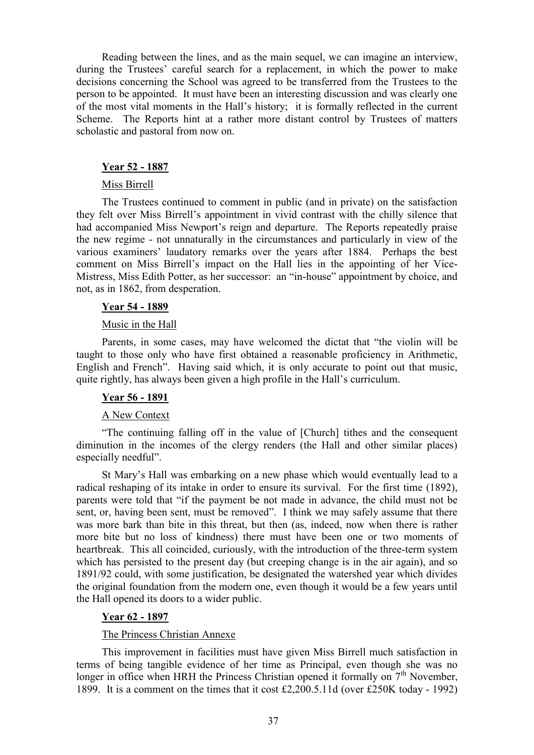Reading between the lines, and as the main sequel, we can imagine an interview, during the Trustees' careful search for a replacement, in which the power to make decisions concerning the School was agreed to be transferred from the Trustees to the person to be appointed. It must have been an interesting discussion and was clearly one of the most vital moments in the Hall's history; it is formally reflected in the current Scheme. The Reports hint at a rather more distant control by Trustees of matters scholastic and pastoral from now on.

### **Year 52 - 1887**

Miss Birrell

The Trustees continued to comment in public (and in private) on the satisfaction they felt over Miss Birrell's appointment in vivid contrast with the chilly silence that had accompanied Miss Newport's reign and departure. The Reports repeatedly praise the new regime - not unnaturally in the circumstances and particularly in view of the various examiners' laudatory remarks over the years after 1884. Perhaps the best comment on Miss Birrell's impact on the Hall lies in the appointing of her Vice-Mistress, Miss Edith Potter, as her successor: an "in-house" appointment by choice, and not, as in 1862, from desperation.

### **Year 54 - 1889**

Music in the Hall

Parents, in some cases, may have welcomed the dictat that "the violin will be taught to those only who have first obtained a reasonable proficiency in Arithmetic, English and French". Having said which, it is only accurate to point out that music, quite rightly, has always been given a high profile in the Hall's curriculum.

### **Year 56 - 1891**

A New Context

"The continuing falling off in the value of [Church] tithes and the consequent diminution in the incomes of the clergy renders (the Hall and other similar places) especially needful".

St Mary's Hall was embarking on a new phase which would eventually lead to a radical reshaping of its intake in order to ensure its survival. For the first time (1892), parents were told that "if the payment be not made in advance, the child must not be sent, or, having been sent, must be removed". I think we may safely assume that there was more bark than bite in this threat, but then (as, indeed, now when there is rather more bite but no loss of kindness) there must have been one or two moments of heartbreak. This all coincided, curiously, with the introduction of the three-term system which has persisted to the present day (but creeping change is in the air again), and so 1891/92 could, with some justification, be designated the watershed year which divides the original foundation from the modern one, even though it would be a few years until the Hall opened its doors to a wider public.

### **Year 62 - 1897**

The Princess Christian Annexe

This improvement in facilities must have given Miss Birrell much satisfaction in terms of being tangible evidence of her time as Principal, even though she was no longer in office when HRH the Princess Christian opened it formally on 7th November, 1899. It is a comment on the times that it cost £2,200.5.11d (over £250K today - 1992)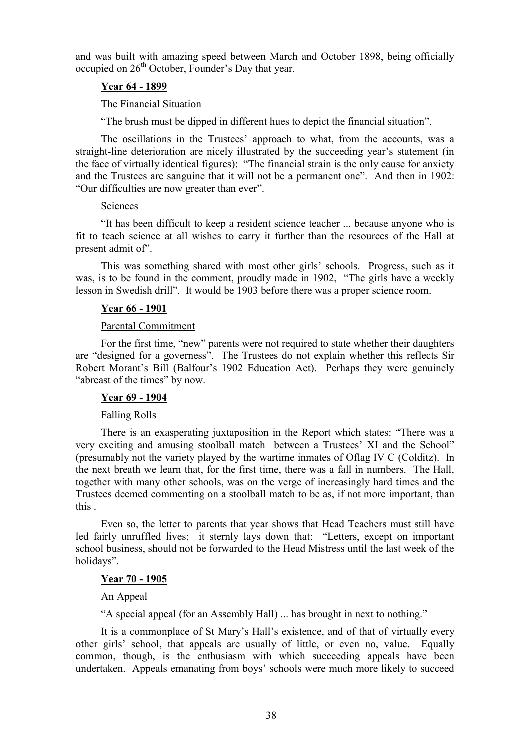and was built with amazing speed between March and October 1898, being officially occupied on 26th October, Founder's Day that year.

### Year 64 - 1899

The Financial Situation

"The brush must be dipped in different hues to depict the financial situation".

The oscillations in the Trustees' approach to what, from the accounts, was a straight-line deterioration are nicely illustrated by the succeeding year's statement (in the face of virtually identical figures): "The financial strain is the only cause for anxiety and the Trustees are sanguine that it will not be a permanent one". And then in 1902: "Our difficulties are now greater than ever".

Sciences

"It has been difficult to keep a resident science teacher ... because anyone who is fit to teach science at all wishes to carry it further than the resources of the Hall at present admit of".

This was something shared with most other girls' schools. Progress, such as it was, is to be found in the comment, proudly made in 1902, "The girls have a weekly lesson in Swedish drill". It would be 1903 before there was a proper science room.

### Year 66 - 1901

Parental Commitment

For the first time, "new" parents were not required to state whether their daughters are "designed for a governess". The Trustees do not explain whether this reflects Sir Robert Morant's Bill (Balfour's 1902 Education Act). Perhaps they were genuinely "abreast of the times" by now.

### Year 69 - 1904

Falling Rolls

There is an exasperating juxtaposition in the Report which states: "There was a very exciting and amusing stoolball match between a Trustees' XI and the School" (presumably not the variety played by the wartime inmates of Oflag IV C (Colditz). In the next breath we learn that, for the first time, there was a fall in numbers. The Hall, together with many other schools, was on the verge of increasingly hard times and the Trustees deemed commenting on a stoolball match to be as, if not more important, than this .

Even so, the letter to parents that year shows that Head Teachers must still have led fairly unruffled lives; it sternly lays down that: "Letters, except on important school business, should not be forwarded to the Head Mistress until the last week of the holidays".

### Year 70 - 1905

An Appeal

"A special appeal (for an Assembly Hall) ... has brought in next to nothing."

It is a commonplace of St Mary's Hall's existence, and of that of virtually every other girls' school, that appeals are usually of little, or even no, value. Equally common, though, is the enthusiasm with which succeeding appeals have been undertaken. Appeals emanating from boys' schools were much more likely to succeed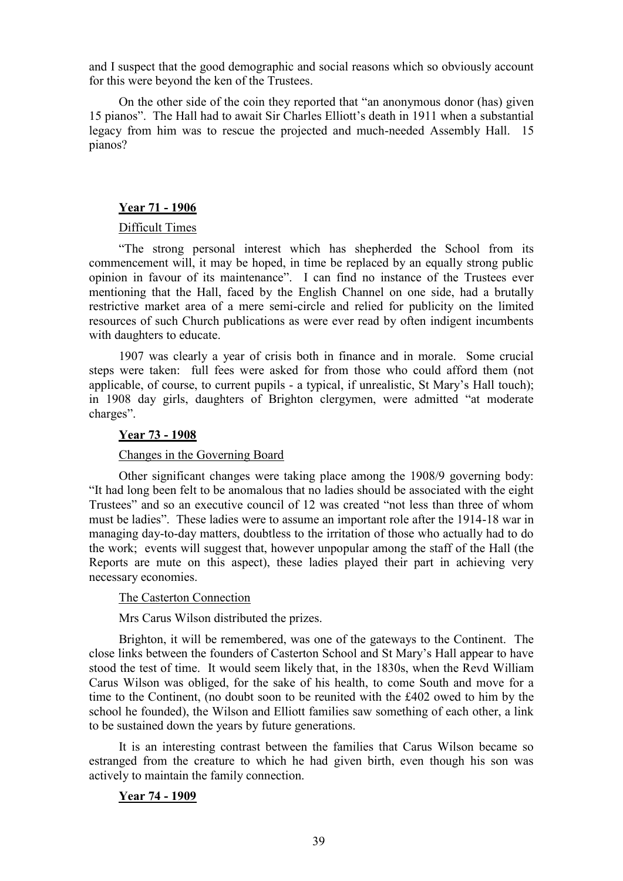and I suspect that the good demographic and social reasons which so obviously account for this were beyond the ken of the Trustees.

On the other side of the coin they reported that "an anonymous donor (has) given 15 pianos". The Hall had to await Sir Charles Elliott's death in 1911 when a substantial legacy from him was to rescue the projected and much-needed Assembly Hall. 15 pianos?

## **Year 71 - 1906**

### Difficult Times

"The strong personal interest which has shepherded the School from its commencement will, it may be hoped, in time be replaced by an equally strong public opinion in favour of its maintenance". I can find no instance of the Trustees ever mentioning that the Hall, faced by the English Channel on one side, had a brutally restrictive market area of a mere semi-circle and relied for publicity on the limited resources of such Church publications as were ever read by often indigent incumbents with daughters to educate.

1907 was clearly a year of crisis both in finance and in morale. Some crucial steps were taken: full fees were asked for from those who could afford them (not applicable, of course, to current pupils - a typical, if unrealistic, St Mary's Hall touch); in 1908 day girls, daughters of Brighton clergymen, were admitted "at moderate charges".

## **Year 73 - 1908**

### Changes in the Governing Board

Other significant changes were taking place among the 1908/9 governing body: "It had long been felt to be anomalous that no ladies should be associated with the eight Trustees" and so an executive council of 12 was created "not less than three of whom must be ladies". These ladies were to assume an important role after the 1914-18 war in managing day-to-day matters, doubtless to the irritation of those who actually had to do the work; events will suggest that, however unpopular among the staff of the Hall (the Reports are mute on this aspect), these ladies played their part in achieving very necessary economies.

### The Casterton Connection

Mrs Carus Wilson distributed the prizes.

Brighton, it will be remembered, was one of the gateways to the Continent. The close links between the founders of Casterton School and St Mary's Hall appear to have stood the test of time. It would seem likely that, in the 1830s, when the Revd William Carus Wilson was obliged, for the sake of his health, to come South and move for a time to the Continent, (no doubt soon to be reunited with the £402 owed to him by the school he founded), the Wilson and Elliott families saw something of each other, a link to be sustained down the years by future generations.

It is an interesting contrast between the families that Carus Wilson became so estranged from the creature to which he had given birth, even though his son was actively to maintain the family connection.

## **Year 74 - 1909**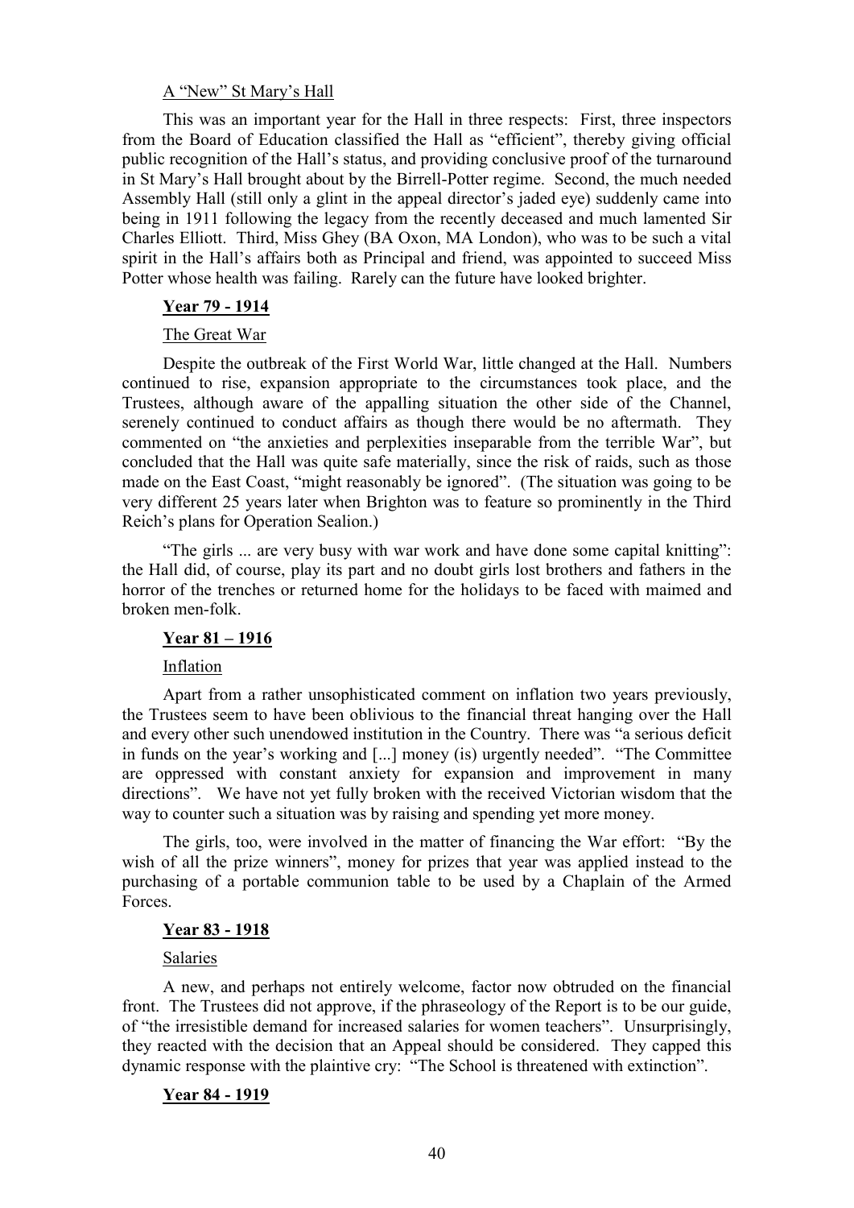A "New" St Mary's Hall

This was an important year for the Hall in three respects: First, three inspectors from the Board of Education classified the Hall as "efficient", thereby giving official public recognition of the Hall's status, and providing conclusive proof of the turnaround in St Mary's Hall brought about by the Birrell-Potter regime. Second, the much needed Assembly Hall (still only a glint in the appeal director's jaded eye) suddenly came into being in 1911 following the legacy from the recently deceased and much lamented Sir Charles Elliott. Third, Miss Ghey (BA Oxon, MA London), who was to be such a vital spirit in the Hall's affairs both as Principal and friend, was appointed to succeed Miss Potter whose health was failing. Rarely can the future have looked brighter.

**Year 79 - 1914**

The Great War

Despite the outbreak of the First World War, little changed at the Hall. Numbers continued to rise, expansion appropriate to the circumstances took place, and the Trustees, although aware of the appalling situation the other side of the Channel, serenely continued to conduct affairs as though there would be no aftermath. They commented on "the anxieties and perplexities inseparable from the terrible War", but concluded that the Hall was quite safe materially, since the risk of raids, such as those made on the East Coast, "might reasonably be ignored". (The situation was going to be very different 25 years later when Brighton was to feature so prominently in the Third Reich's plans for Operation Sealion.)

"The girls ... are very busy with war work and have done some capital knitting": the Hall did, of course, play its part and no doubt girls lost brothers and fathers in the horror of the trenches or returned home for the holidays to be faced with maimed and broken men-folk.

**Year 81 – 1916**

Inflation

Apart from a rather unsophisticated comment on inflation two years previously, the Trustees seem to have been oblivious to the financial threat hanging over the Hall and every other such unendowed institution in the Country. There was "a serious deficit in funds on the year's working and [...] money (is) urgently needed". "The Committee are oppressed with constant anxiety for expansion and improvement in many directions". We have not yet fully broken with the received Victorian wisdom that the way to counter such a situation was by raising and spending yet more money.

The girls, too, were involved in the matter of financing the War effort: "By the wish of all the prize winners", money for prizes that year was applied instead to the purchasing of a portable communion table to be used by a Chaplain of the Armed Forces.

**Year 83 - 1918**

Salaries

A new, and perhaps not entirely welcome, factor now obtruded on the financial front. The Trustees did not approve, if the phraseology of the Report is to be our guide, of "the irresistible demand for increased salaries for women teachers". Unsurprisingly, they reacted with the decision that an Appeal should be considered. They capped this dynamic response with the plaintive cry: "The School is threatened with extinction".

**Year 84 - 1919**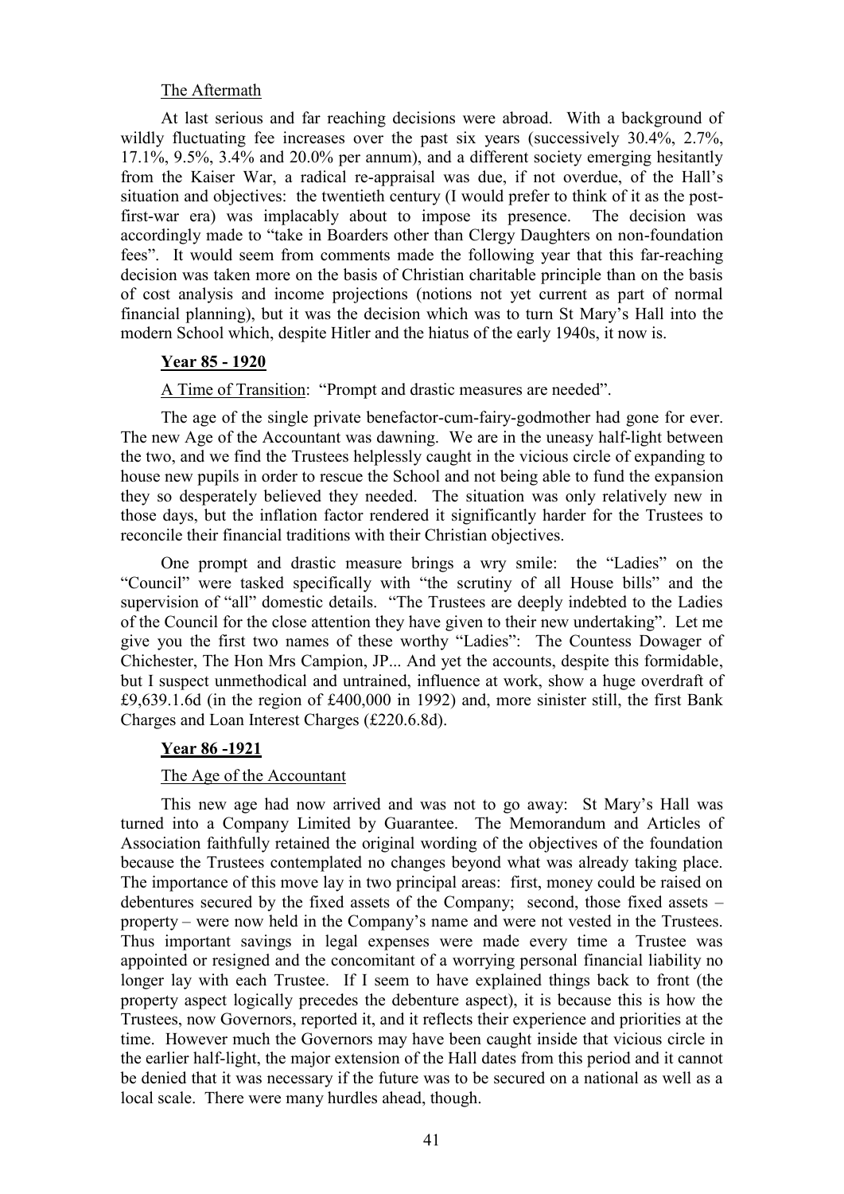The Aftermath

At last serious and far reaching decisions were abroad. With a background of wildly fluctuating fee increases over the past six years (successively 30.4%, 2.7%, 17.1%, 9.5%, 3.4% and 20.0% per annum), and a different society emerging hesitantly from the Kaiser War, a radical re-appraisal was due, if not overdue, of the Hall's situation and objectives: the twentieth century (I would prefer to think of it as the post-first-war era) was implacably about to impose its presence. The decision was accordingly made to "take in Boarders other than Clergy Daughters on non-foundation fees". It would seem from comments made the following year that this far-reaching decision was taken more on the basis of Christian charitable principle than on the basis of cost analysis and income projections (notions not yet current as part of normal financial planning), but it was the decision which was to turn St Mary's Hall into the modern School which, despite Hitler and the hiatus of the early 1940s, it now is.

**Year 85 - 1920**

A Time of Transition: "Prompt and drastic measures are needed".

The age of the single private benefactor-cum-fairy-godmother had gone for ever. The new Age of the Accountant was dawning. We are in the uneasy half-light between the two, and we find the Trustees helplessly caught in the vicious circle of expanding to house new pupils in order to rescue the School and not being able to fund the expansion they so desperately believed they needed. The situation was only relatively new in those days, but the inflation factor rendered it significantly harder for the Trustees to reconcile their financial traditions with their Christian objectives.

One prompt and drastic measure brings a wry smile: the "Ladies" on the "Council" were tasked specifically with "the scrutiny of all House bills" and the supervision of "all" domestic details. "The Trustees are deeply indebted to the Ladies of the Council for the close attention they have given to their new undertaking". Let me give you the first two names of these worthy "Ladies": The Countess Dowager of Chichester, The Hon Mrs Campion, JP... And yet the accounts, despite this formidable, but I suspect unmethodical and untrained, influence at work, show a huge overdraft of £9,639.1.6d (in the region of £400,000 in 1992) and, more sinister still, the first Bank Charges and Loan Interest Charges (£220.6.8d).

**Year 86 -1921**

The Age of the Accountant

This new age had now arrived and was not to go away: St Mary's Hall was turned into a Company Limited by Guarantee. The Memorandum and Articles of Association faithfully retained the original wording of the objectives of the foundation because the Trustees contemplated no changes beyond what was already taking place. The importance of this move lay in two principal areas: first, money could be raised on debentures secured by the fixed assets of the Company; second, those fixed assets – property – were now held in the Company's name and were not vested in the Trustees. Thus important savings in legal expenses were made every time a Trustee was appointed or resigned and the concomitant of a worrying personal financial liability no longer lay with each Trustee. If I seem to have explained things back to front (the property aspect logically precedes the debenture aspect), it is because this is how the Trustees, now Governors, reported it, and it reflects their experience and priorities at the time. However much the Governors may have been caught inside that vicious circle in the earlier half-light, the major extension of the Hall dates from this period and it cannot be denied that it was necessary if the future was to be secured on a national as well as a local scale. There were many hurdles ahead, though.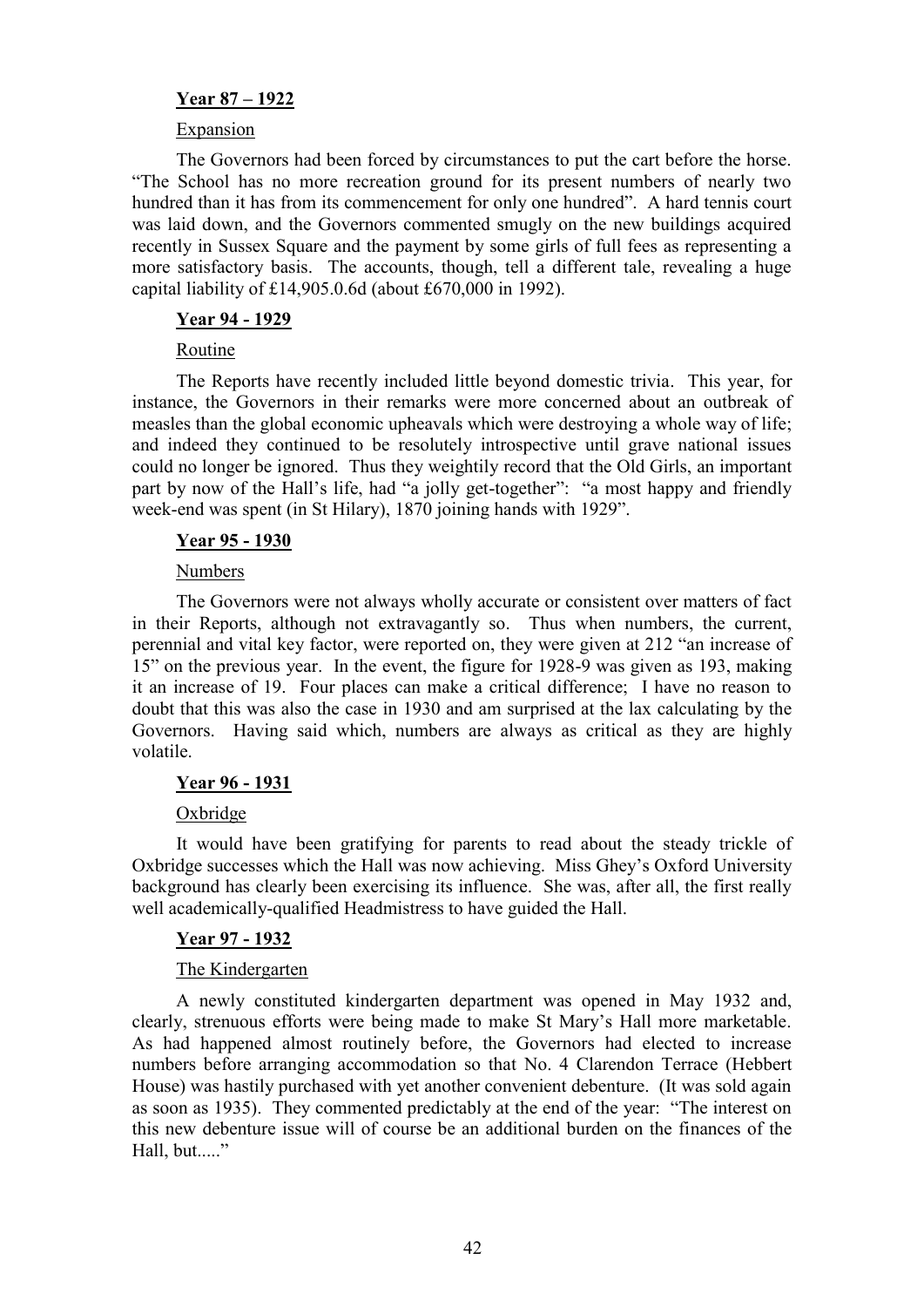**Year 87 – 1922**

Expansion

The Governors had been forced by circumstances to put the cart before the horse. "The School has no more recreation ground for its present numbers of nearly two hundred than it has from its commencement for only one hundred". A hard tennis court was laid down, and the Governors commented smugly on the new buildings acquired recently in Sussex Square and the payment by some girls of full fees as representing a more satisfactory basis. The accounts, though, tell a different tale, revealing a huge capital liability of £14,905.0.6d (about £670,000 in 1992).

**Year 94 - 1929**

Routine

The Reports have recently included little beyond domestic trivia. This year, for instance, the Governors in their remarks were more concerned about an outbreak of measles than the global economic upheavals which were destroying a whole way of life; and indeed they continued to be resolutely introspective until grave national issues could no longer be ignored. Thus they weightily record that the Old Girls, an important part by now of the Hall's life, had "a jolly get-together": "a most happy and friendly week-end was spent (in St Hilary), 1870 joining hands with 1929".

**Year 95 - 1930**

Numbers

The Governors were not always wholly accurate or consistent over matters of fact in their Reports, although not extravagantly so. Thus when numbers, the current, perennial and vital key factor, were reported on, they were given at 212 "an increase of 15" on the previous year. In the event, the figure for 1928-9 was given as 193, making it an increase of 19. Four places can make a critical difference; I have no reason to doubt that this was also the case in 1930 and am surprised at the lax calculating by the Governors. Having said which, numbers are always as critical as they are highly volatile.

**Year 96 - 1931**

Oxbridge

It would have been gratifying for parents to read about the steady trickle of Oxbridge successes which the Hall was now achieving. Miss Ghey's Oxford University background has clearly been exercising its influence. She was, after all, the first really well academically-qualified Headmistress to have guided the Hall.

**Year 97 - 1932**

The Kindergarten

A newly constituted kindergarten department was opened in May 1932 and, clearly, strenuous efforts were being made to make St Mary's Hall more marketable. As had happened almost routinely before, the Governors had elected to increase numbers before arranging accommodation so that No. 4 Clarendon Terrace (Hebbert House) was hastily purchased with yet another convenient debenture. (It was sold again as soon as 1935). They commented predictably at the end of the year: "The interest on this new debenture issue will of course be an additional burden on the finances of the Hall, but....."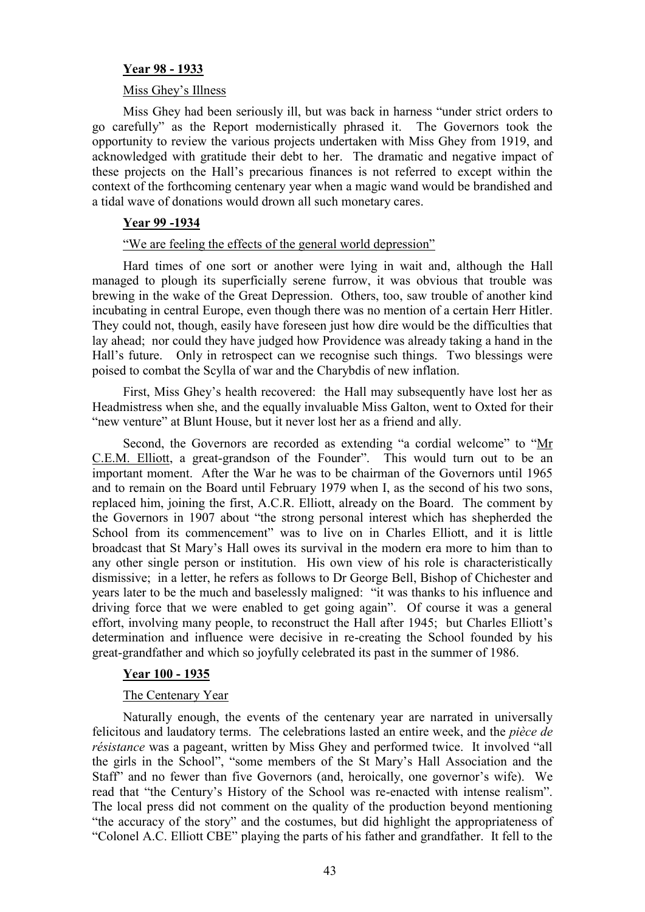**Year 98 - 1933**

Miss Ghey's Illness

Miss Ghey had been seriously ill, but was back in harness "under strict orders to go carefully" as the Report modernistically phrased it. The Governors took the opportunity to review the various projects undertaken with Miss Ghey from 1919, and acknowledged with gratitude their debt to her. The dramatic and negative impact of these projects on the Hall's precarious finances is not referred to except within the context of the forthcoming centenary year when a magic wand would be brandished and a tidal wave of donations would drown all such monetary cares.

**Year 99 -1934**

"We are feeling the effects of the general world depression"

Hard times of one sort or another were lying in wait and, although the Hall managed to plough its superficially serene furrow, it was obvious that trouble was brewing in the wake of the Great Depression. Others, too, saw trouble of another kind incubating in central Europe, even though there was no mention of a certain Herr Hitler. They could not, though, easily have foreseen just how dire would be the difficulties that lay ahead; nor could they have judged how Providence was already taking a hand in the Hall's future. Only in retrospect can we recognise such things. Two blessings were poised to combat the Scylla of war and the Charybdis of new inflation.

First, Miss Ghey's health recovered: the Hall may subsequently have lost her as Headmistress when she, and the equally invaluable Miss Galton, went to Oxted for their "new venture" at Blunt House, but it never lost her as a friend and ally.

Second, the Governors are recorded as extending "a cordial welcome" to "Mr C.E.M. Elliott, a great-grandson of the Founder". This would turn out to be an important moment. After the War he was to be chairman of the Governors until 1965 and to remain on the Board until February 1979 when I, as the second of his two sons, replaced him, joining the first, A.C.R. Elliott, already on the Board. The comment by the Governors in 1907 about "the strong personal interest which has shepherded the School from its commencement" was to live on in Charles Elliott, and it is little broadcast that St Mary's Hall owes its survival in the modern era more to him than to any other single person or institution. His own view of his role is characteristically dismissive; in a letter, he refers as follows to Dr George Bell, Bishop of Chichester and years later to be the much and baselessly maligned: "it was thanks to his influence and driving force that we were enabled to get going again". Of course it was a general effort, involving many people, to reconstruct the Hall after 1945; but Charles Elliott's determination and influence were decisive in re-creating the School founded by his great-grandfather and which so joyfully celebrated its past in the summer of 1986.

**Year 100 - 1935**

The Centenary Year

Naturally enough, the events of the centenary year are narrated in universally felicitous and laudatory terms. The celebrations lasted an entire week, and the *pièce de résistance* was a pageant, written by Miss Ghey and performed twice. It involved "all the girls in the School", "some members of the St Mary's Hall Association and the Staff" and no fewer than five Governors (and, heroically, one governor's wife). We read that "the Century's History of the School was re-enacted with intense realism". The local press did not comment on the quality of the production beyond mentioning "the accuracy of the story" and the costumes, but did highlight the appropriateness of "Colonel A.C. Elliott CBE" playing the parts of his father and grandfather. It fell to the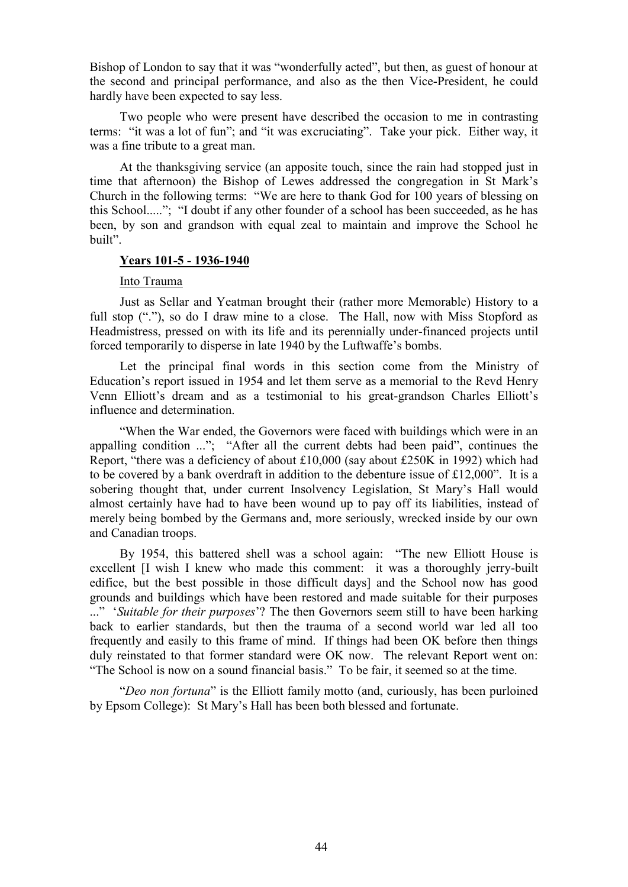Bishop of London to say that it was "wonderfully acted", but then, as guest of honour at the second and principal performance, and also as the then Vice-President, he could hardly have been expected to say less.

Two people who were present have described the occasion to me in contrasting terms: "it was a lot of fun"; and "it was excruciating". Take your pick. Either way, it was a fine tribute to a great man.

At the thanksgiving service (an apposite touch, since the rain had stopped just in time that afternoon) the Bishop of Lewes addressed the congregation in St Mark's Church in the following terms: "We are here to thank God for 100 years of blessing on this School....."; "I doubt if any other founder of a school has been succeeded, as he has been, by son and grandson with equal zeal to maintain and improve the School he built".

**Years 101-5 - 1936-1940**

Into Trauma

Just as Sellar and Yeatman brought their (rather more Memorable) History to a full stop ("."), so do I draw mine to a close. The Hall, now with Miss Stopford as Headmistress, pressed on with its life and its perennially under-financed projects until forced temporarily to disperse in late 1940 by the Luftwaffe's bombs.

Let the principal final words in this section come from the Ministry of Education's report issued in 1954 and let them serve as a memorial to the Revd Henry Venn Elliott's dream and as a testimonial to his great-grandson Charles Elliott's influence and determination.

"When the War ended, the Governors were faced with buildings which were in an appalling condition ..."; "After all the current debts had been paid", continues the Report, "there was a deficiency of about £10,000 (say about £250K in 1992) which had to be covered by a bank overdraft in addition to the debenture issue of £12,000". It is a sobering thought that, under current Insolvency Legislation, St Mary's Hall would almost certainly have had to have been wound up to pay off its liabilities, instead of merely being bombed by the Germans and, more seriously, wrecked inside by our own and Canadian troops.

By 1954, this battered shell was a school again: "The new Elliott House is excellent [I wish I knew who made this comment: it was a thoroughly jerry-built edifice, but the best possible in those difficult days] and the School now has good grounds and buildings which have been restored and made suitable for their purposes ..." '*Suitable for their purposes*'? The then Governors seem still to have been harking back to earlier standards, but then the trauma of a second world war led all too frequently and easily to this frame of mind. If things had been OK before then things duly reinstated to that former standard were OK now. The relevant Report went on: "The School is now on a sound financial basis." To be fair, it seemed so at the time.

"*Deo non fortuna*" is the Elliott family motto (and, curiously, has been purloined by Epsom College): St Mary's Hall has been both blessed and fortunate.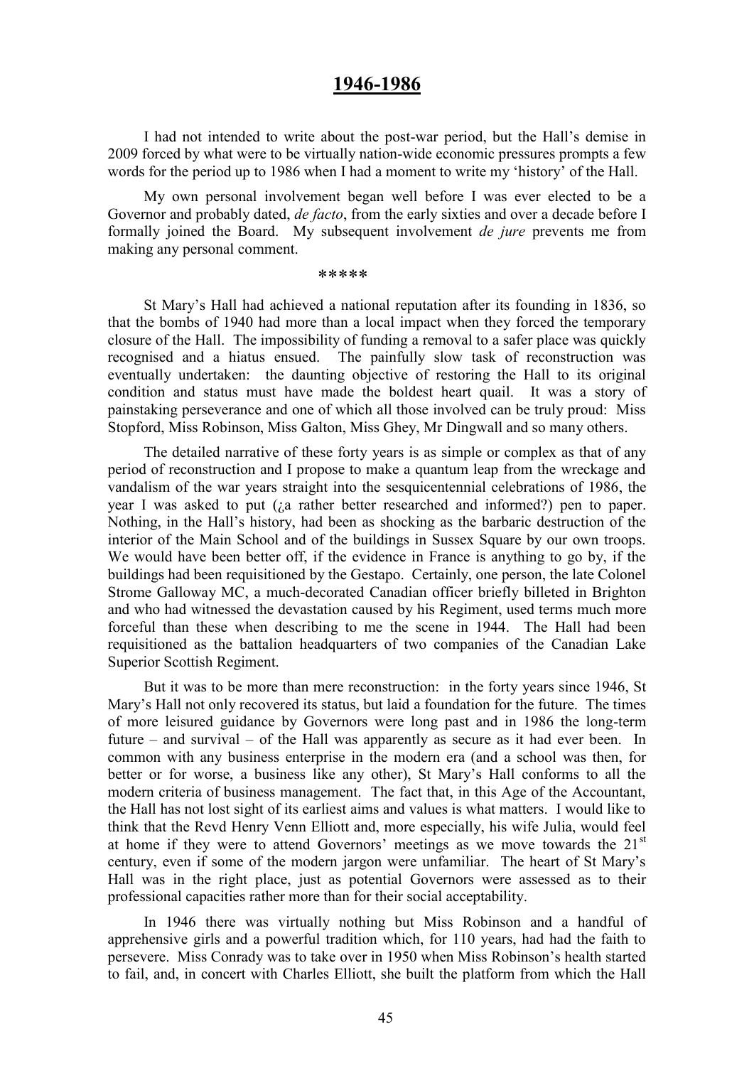## 1946-1986

I had not intended to write about the post-war period, but the Hall's demise in 2009 forced by what were to be virtually nation-wide economic pressures prompts a few words for the period up to 1986 when I had a moment to write my 'history' of the Hall.

My own personal involvement began well before I was ever elected to be a Governor and probably dated, *de facto*, from the early sixties and over a decade before I formally joined the Board. My subsequent involvement *de jure* prevents me from making any personal comment.

\*\*\*\*\*

St Mary's Hall had achieved a national reputation after its founding in 1836, so that the bombs of 1940 had more than a local impact when they forced the temporary closure of the Hall. The impossibility of funding a removal to a safer place was quickly recognised and a hiatus ensued. The painfully slow task of reconstruction was eventually undertaken: the daunting objective of restoring the Hall to its original condition and status must have made the boldest heart quail. It was a story of painstaking perseverance and one of which all those involved can be truly proud: Miss Stopford, Miss Robinson, Miss Galton, Miss Ghey, Mr Dingwall and so many others.

The detailed narrative of these forty years is as simple or complex as that of any period of reconstruction and I propose to make a quantum leap from the wreckage and vandalism of the war years straight into the sesquicentennial celebrations of 1986, the year I was asked to put (¿a rather better researched and informed?) pen to paper. Nothing, in the Hall's history, had been as shocking as the barbaric destruction of the interior of the Main School and of the buildings in Sussex Square by our own troops. We would have been better off, if the evidence in France is anything to go by, if the buildings had been requisitioned by the Gestapo. Certainly, one person, the late Colonel Strome Galloway MC, a much-decorated Canadian officer briefly billeted in Brighton and who had witnessed the devastation caused by his Regiment, used terms much more forceful than these when describing to me the scene in 1944. The Hall had been requisitioned as the battalion headquarters of two companies of the Canadian Lake Superior Scottish Regiment.

But it was to be more than mere reconstruction: in the forty years since 1946, St Mary's Hall not only recovered its status, but laid a foundation for the future. The times of more leisured guidance by Governors were long past and in 1986 the long-term future – and survival – of the Hall was apparently as secure as it had ever been. In common with any business enterprise in the modern era (and a school was then, for better or for worse, a business like any other), St Mary's Hall conforms to all the modern criteria of business management. The fact that, in this Age of the Accountant, the Hall has not lost sight of its earliest aims and values is what matters. I would like to think that the Revd Henry Venn Elliott and, more especially, his wife Julia, would feel at home if they were to attend Governors' meetings as we move towards the 21st century, even if some of the modern jargon were unfamiliar. The heart of St Mary's Hall was in the right place, just as potential Governors were assessed as to their professional capacities rather more than for their social acceptability.

In 1946 there was virtually nothing but Miss Robinson and a handful of apprehensive girls and a powerful tradition which, for 110 years, had had the faith to persevere. Miss Conrady was to take over in 1950 when Miss Robinson's health started to fail, and, in concert with Charles Elliott, she built the platform from which the Hall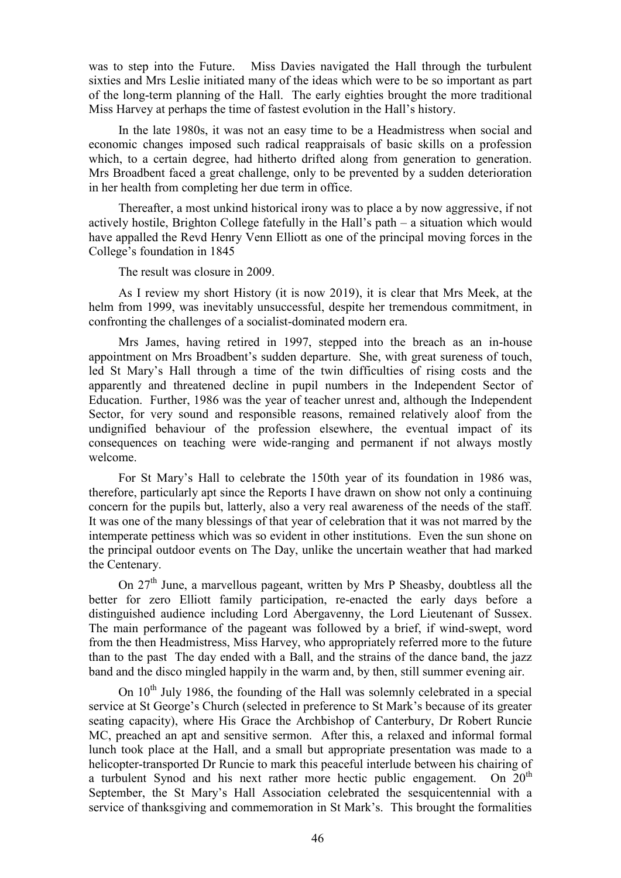was to step into the Future. Miss Davies navigated the Hall through the turbulent sixties and Mrs Leslie initiated many of the ideas which were to be so important as part of the long-term planning of the Hall. The early eighties brought the more traditional Miss Harvey at perhaps the time of fastest evolution in the Hall's history.

In the late 1980s, it was not an easy time to be a Headmistress when social and economic changes imposed such radical reappraisals of basic skills on a profession which, to a certain degree, had hitherto drifted along from generation to generation. Mrs Broadbent faced a great challenge, only to be prevented by a sudden deterioration in her health from completing her due term in office.

Thereafter, a most unkind historical irony was to place a by now aggressive, if not actively hostile, Brighton College fatefully in the Hall's path – a situation which would have appalled the Revd Henry Venn Elliott as one of the principal moving forces in the College's foundation in 1845

The result was closure in 2009.

As I review my short History (it is now 2019), it is clear that Mrs Meek, at the helm from 1999, was inevitably unsuccessful, despite her tremendous commitment, in confronting the challenges of a socialist-dominated modern era.

Mrs James, having retired in 1997, stepped into the breach as an in-house appointment on Mrs Broadbent's sudden departure. She, with great sureness of touch, led St Mary's Hall through a time of the twin difficulties of rising costs and the apparently and threatened decline in pupil numbers in the Independent Sector of Education. Further, 1986 was the year of teacher unrest and, although the Independent Sector, for very sound and responsible reasons, remained relatively aloof from the undignified behaviour of the profession elsewhere, the eventual impact of its consequences on teaching were wide-ranging and permanent if not always mostly welcome.

For St Mary's Hall to celebrate the 150th year of its foundation in 1986 was, therefore, particularly apt since the Reports I have drawn on show not only a continuing concern for the pupils but, latterly, also a very real awareness of the needs of the staff. It was one of the many blessings of that year of celebration that it was not marred by the intemperate pettiness which was so evident in other institutions. Even the sun shone on the principal outdoor events on The Day, unlike the uncertain weather that had marked the Centenary.

On 27th June, a marvellous pageant, written by Mrs P Sheasby, doubtless all the better for zero Elliott family participation, re-enacted the early days before a distinguished audience including Lord Abergavenny, the Lord Lieutenant of Sussex. The main performance of the pageant was followed by a brief, if wind-swept, word from the then Headmistress, Miss Harvey, who appropriately referred more to the future than to the past The day ended with a Ball, and the strains of the dance band, the jazz band and the disco mingled happily in the warm and, by then, still summer evening air.

On 10th July 1986, the founding of the Hall was solemnly celebrated in a special service at St George's Church (selected in preference to St Mark's because of its greater seating capacity), where His Grace the Archbishop of Canterbury, Dr Robert Runcie MC, preached an apt and sensitive sermon. After this, a relaxed and informal formal lunch took place at the Hall, and a small but appropriate presentation was made to a helicopter-transported Dr Runcie to mark this peaceful interlude between his chairing of a turbulent Synod and his next rather more hectic public engagement. On 20th September, the St Mary's Hall Association celebrated the sesquicentennial with a service of thanksgiving and commemoration in St Mark's. This brought the formalities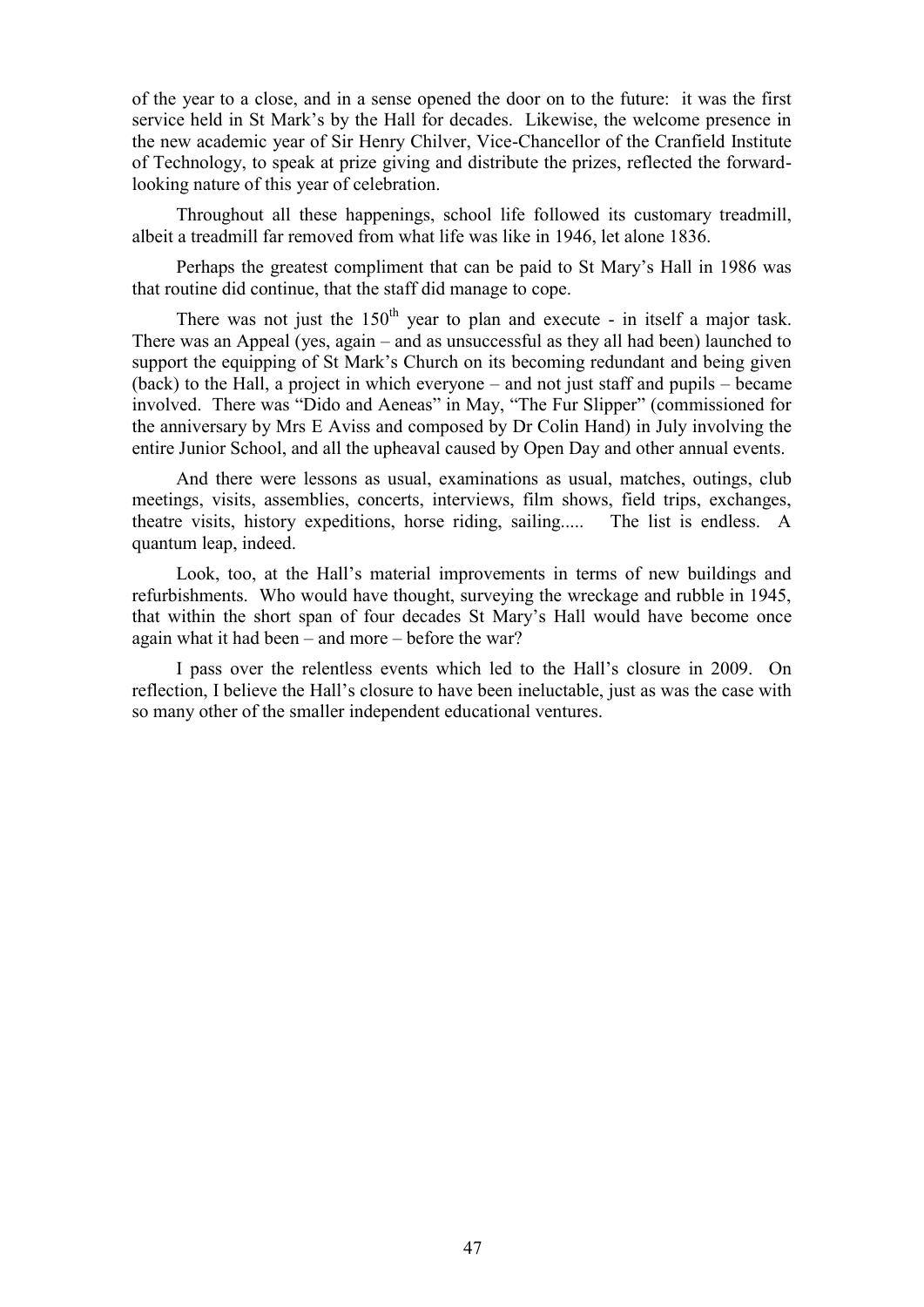of the year to a close, and in a sense opened the door on to the future: it was the first service held in St Mark's by the Hall for decades. Likewise, the welcome presence in the new academic year of Sir Henry Chilver, Vice-Chancellor of the Cranfield Institute of Technology, to speak at prize giving and distribute the prizes, reflected the forward-looking nature of this year of celebration.

Throughout all these happenings, school life followed its customary treadmill, albeit a treadmill far removed from what life was like in 1946, let alone 1836.

Perhaps the greatest compliment that can be paid to St Mary's Hall in 1986 was that routine did continue, that the staff did manage to cope.

There was not just the 150th year to plan and execute - in itself a major task. There was an Appeal (yes, again – and as unsuccessful as they all had been) launched to support the equipping of St Mark's Church on its becoming redundant and being given (back) to the Hall, a project in which everyone – and not just staff and pupils – became involved. There was "Dido and Aeneas" in May, "The Fur Slipper" (commissioned for the anniversary by Mrs E Aviss and composed by Dr Colin Hand) in July involving the entire Junior School, and all the upheaval caused by Open Day and other annual events.

And there were lessons as usual, examinations as usual, matches, outings, club meetings, visits, assemblies, concerts, interviews, film shows, field trips, exchanges, theatre visits, history expeditions, horse riding, sailing..... The list is endless. A quantum leap, indeed.

Look, too, at the Hall's material improvements in terms of new buildings and refurbishments. Who would have thought, surveying the wreckage and rubble in 1945, that within the short span of four decades St Mary's Hall would have become once again what it had been – and more – before the war?

I pass over the relentless events which led to the Hall's closure in 2009. On reflection, I believe the Hall's closure to have been ineluctable, just as was the case with so many other of the smaller independent educational ventures.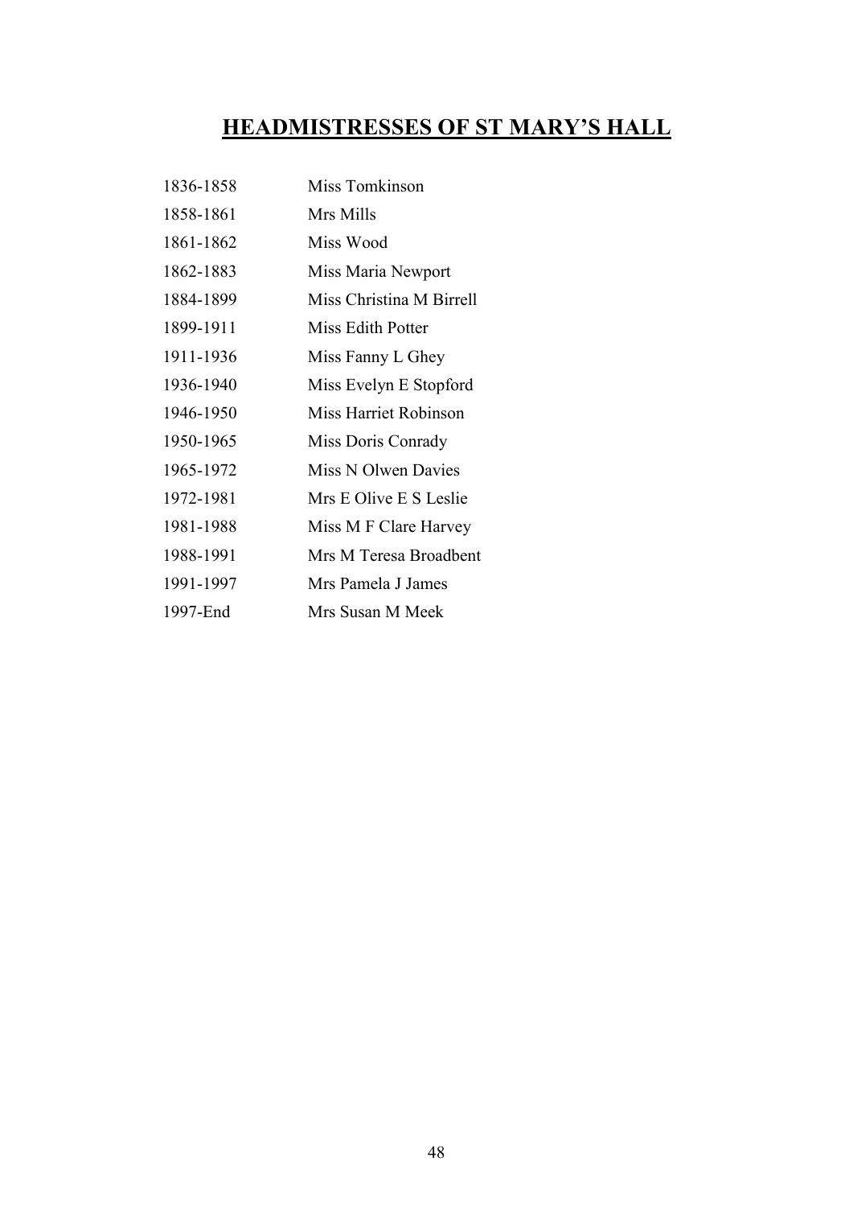# HEADMISTRESSES OF ST MARY'S HALL

| | |
|---|---|
| 1836-1858 | Miss Tomkinson |
| 1858-1861 | Mrs Mills |
| 1861-1862 | Miss Wood |
| 1862-1883 | Miss Maria Newport |
| 1884-1899 | Miss Christina M Birrell |
| 1899-1911 | Miss Edith Potter |
| 1911-1936 | Miss Fanny L Ghey |
| 1936-1940 | Miss Evelyn E Stopford |
| 1946-1950 | Miss Harriet Robinson |
| 1950-1965 | Miss Doris Conrady |
| 1965-1972 | Miss N Olwen Davies |
| 1972-1981 | Mrs E Olive E S Leslie |
| 1981-1988 | Miss M F Clare Harvey |
| 1988-1991 | Mrs M Teresa Broadbent |
| 1991-1997 | Mrs Pamela J James |
| 1997-End | Mrs Susan M Meek |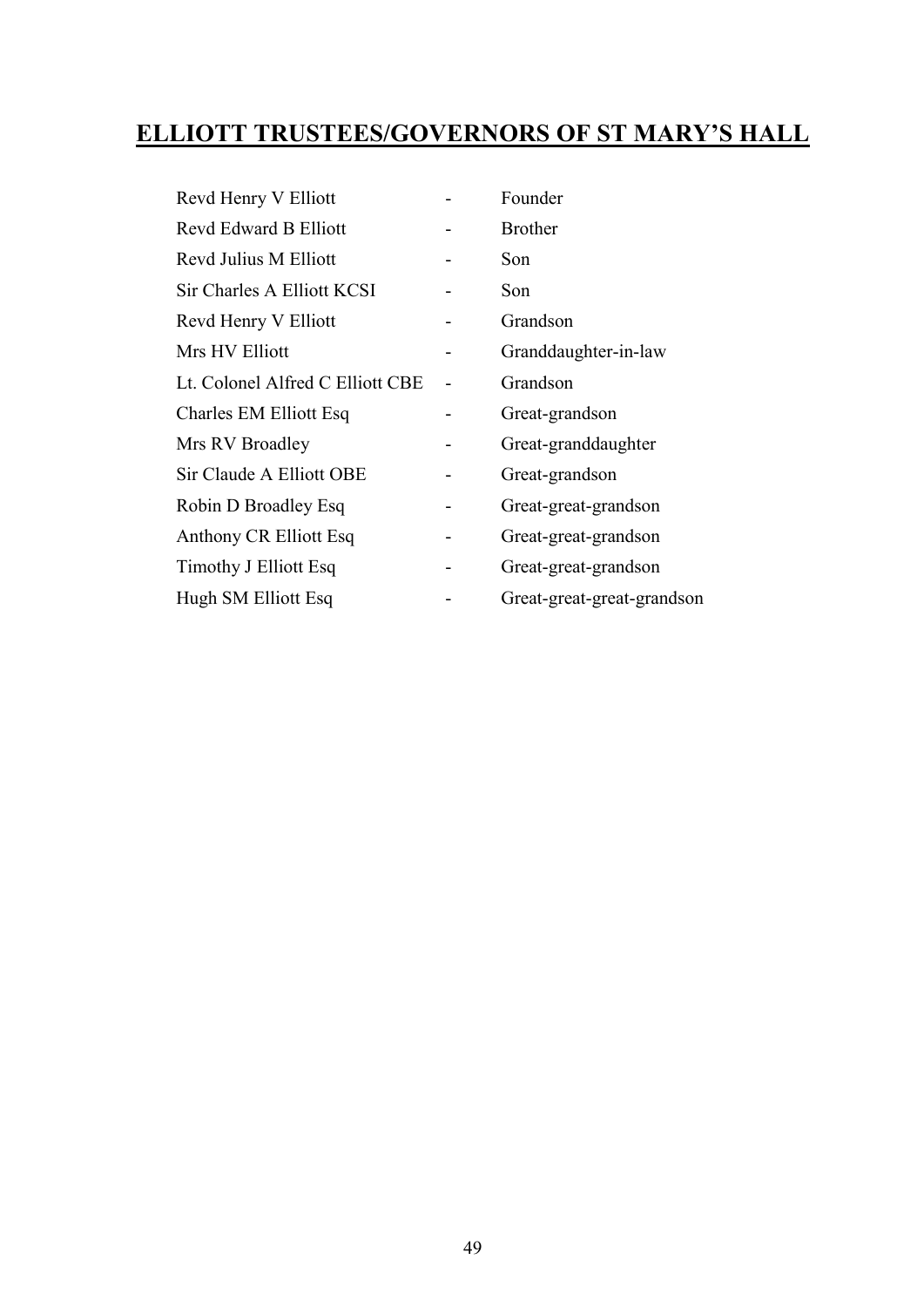# ELLIOTT TRUSTEES/GOVERNORS OF ST MARY'S HALL

| | | |
|---|---|---|
| Revd Henry V Elliott | - | Founder |
| Revd Edward B Elliott | - | Brother |
| Revd Julius M Elliott | - | Son |
| Sir Charles A Elliott KCSI | - | Son |
| Revd Henry V Elliott | - | Grandson |
| Mrs HV Elliott | - | Granddaughter-in-law |
| Lt. Colonel Alfred C Elliott CBE | - | Grandson |
| Charles EM Elliott Esq | - | Great-grandson |
| Mrs RV Broadley | - | Great-granddaughter |
| Sir Claude A Elliott OBE | - | Great-grandson |
| Robin D Broadley Esq | - | Great-great-grandson |
| Anthony CR Elliott Esq | - | Great-great-grandson |
| Timothy J Elliott Esq | - | Great-great-grandson |
| Hugh SM Elliott Esq | - | Great-great-great-grandson |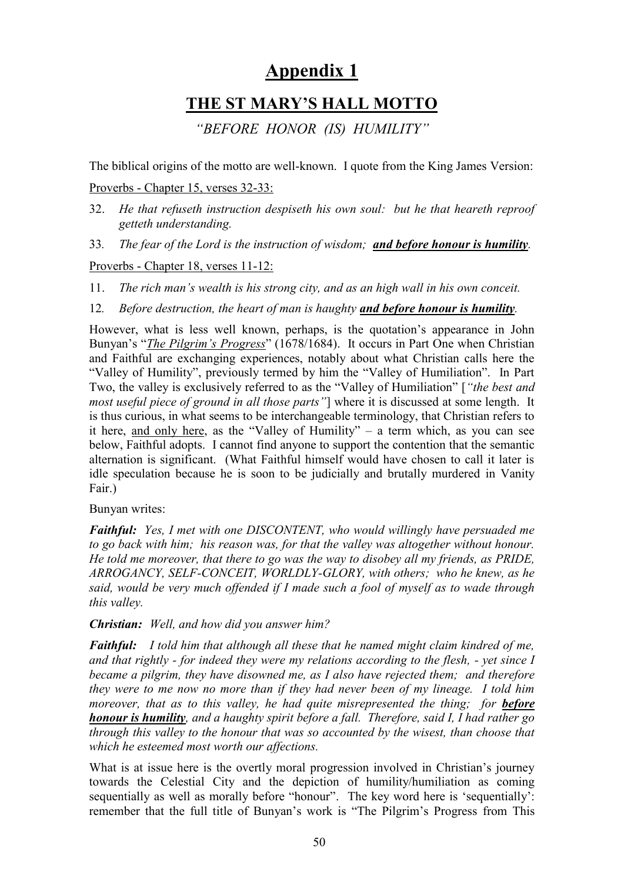# Appendix 1

## THE ST MARY'S HALL MOTTO

*"BEFORE HONOR (IS) HUMILITY"*

The biblical origins of the motto are well-known. I quote from the King James Version:

Proverbs - Chapter 15, verses 32-33:

32. *He that refuseth instruction despiseth his own soul: but he that heareth reproof getteth understanding.*
33. *The fear of the Lord is the instruction of wisdom;* ***and before honour is humility****.*

Proverbs - Chapter 18, verses 11-12:

11. *The rich man's wealth is his strong city, and as an high wall in his own conceit.*
12. *Before destruction, the heart of man is haughty* ***and before honour is humility****.*

However, what is less well known, perhaps, is the quotation's appearance in John Bunyan's "*The Pilgrim's Progress*" (1678/1684). It occurs in Part One when Christian and Faithful are exchanging experiences, notably about what Christian calls here the "Valley of Humility", previously termed by him the "Valley of Humiliation". In Part Two, the valley is exclusively referred to as the "Valley of Humiliation" [*"the best and most useful piece of ground in all those parts"*] where it is discussed at some length. It is thus curious, in what seems to be interchangeable terminology, that Christian refers to it here, and only here, as the "Valley of Humility" – a term which, as you can see below, Faithful adopts. I cannot find anyone to support the contention that the semantic alternation is significant. (What Faithful himself would have chosen to call it later is idle speculation because he is soon to be judicially and brutally murdered in Vanity Fair.)

Bunyan writes:

***Faithful:*** *Yes, I met with one DISCONTENT, who would willingly have persuaded me to go back with him; his reason was, for that the valley was altogether without honour. He told me moreover, that there to go was the way to disobey all my friends, as PRIDE, ARROGANCY, SELF-CONCEIT, WORLDLY-GLORY, with others; who he knew, as he said, would be very much offended if I made such a fool of myself as to wade through this valley.*

***Christian:*** *Well, and how did you answer him?*

***Faithful:*** *I told him that although all these that he named might claim kindred of me, and that rightly - for indeed they were my relations according to the flesh, - yet since I became a pilgrim, they have disowned me, as I also have rejected them; and therefore they were to me now no more than if they had never been of my lineage. I told him moreover, that as to this valley, he had quite misrepresented the thing; for* ***before honour is humility****, and a haughty spirit before a fall. Therefore, said I, I had rather go through this valley to the honour that was so accounted by the wisest, than choose that which he esteemed most worth our affections.*

What is at issue here is the overtly moral progression involved in Christian's journey towards the Celestial City and the depiction of humility/humiliation as coming sequentially as well as morally before "honour". The key word here is 'sequentially': remember that the full title of Bunyan's work is "The Pilgrim's Progress from This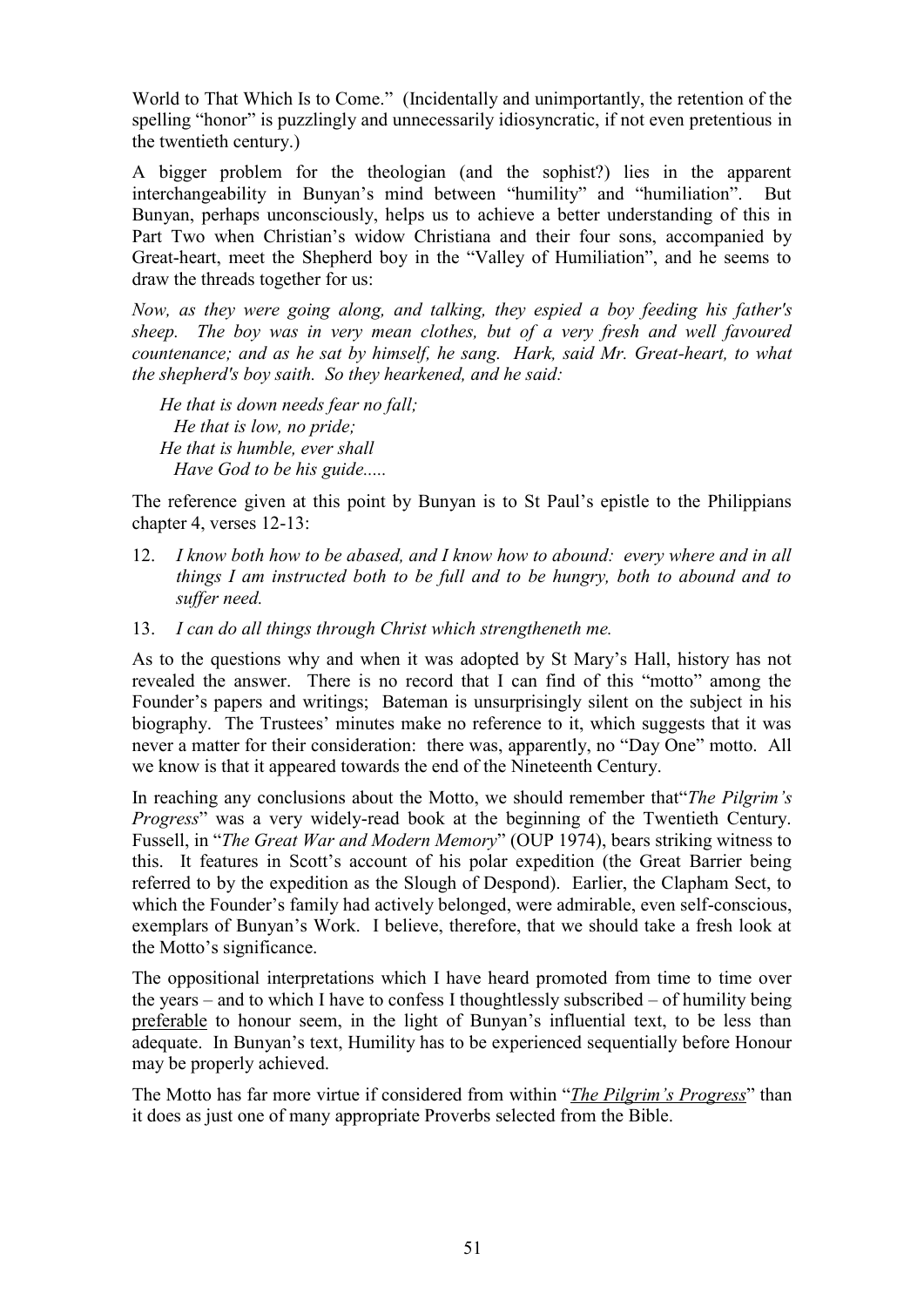World to That Which Is to Come." (Incidentally and unimportantly, the retention of the spelling "honor" is puzzlingly and unnecessarily idiosyncratic, if not even pretentious in the twentieth century.)

A bigger problem for the theologian (and the sophist?) lies in the apparent interchangeability in Bunyan's mind between "humility" and "humiliation". But Bunyan, perhaps unconsciously, helps us to achieve a better understanding of this in Part Two when Christian's widow Christiana and their four sons, accompanied by Great-heart, meet the Shepherd boy in the "Valley of Humiliation", and he seems to draw the threads together for us:

*Now, as they were going along, and talking, they espied a boy feeding his father's sheep. The boy was in very mean clothes, but of a very fresh and well favoured countenance; and as he sat by himself, he sang. Hark, said Mr. Great-heart, to what the shepherd's boy saith. So they hearkened, and he said:*

> *He that is down needs fear no fall;*
> *He that is low, no pride;*
> *He that is humble, ever shall*
> *Have God to be his guide.....*

The reference given at this point by Bunyan is to St Paul's epistle to the Philippians chapter 4, verses 12-13:

12. *I know both how to be abased, and I know how to abound: every where and in all things I am instructed both to be full and to be hungry, both to abound and to suffer need.*
13. *I can do all things through Christ which strengtheneth me.*

As to the questions why and when it was adopted by St Mary's Hall, history has not revealed the answer. There is no record that I can find of this "motto" among the Founder's papers and writings; Bateman is unsurprisingly silent on the subject in his biography. The Trustees' minutes make no reference to it, which suggests that it was never a matter for their consideration: there was, apparently, no "Day One" motto. All we know is that it appeared towards the end of the Nineteenth Century.

In reaching any conclusions about the Motto, we should remember that"*The Pilgrim's Progress*" was a very widely-read book at the beginning of the Twentieth Century. Fussell, in "*The Great War and Modern Memory*" (OUP 1974), bears striking witness to this. It features in Scott's account of his polar expedition (the Great Barrier being referred to by the expedition as the Slough of Despond). Earlier, the Clapham Sect, to which the Founder's family had actively belonged, were admirable, even self-conscious, exemplars of Bunyan's Work. I believe, therefore, that we should take a fresh look at the Motto's significance.

The oppositional interpretations which I have heard promoted from time to time over the years – and to which I have to confess I thoughtlessly subscribed – of humility being <u>preferable</u> to honour seem, in the light of Bunyan's influential text, to be less than adequate. In Bunyan's text, Humility has to be experienced sequentially before Honour may be properly achieved.

The Motto has far more virtue if considered from within "*<u>The Pilgrim's Progress</u>*" than it does as just one of many appropriate Proverbs selected from the Bible.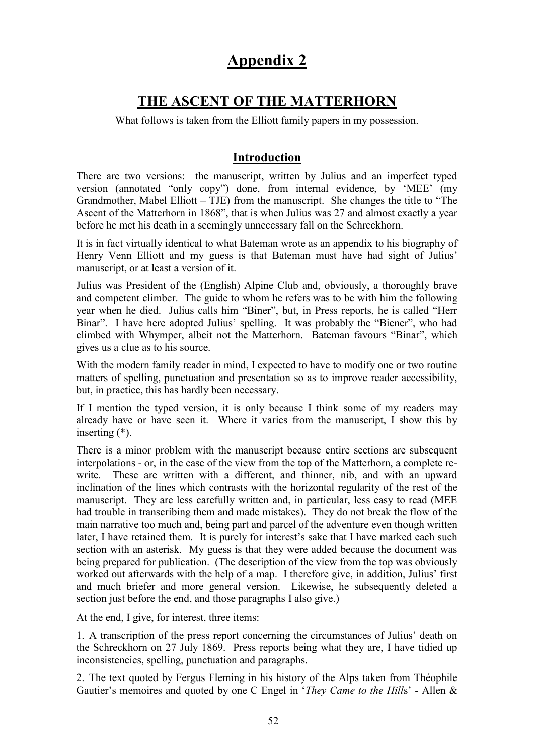# Appendix 2

## THE ASCENT OF THE MATTERHORN

What follows is taken from the Elliott family papers in my possession.

### Introduction

There are two versions: the manuscript, written by Julius and an imperfect typed version (annotated "only copy") done, from internal evidence, by 'MEE' (my Grandmother, Mabel Elliott – TJE) from the manuscript. She changes the title to "The Ascent of the Matterhorn in 1868", that is when Julius was 27 and almost exactly a year before he met his death in a seemingly unnecessary fall on the Schreckhorn.

It is in fact virtually identical to what Bateman wrote as an appendix to his biography of Henry Venn Elliott and my guess is that Bateman must have had sight of Julius' manuscript, or at least a version of it.

Julius was President of the (English) Alpine Club and, obviously, a thoroughly brave and competent climber. The guide to whom he refers was to be with him the following year when he died. Julius calls him "Biner", but, in Press reports, he is called "Herr Binar". I have here adopted Julius' spelling. It was probably the "Biener", who had climbed with Whymper, albeit not the Matterhorn. Bateman favours "Binar", which gives us a clue as to his source.

With the modern family reader in mind, I expected to have to modify one or two routine matters of spelling, punctuation and presentation so as to improve reader accessibility, but, in practice, this has hardly been necessary.

If I mention the typed version, it is only because I think some of my readers may already have or have seen it. Where it varies from the manuscript, I show this by inserting (*).

There is a minor problem with the manuscript because entire sections are subsequent interpolations - or, in the case of the view from the top of the Matterhorn, a complete re-write. These are written with a different, and thinner, nib, and with an upward inclination of the lines which contrasts with the horizontal regularity of the rest of the manuscript. They are less carefully written and, in particular, less easy to read (MEE had trouble in transcribing them and made mistakes). They do not break the flow of the main narrative too much and, being part and parcel of the adventure even though written later, I have retained them. It is purely for interest's sake that I have marked each such section with an asterisk. My guess is that they were added because the document was being prepared for publication. (The description of the view from the top was obviously worked out afterwards with the help of a map. I therefore give, in addition, Julius' first and much briefer and more general version. Likewise, he subsequently deleted a section just before the end, and those paragraphs I also give.)

At the end, I give, for interest, three items:

1. A transcription of the press report concerning the circumstances of Julius' death on the Schreckhorn on 27 July 1869. Press reports being what they are, I have tidied up inconsistencies, spelling, punctuation and paragraphs.

2. The text quoted by Fergus Fleming in his history of the Alps taken from Théophile Gautier's memoires and quoted by one C Engel in '*They Came to the Hills*' - Allen &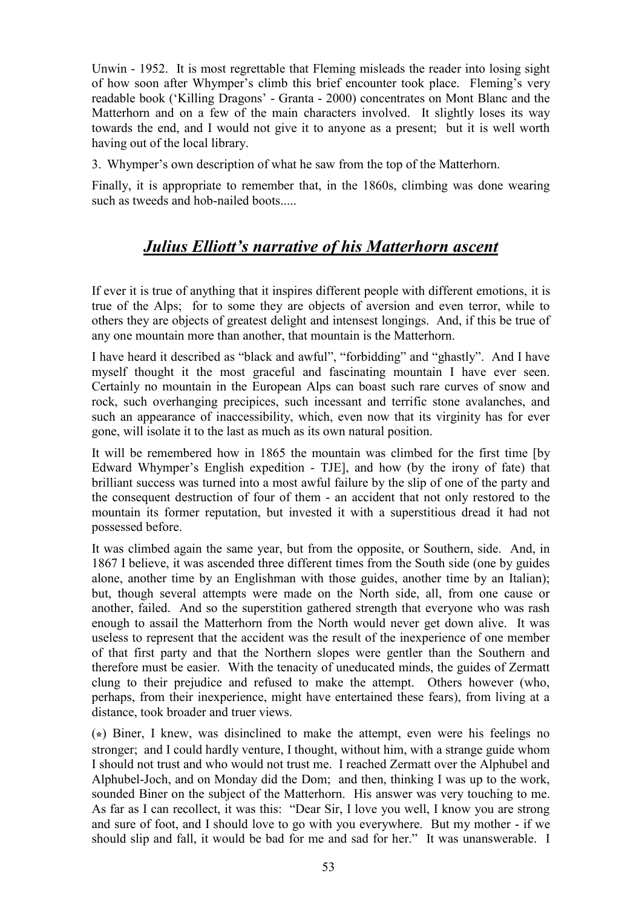Unwin - 1952. It is most regrettable that Fleming misleads the reader into losing sight of how soon after Whymper's climb this brief encounter took place. Fleming's very readable book ('Killing Dragons' - Granta - 2000) concentrates on Mont Blanc and the Matterhorn and on a few of the main characters involved. It slightly loses its way towards the end, and I would not give it to anyone as a present; but it is well worth having out of the local library.

3. Whymper's own description of what he saw from the top of the Matterhorn.

Finally, it is appropriate to remember that, in the 1860s, climbing was done wearing such as tweeds and hob-nailed boots.....

## ***Julius Elliott's narrative of his Matterhorn ascent***

If ever it is true of anything that it inspires different people with different emotions, it is true of the Alps; for to some they are objects of aversion and even terror, while to others they are objects of greatest delight and intensest longings. And, if this be true of any one mountain more than another, that mountain is the Matterhorn.

I have heard it described as "black and awful", "forbidding" and "ghastly". And I have myself thought it the most graceful and fascinating mountain I have ever seen. Certainly no mountain in the European Alps can boast such rare curves of snow and rock, such overhanging precipices, such incessant and terrific stone avalanches, and such an appearance of inaccessibility, which, even now that its virginity has for ever gone, will isolate it to the last as much as its own natural position.

It will be remembered how in 1865 the mountain was climbed for the first time [by Edward Whymper's English expedition - TJE], and how (by the irony of fate) that brilliant success was turned into a most awful failure by the slip of one of the party and the consequent destruction of four of them - an accident that not only restored to the mountain its former reputation, but invested it with a superstitious dread it had not possessed before.

It was climbed again the same year, but from the opposite, or Southern, side. And, in 1867 I believe, it was ascended three different times from the South side (one by guides alone, another time by an Englishman with those guides, another time by an Italian); but, though several attempts were made on the North side, all, from one cause or another, failed. And so the superstition gathered strength that everyone who was rash enough to assail the Matterhorn from the North would never get down alive. It was useless to represent that the accident was the result of the inexperience of one member of that first party and that the Northern slopes were gentler than the Southern and therefore must be easier. With the tenacity of uneducated minds, the guides of Zermatt clung to their prejudice and refused to make the attempt. Others however (who, perhaps, from their inexperience, might have entertained these fears), from living at a distance, took broader and truer views.

(*) Biner, I knew, was disinclined to make the attempt, even were his feelings no stronger; and I could hardly venture, I thought, without him, with a strange guide whom I should not trust and who would not trust me. I reached Zermatt over the Alphubel and Alphubel-Joch, and on Monday did the Dom; and then, thinking I was up to the work, sounded Biner on the subject of the Matterhorn. His answer was very touching to me. As far as I can recollect, it was this: "Dear Sir, I love you well, I know you are strong and sure of foot, and I should love to go with you everywhere. But my mother - if we should slip and fall, it would be bad for me and sad for her." It was unanswerable. I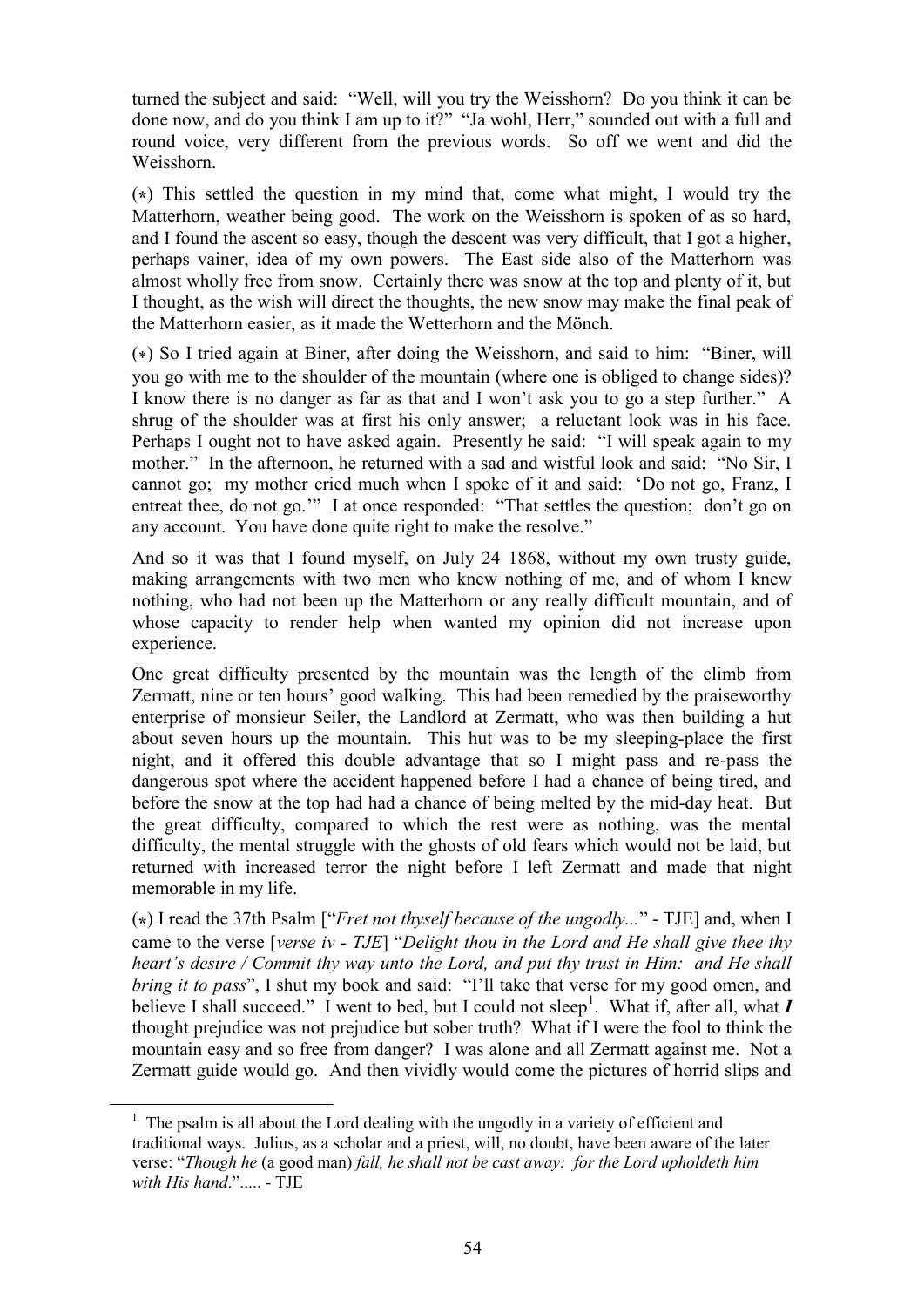turned the subject and said: "Well, will you try the Weisshorn? Do you think it can be done now, and do you think I am up to it?" "Ja wohl, Herr," sounded out with a full and round voice, very different from the previous words. So off we went and did the Weisshorn.

(∗) This settled the question in my mind that, come what might, I would try the Matterhorn, weather being good. The work on the Weisshorn is spoken of as so hard, and I found the ascent so easy, though the descent was very difficult, that I got a higher, perhaps vainer, idea of my own powers. The East side also of the Matterhorn was almost wholly free from snow. Certainly there was snow at the top and plenty of it, but I thought, as the wish will direct the thoughts, the new snow may make the final peak of the Matterhorn easier, as it made the Wetterhorn and the Mönch.

(∗) So I tried again at Biner, after doing the Weisshorn, and said to him: "Biner, will you go with me to the shoulder of the mountain (where one is obliged to change sides)? I know there is no danger as far as that and I won't ask you to go a step further." A shrug of the shoulder was at first his only answer; a reluctant look was in his face. Perhaps I ought not to have asked again. Presently he said: "I will speak again to my mother." In the afternoon, he returned with a sad and wistful look and said: "No Sir, I cannot go; my mother cried much when I spoke of it and said: 'Do not go, Franz, I entreat thee, do not go.'" I at once responded: "That settles the question; don't go on any account. You have done quite right to make the resolve."

And so it was that I found myself, on July 24 1868, without my own trusty guide, making arrangements with two men who knew nothing of me, and of whom I knew nothing, who had not been up the Matterhorn or any really difficult mountain, and of whose capacity to render help when wanted my opinion did not increase upon experience.

One great difficulty presented by the mountain was the length of the climb from Zermatt, nine or ten hours' good walking. This had been remedied by the praiseworthy enterprise of monsieur Seiler, the Landlord at Zermatt, who was then building a hut about seven hours up the mountain. This hut was to be my sleeping-place the first night, and it offered this double advantage that so I might pass and re-pass the dangerous spot where the accident happened before I had a chance of being tired, and before the snow at the top had had a chance of being melted by the mid-day heat. But the great difficulty, compared to which the rest were as nothing, was the mental difficulty, the mental struggle with the ghosts of old fears which would not be laid, but returned with increased terror the night before I left Zermatt and made that night memorable in my life.

(∗) I read the 37th Psalm ["*Fret not thyself because of the ungodly...*" - TJE] and, when I came to the verse [*verse iv - TJE*] "*Delight thou in the Lord and He shall give thee thy heart's desire / Commit thy way unto the Lord, and put thy trust in Him: and He shall bring it to pass*", I shut my book and said: "I'll take that verse for my good omen, and believe I shall succeed." I went to bed, but I could not sleep[1]. What if, after all, what ***I*** thought prejudice was not prejudice but sober truth? What if I were the fool to think the mountain easy and so free from danger? I was alone and all Zermatt against me. Not a Zermatt guide would go. And then vividly would come the pictures of horrid slips and

---

[1] The psalm is all about the Lord dealing with the ungodly in a variety of efficient and traditional ways. Julius, as a scholar and a priest, will, no doubt, have been aware of the later verse: "*Though he* (a good man) *fall, he shall not be cast away: for the Lord upholdeth him with His hand*."..... - TJE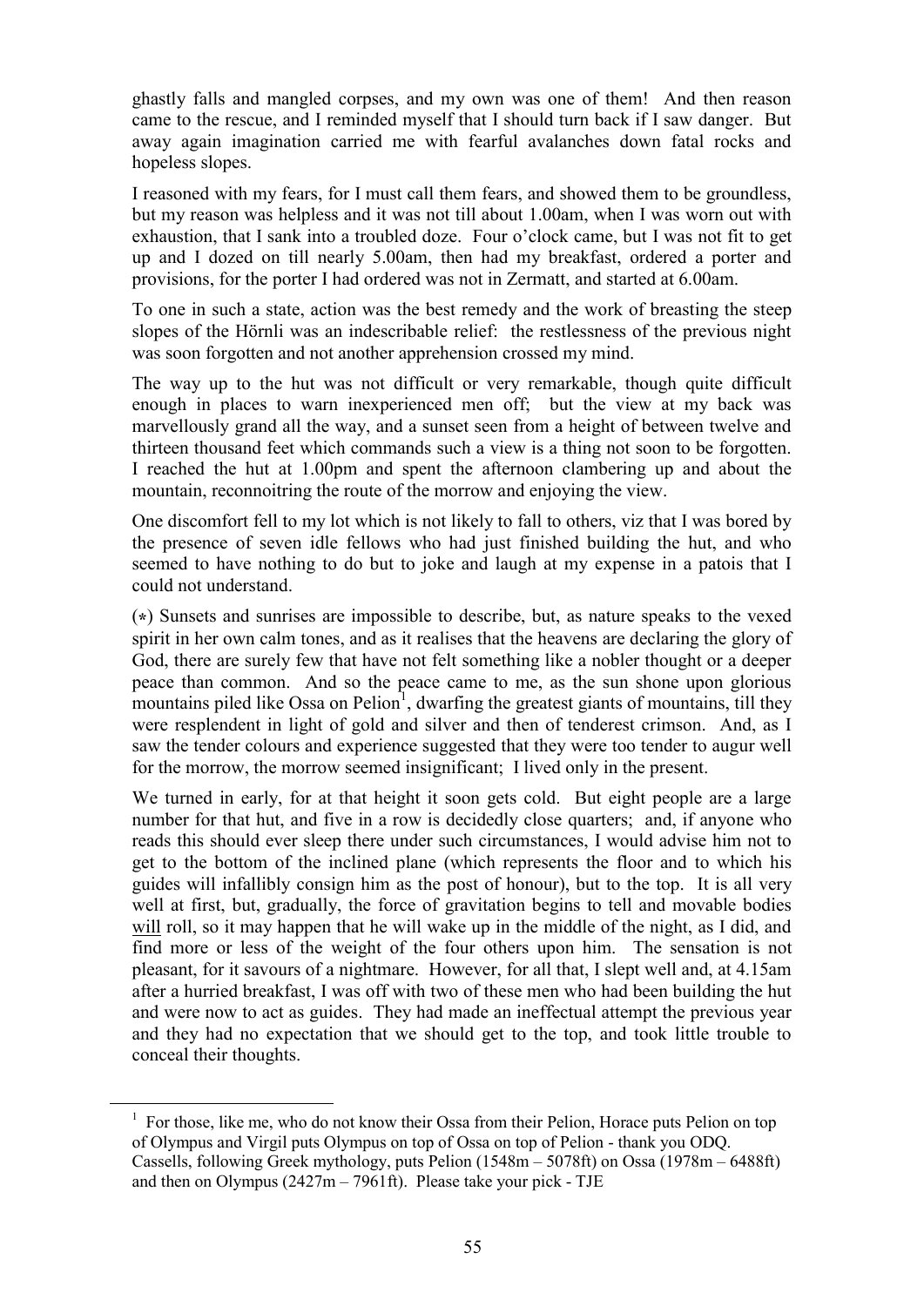ghastly falls and mangled corpses, and my own was one of them! And then reason came to the rescue, and I reminded myself that I should turn back if I saw danger. But away again imagination carried me with fearful avalanches down fatal rocks and hopeless slopes.

I reasoned with my fears, for I must call them fears, and showed them to be groundless, but my reason was helpless and it was not till about 1.00am, when I was worn out with exhaustion, that I sank into a troubled doze. Four o'clock came, but I was not fit to get up and I dozed on till nearly 5.00am, then had my breakfast, ordered a porter and provisions, for the porter I had ordered was not in Zermatt, and started at 6.00am.

To one in such a state, action was the best remedy and the work of breasting the steep slopes of the Hörnli was an indescribable relief: the restlessness of the previous night was soon forgotten and not another apprehension crossed my mind.

The way up to the hut was not difficult or very remarkable, though quite difficult enough in places to warn inexperienced men off; but the view at my back was marvellously grand all the way, and a sunset seen from a height of between twelve and thirteen thousand feet which commands such a view is a thing not soon to be forgotten. I reached the hut at 1.00pm and spent the afternoon clambering up and about the mountain, reconnoitring the route of the morrow and enjoying the view.

One discomfort fell to my lot which is not likely to fall to others, viz that I was bored by the presence of seven idle fellows who had just finished building the hut, and who seemed to have nothing to do but to joke and laugh at my expense in a patois that I could not understand.

(*) Sunsets and sunrises are impossible to describe, but, as nature speaks to the vexed spirit in her own calm tones, and as it realises that the heavens are declaring the glory of God, there are surely few that have not felt something like a nobler thought or a deeper peace than common. And so the peace came to me, as the sun shone upon glorious mountains piled like Ossa on Pelion[1], dwarfing the greatest giants of mountains, till they were resplendent in light of gold and silver and then of tenderest crimson. And, as I saw the tender colours and experience suggested that they were too tender to augur well for the morrow, the morrow seemed insignificant; I lived only in the present.

We turned in early, for at that height it soon gets cold. But eight people are a large number for that hut, and five in a row is decidedly close quarters; and, if anyone who reads this should ever sleep there under such circumstances, I would advise him not to get to the bottom of the inclined plane (which represents the floor and to which his guides will infallibly consign him as the post of honour), but to the top. It is all very well at first, but, gradually, the force of gravitation begins to tell and movable bodies <u>will</u> roll, so it may happen that he will wake up in the middle of the night, as I did, and find more or less of the weight of the four others upon him. The sensation is not pleasant, for it savours of a nightmare. However, for all that, I slept well and, at 4.15am after a hurried breakfast, I was off with two of these men who had been building the hut and were now to act as guides. They had made an ineffectual attempt the previous year and they had no expectation that we should get to the top, and took little trouble to conceal their thoughts.

---

[1] For those, like me, who do not know their Ossa from their Pelion, Horace puts Pelion on top of Olympus and Virgil puts Olympus on top of Ossa on top of Pelion - thank you ODQ. Cassells, following Greek mythology, puts Pelion (1548m – 5078ft) on Ossa (1978m – 6488ft) and then on Olympus (2427m – 7961ft). Please take your pick - TJE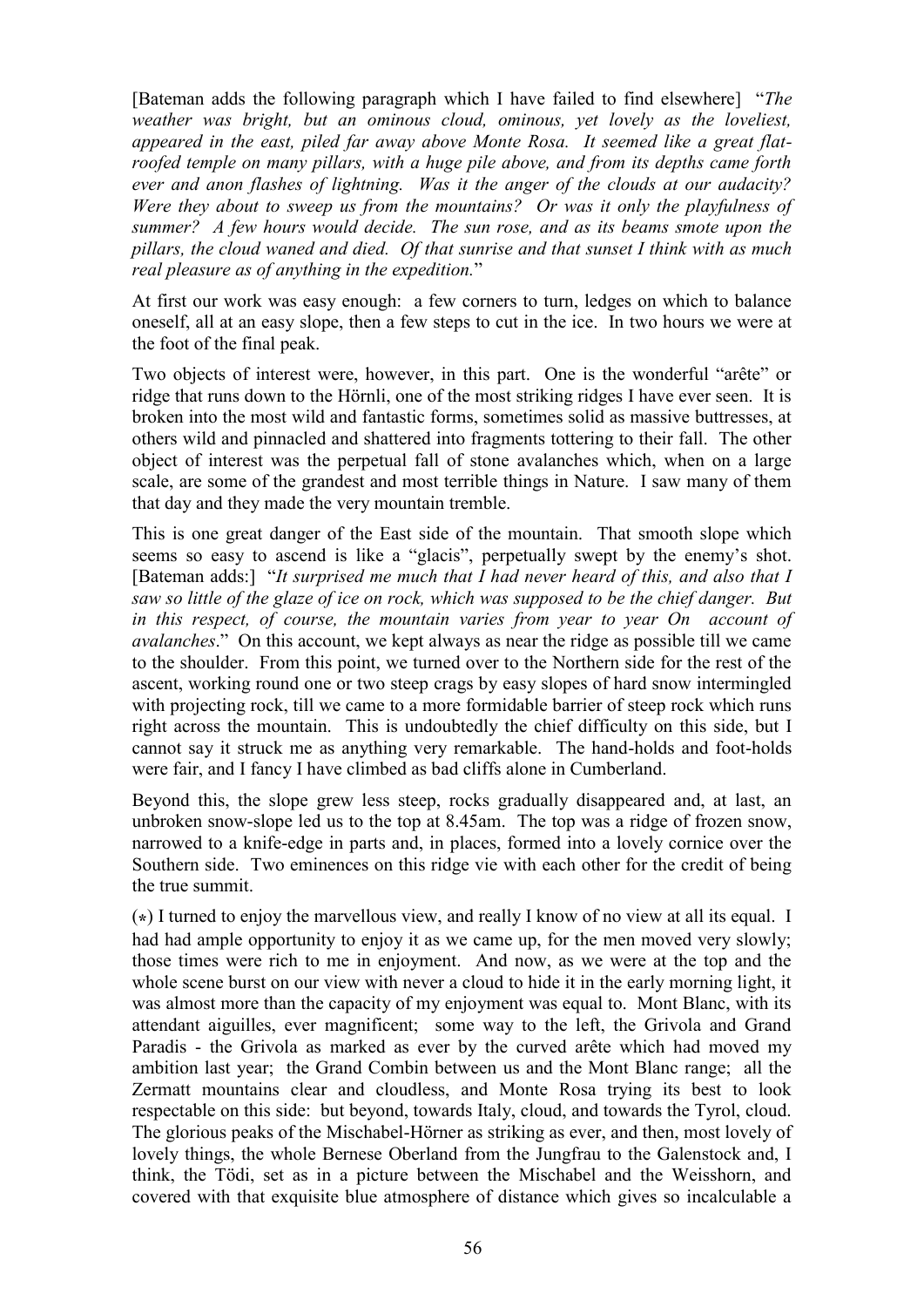[Bateman adds the following paragraph which I have failed to find elsewhere] "*The weather was bright, but an ominous cloud, ominous, yet lovely as the loveliest, appeared in the east, piled far away above Monte Rosa. It seemed like a great flat-roofed temple on many pillars, with a huge pile above, and from its depths came forth ever and anon flashes of lightning. Was it the anger of the clouds at our audacity? Were they about to sweep us from the mountains? Or was it only the playfulness of summer? A few hours would decide. The sun rose, and as its beams smote upon the pillars, the cloud waned and died. Of that sunrise and that sunset I think with as much real pleasure as of anything in the expedition.*"

At first our work was easy enough: a few corners to turn, ledges on which to balance oneself, all at an easy slope, then a few steps to cut in the ice. In two hours we were at the foot of the final peak.

Two objects of interest were, however, in this part. One is the wonderful "arête" or ridge that runs down to the Hörnli, one of the most striking ridges I have ever seen. It is broken into the most wild and fantastic forms, sometimes solid as massive buttresses, at others wild and pinnacled and shattered into fragments tottering to their fall. The other object of interest was the perpetual fall of stone avalanches which, when on a large scale, are some of the grandest and most terrible things in Nature. I saw many of them that day and they made the very mountain tremble.

This is one great danger of the East side of the mountain. That smooth slope which seems so easy to ascend is like a "glacis", perpetually swept by the enemy's shot. [Bateman adds:] "*It surprised me much that I had never heard of this, and also that I saw so little of the glaze of ice on rock, which was supposed to be the chief danger. But in this respect, of course, the mountain varies from year to year On account of avalanches*." On this account, we kept always as near the ridge as possible till we came to the shoulder. From this point, we turned over to the Northern side for the rest of the ascent, working round one or two steep crags by easy slopes of hard snow intermingled with projecting rock, till we came to a more formidable barrier of steep rock which runs right across the mountain. This is undoubtedly the chief difficulty on this side, but I cannot say it struck me as anything very remarkable. The hand-holds and foot-holds were fair, and I fancy I have climbed as bad cliffs alone in Cumberland.

Beyond this, the slope grew less steep, rocks gradually disappeared and, at last, an unbroken snow-slope led us to the top at 8.45am. The top was a ridge of frozen snow, narrowed to a knife-edge in parts and, in places, formed into a lovely cornice over the Southern side. Two eminences on this ridge vie with each other for the credit of being the true summit.

(*) I turned to enjoy the marvellous view, and really I know of no view at all its equal. I had had ample opportunity to enjoy it as we came up, for the men moved very slowly; those times were rich to me in enjoyment. And now, as we were at the top and the whole scene burst on our view with never a cloud to hide it in the early morning light, it was almost more than the capacity of my enjoyment was equal to. Mont Blanc, with its attendant aiguilles, ever magnificent; some way to the left, the Grivola and Grand Paradis - the Grivola as marked as ever by the curved arête which had moved my ambition last year; the Grand Combin between us and the Mont Blanc range; all the Zermatt mountains clear and cloudless, and Monte Rosa trying its best to look respectable on this side: but beyond, towards Italy, cloud, and towards the Tyrol, cloud. The glorious peaks of the Mischabel-Hörner as striking as ever, and then, most lovely of lovely things, the whole Bernese Oberland from the Jungfrau to the Galenstock and, I think, the Tödi, set as in a picture between the Mischabel and the Weisshorn, and covered with that exquisite blue atmosphere of distance which gives so incalculable a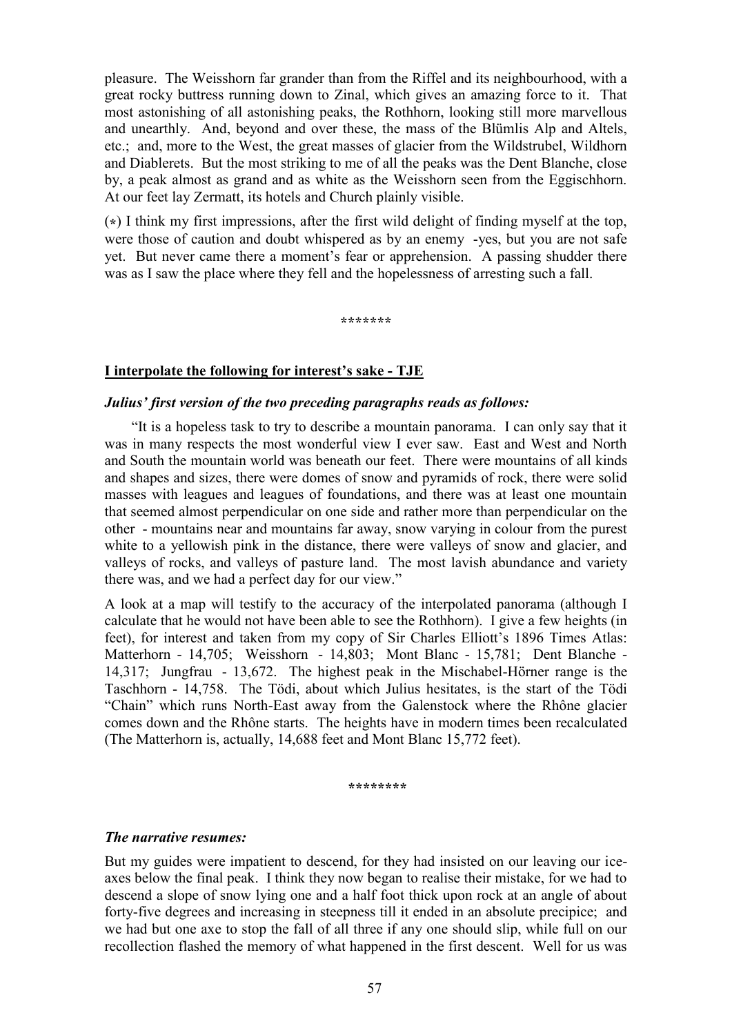pleasure. The Weisshorn far grander than from the Riffel and its neighbourhood, with a great rocky buttress running down to Zinal, which gives an amazing force to it. That most astonishing of all astonishing peaks, the Rothhorn, looking still more marvellous and unearthly. And, beyond and over these, the mass of the Blümlis Alp and Altels, etc.; and, more to the West, the great masses of glacier from the Wildstrubel, Wildhorn and Diablerets. But the most striking to me of all the peaks was the Dent Blanche, close by, a peak almost as grand and as white as the Weisshorn seen from the Eggischhorn. At our feet lay Zermatt, its hotels and Church plainly visible.

(*) I think my first impressions, after the first wild delight of finding myself at the top, were those of caution and doubt whispered as by an enemy -yes, but you are not safe yet. But never came there a moment's fear or apprehension. A passing shudder there was as I saw the place where they fell and the hopelessness of arresting such a fall.

*******

**I interpolate the following for interest's sake - TJE**

***Julius' first version of the two preceding paragraphs reads as follows:***

"It is a hopeless task to try to describe a mountain panorama. I can only say that it was in many respects the most wonderful view I ever saw. East and West and North and South the mountain world was beneath our feet. There were mountains of all kinds and shapes and sizes, there were domes of snow and pyramids of rock, there were solid masses with leagues and leagues of foundations, and there was at least one mountain that seemed almost perpendicular on one side and rather more than perpendicular on the other - mountains near and mountains far away, snow varying in colour from the purest white to a yellowish pink in the distance, there were valleys of snow and glacier, and valleys of rocks, and valleys of pasture land. The most lavish abundance and variety there was, and we had a perfect day for our view."

A look at a map will testify to the accuracy of the interpolated panorama (although I calculate that he would not have been able to see the Rothhorn). I give a few heights (in feet), for interest and taken from my copy of Sir Charles Elliott's 1896 Times Atlas: Matterhorn - 14,705; Weisshorn - 14,803; Mont Blanc - 15,781; Dent Blanche - 14,317; Jungfrau - 13,672. The highest peak in the Mischabel-Hörner range is the Taschhorn - 14,758. The Tödi, about which Julius hesitates, is the start of the Tödi "Chain" which runs North-East away from the Galenstock where the Rhône glacier comes down and the Rhône starts. The heights have in modern times been recalculated (The Matterhorn is, actually, 14,688 feet and Mont Blanc 15,772 feet).

********

***The narrative resumes:***

But my guides were impatient to descend, for they had insisted on our leaving our ice-axes below the final peak. I think they now began to realise their mistake, for we had to descend a slope of snow lying one and a half foot thick upon rock at an angle of about forty-five degrees and increasing in steepness till it ended in an absolute precipice; and we had but one axe to stop the fall of all three if any one should slip, while full on our recollection flashed the memory of what happened in the first descent. Well for us was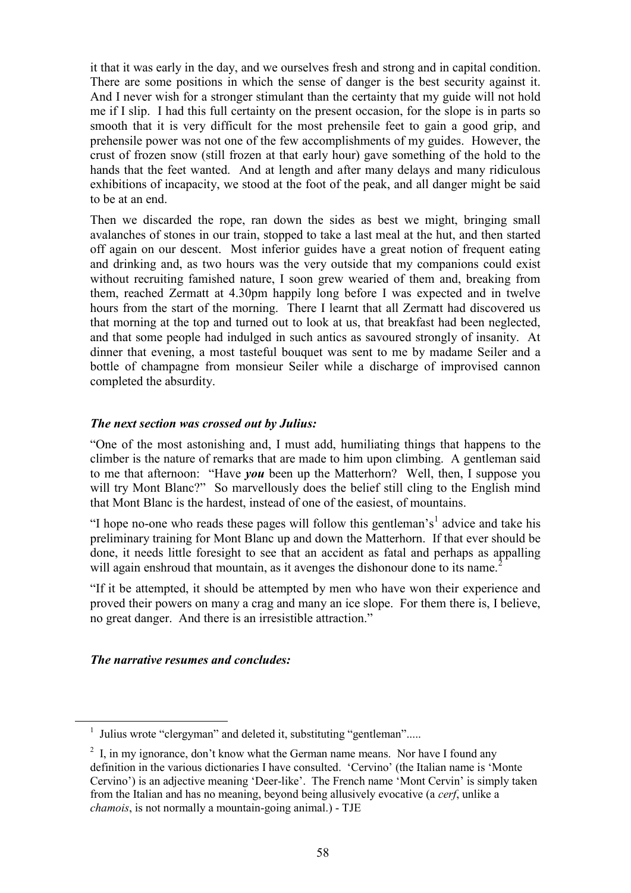it that it was early in the day, and we ourselves fresh and strong and in capital condition. There are some positions in which the sense of danger is the best security against it. And I never wish for a stronger stimulant than the certainty that my guide will not hold me if I slip. I had this full certainty on the present occasion, for the slope is in parts so smooth that it is very difficult for the most prehensile feet to gain a good grip, and prehensile power was not one of the few accomplishments of my guides. However, the crust of frozen snow (still frozen at that early hour) gave something of the hold to the hands that the feet wanted. And at length and after many delays and many ridiculous exhibitions of incapacity, we stood at the foot of the peak, and all danger might be said to be at an end.

Then we discarded the rope, ran down the sides as best we might, bringing small avalanches of stones in our train, stopped to take a last meal at the hut, and then started off again on our descent. Most inferior guides have a great notion of frequent eating and drinking and, as two hours was the very outside that my companions could exist without recruiting famished nature, I soon grew wearied of them and, breaking from them, reached Zermatt at 4.30pm happily long before I was expected and in twelve hours from the start of the morning. There I learnt that all Zermatt had discovered us that morning at the top and turned out to look at us, that breakfast had been neglected, and that some people had indulged in such antics as savoured strongly of insanity. At dinner that evening, a most tasteful bouquet was sent to me by madame Seiler and a bottle of champagne from monsieur Seiler while a discharge of improvised cannon completed the absurdity.

***The next section was crossed out by Julius:***

"One of the most astonishing and, I must add, humiliating things that happens to the climber is the nature of remarks that are made to him upon climbing. A gentleman said to me that afternoon: "Have ***you*** been up the Matterhorn? Well, then, I suppose you will try Mont Blanc?" So marvellously does the belief still cling to the English mind that Mont Blanc is the hardest, instead of one of the easiest, of mountains.

"I hope no-one who reads these pages will follow this gentleman's[1] advice and take his preliminary training for Mont Blanc up and down the Matterhorn. If that ever should be done, it needs little foresight to see that an accident as fatal and perhaps as appalling will again enshroud that mountain, as it avenges the dishonour done to its name.[2]

"If it be attempted, it should be attempted by men who have won their experience and proved their powers on many a crag and many an ice slope. For them there is, I believe, no great danger. And there is an irresistible attraction."

***The narrative resumes and concludes:***

---

[1] Julius wrote "clergyman" and deleted it, substituting "gentleman".....

[2] I, in my ignorance, don't know what the German name means. Nor have I found any definition in the various dictionaries I have consulted. 'Cervino' (the Italian name is 'Monte Cervino') is an adjective meaning 'Deer-like'. The French name 'Mont Cervin' is simply taken from the Italian and has no meaning, beyond being allusively evocative (a *cerf*, unlike a *chamois*, is not normally a mountain-going animal.) - TJE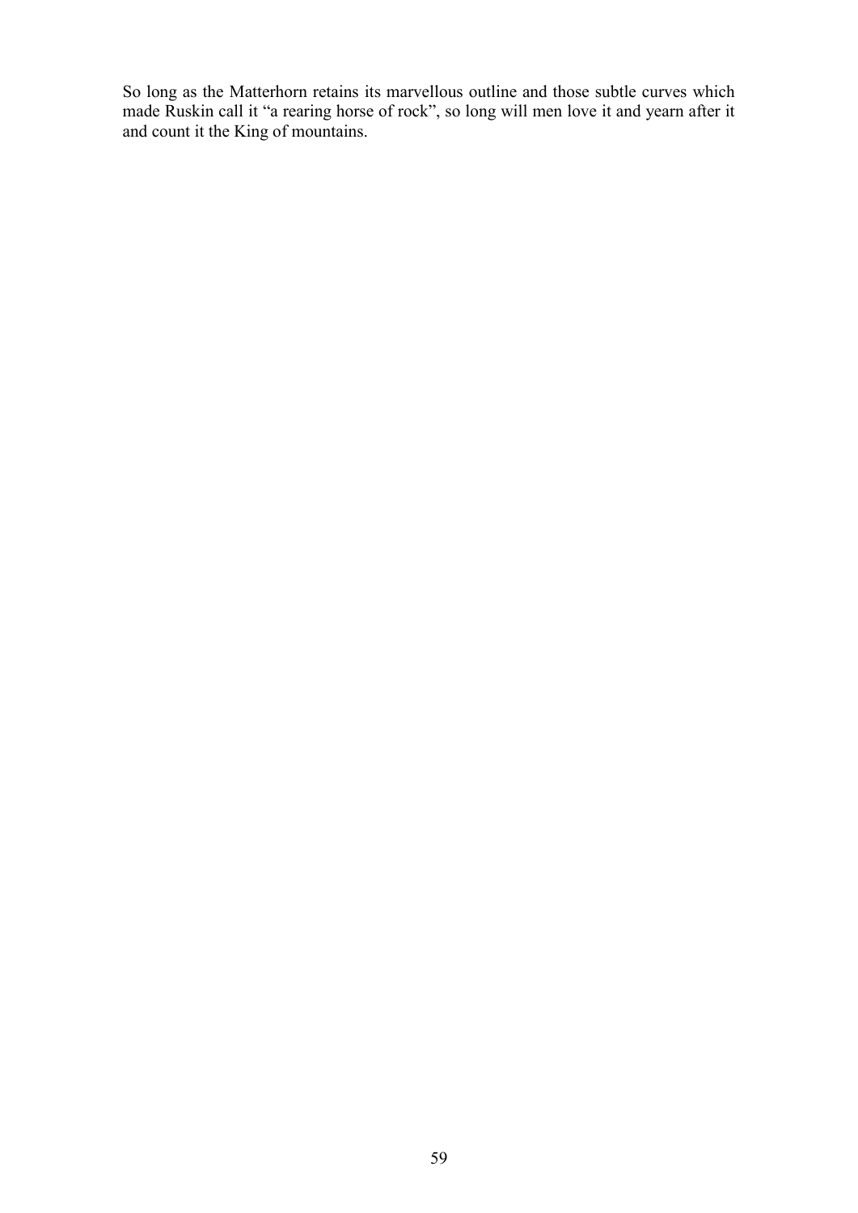So long as the Matterhorn retains its marvellous outline and those subtle curves which made Ruskin call it "a rearing horse of rock", so long will men love it and yearn after it and count it the King of mountains.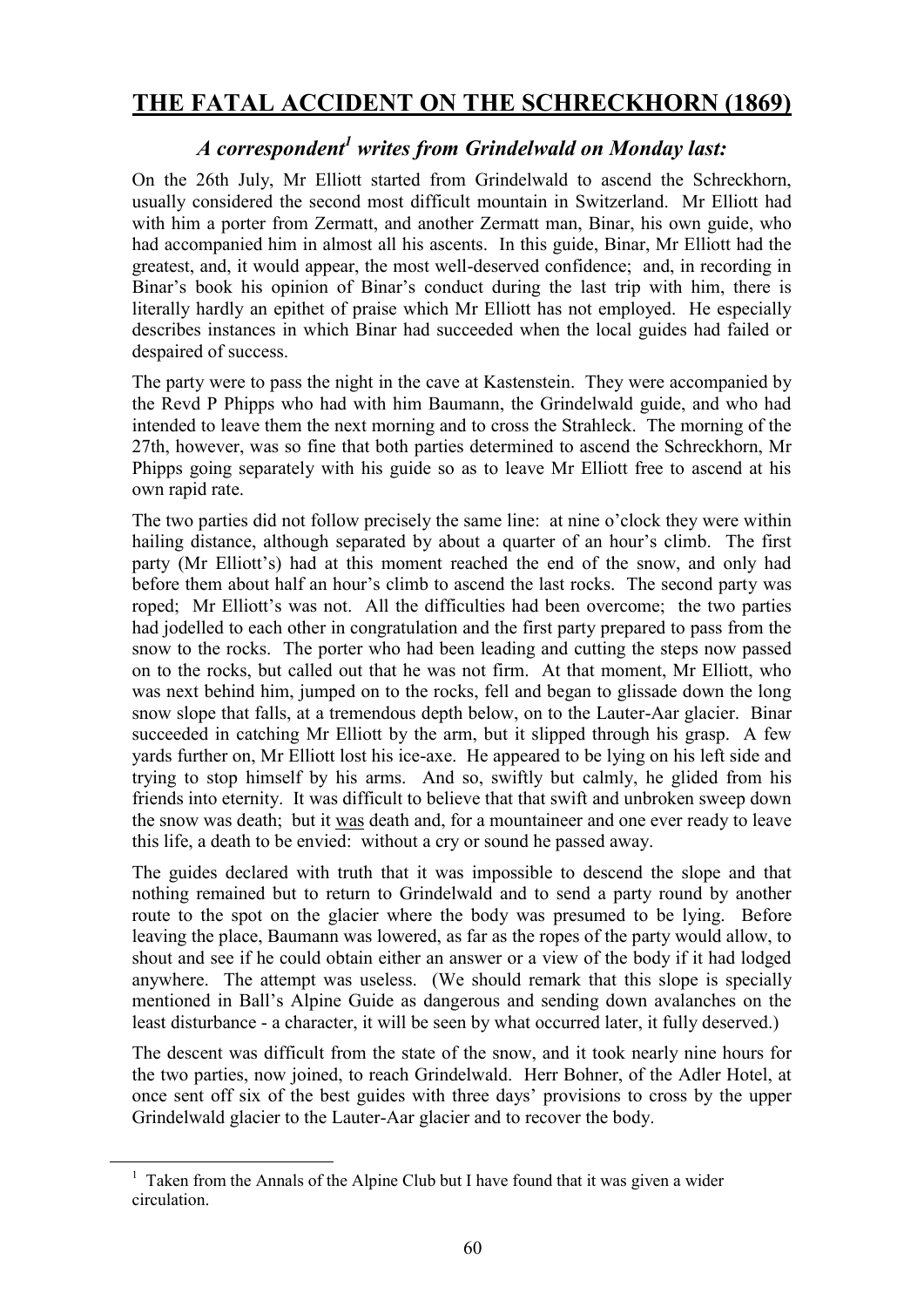# THE FATAL ACCIDENT ON THE SCHRECKHORN (1869)

## *A correspondent[1] writes from Grindelwald on Monday last:*

On the 26th July, Mr Elliott started from Grindelwald to ascend the Schreckhorn, usually considered the second most difficult mountain in Switzerland. Mr Elliott had with him a porter from Zermatt, and another Zermatt man, Binar, his own guide, who had accompanied him in almost all his ascents. In this guide, Binar, Mr Elliott had the greatest, and, it would appear, the most well-deserved confidence; and, in recording in Binar's book his opinion of Binar's conduct during the last trip with him, there is literally hardly an epithet of praise which Mr Elliott has not employed. He especially describes instances in which Binar had succeeded when the local guides had failed or despaired of success.

The party were to pass the night in the cave at Kastenstein. They were accompanied by the Revd P Phipps who had with him Baumann, the Grindelwald guide, and who had intended to leave them the next morning and to cross the Strahleck. The morning of the 27th, however, was so fine that both parties determined to ascend the Schreckhorn, Mr Phipps going separately with his guide so as to leave Mr Elliott free to ascend at his own rapid rate.

The two parties did not follow precisely the same line: at nine o'clock they were within hailing distance, although separated by about a quarter of an hour's climb. The first party (Mr Elliott's) had at this moment reached the end of the snow, and only had before them about half an hour's climb to ascend the last rocks. The second party was roped; Mr Elliott's was not. All the difficulties had been overcome; the two parties had jodelled to each other in congratulation and the first party prepared to pass from the snow to the rocks. The porter who had been leading and cutting the steps now passed on to the rocks, but called out that he was not firm. At that moment, Mr Elliott, who was next behind him, jumped on to the rocks, fell and began to glissade down the long snow slope that falls, at a tremendous depth below, on to the Lauter-Aar glacier. Binar succeeded in catching Mr Elliott by the arm, but it slipped through his grasp. A few yards further on, Mr Elliott lost his ice-axe. He appeared to be lying on his left side and trying to stop himself by his arms. And so, swiftly but calmly, he glided from his friends into eternity. It was difficult to believe that that swift and unbroken sweep down the snow was death; but it <u>was</u> death and, for a mountaineer and one ever ready to leave this life, a death to be envied: without a cry or sound he passed away.

The guides declared with truth that it was impossible to descend the slope and that nothing remained but to return to Grindelwald and to send a party round by another route to the spot on the glacier where the body was presumed to be lying. Before leaving the place, Baumann was lowered, as far as the ropes of the party would allow, to shout and see if he could obtain either an answer or a view of the body if it had lodged anywhere. The attempt was useless. (We should remark that this slope is specially mentioned in Ball's Alpine Guide as dangerous and sending down avalanches on the least disturbance - a character, it will be seen by what occurred later, it fully deserved.)

The descent was difficult from the state of the snow, and it took nearly nine hours for the two parties, now joined, to reach Grindelwald. Herr Bohner, of the Adler Hotel, at once sent off six of the best guides with three days' provisions to cross by the upper Grindelwald glacier to the Lauter-Aar glacier and to recover the body.

---

[1] Taken from the Annals of the Alpine Club but I have found that it was given a wider circulation.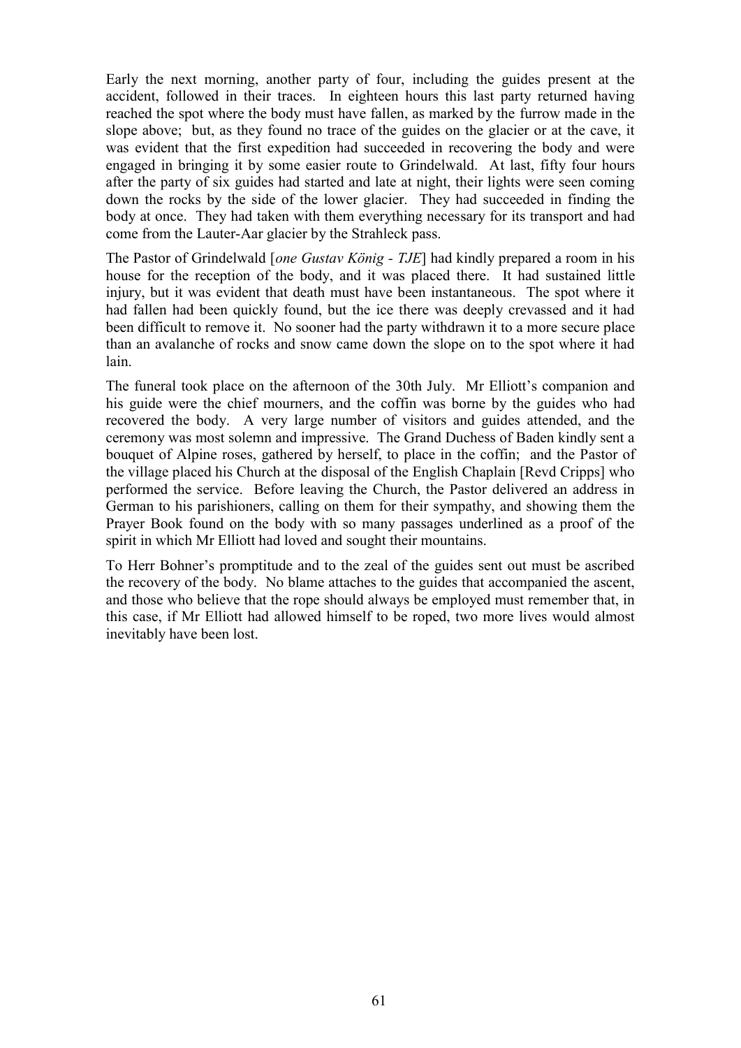Early the next morning, another party of four, including the guides present at the accident, followed in their traces. In eighteen hours this last party returned having reached the spot where the body must have fallen, as marked by the furrow made in the slope above; but, as they found no trace of the guides on the glacier or at the cave, it was evident that the first expedition had succeeded in recovering the body and were engaged in bringing it by some easier route to Grindelwald. At last, fifty four hours after the party of six guides had started and late at night, their lights were seen coming down the rocks by the side of the lower glacier. They had succeeded in finding the body at once. They had taken with them everything necessary for its transport and had come from the Lauter-Aar glacier by the Strahleck pass.

The Pastor of Grindelwald [*one Gustav König - TJE*] had kindly prepared a room in his house for the reception of the body, and it was placed there. It had sustained little injury, but it was evident that death must have been instantaneous. The spot where it had fallen had been quickly found, but the ice there was deeply crevassed and it had been difficult to remove it. No sooner had the party withdrawn it to a more secure place than an avalanche of rocks and snow came down the slope on to the spot where it had lain.

The funeral took place on the afternoon of the 30th July. Mr Elliott's companion and his guide were the chief mourners, and the coffin was borne by the guides who had recovered the body. A very large number of visitors and guides attended, and the ceremony was most solemn and impressive. The Grand Duchess of Baden kindly sent a bouquet of Alpine roses, gathered by herself, to place in the coffin; and the Pastor of the village placed his Church at the disposal of the English Chaplain [Revd Cripps] who performed the service. Before leaving the Church, the Pastor delivered an address in German to his parishioners, calling on them for their sympathy, and showing them the Prayer Book found on the body with so many passages underlined as a proof of the spirit in which Mr Elliott had loved and sought their mountains.

To Herr Bohner's promptitude and to the zeal of the guides sent out must be ascribed the recovery of the body. No blame attaches to the guides that accompanied the ascent, and those who believe that the rope should always be employed must remember that, in this case, if Mr Elliott had allowed himself to be roped, two more lives would almost inevitably have been lost.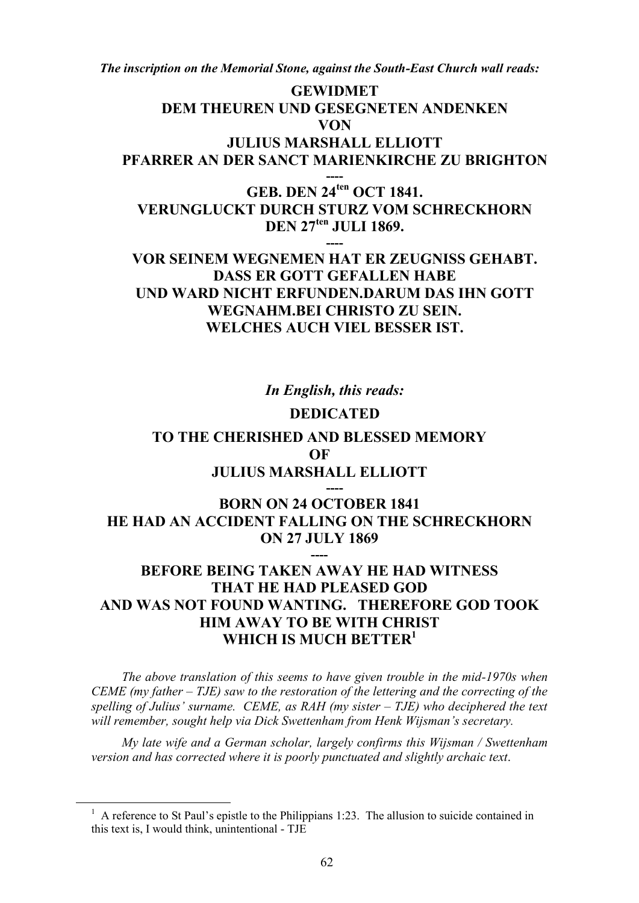***The inscription on the Memorial Stone, against the South-East Church wall reads:***

**GEWIDMET**
**DEM THEUREN UND GESEGNETEN ANDENKEN**
**VON**
**JULIUS MARSHALL ELLIOTT**
**PFARRER AN DER SANCT MARIENKIRCHE ZU BRIGHTON**

**----**

**GEB. DEN 24ten OCT 1841.**
**VERUNGLUCKT DURCH STURZ VOM SCHRECKHORN**
**DEN 27ten JULI 1869.**

**----**

**VOR SEINEM WEGNEMEN HAT ER ZEUGNISS GEHABT.**
**DASS ER GOTT GEFALLEN HABE**
**UND WARD NICHT ERFUNDEN.DARUM DAS IHN GOTT**
**WEGNAHM.BEI CHRISTO ZU SEIN.**
**WELCHES AUCH VIEL BESSER IST.**

***In English, this reads:***

**DEDICATED**

**TO THE CHERISHED AND BLESSED MEMORY**
**OF**
**JULIUS MARSHALL ELLIOTT**

**----**

**BORN ON 24 OCTOBER 1841**
**HE HAD AN ACCIDENT FALLING ON THE SCHRECKHORN**
**ON 27 JULY 1869**

**----**

**BEFORE BEING TAKEN AWAY HE HAD WITNESS**
**THAT HE HAD PLEASED GOD**
**AND WAS NOT FOUND WANTING. THEREFORE GOD TOOK**
**HIM AWAY TO BE WITH CHRIST**
**WHICH IS MUCH BETTER[1]**

*The above translation of this seems to have given trouble in the mid-1970s when CEME (my father – TJE) saw to the restoration of the lettering and the correcting of the spelling of Julius' surname. CEME, as RAH (my sister – TJE) who deciphered the text will remember, sought help via Dick Swettenham from Henk Wijsman's secretary.*

*My late wife and a German scholar, largely confirms this Wijsman / Swettenham version and has corrected where it is poorly punctuated and slightly archaic text.*

---

[1] A reference to St Paul's epistle to the Philippians 1:23. The allusion to suicide contained in this text is, I would think, unintentional - TJE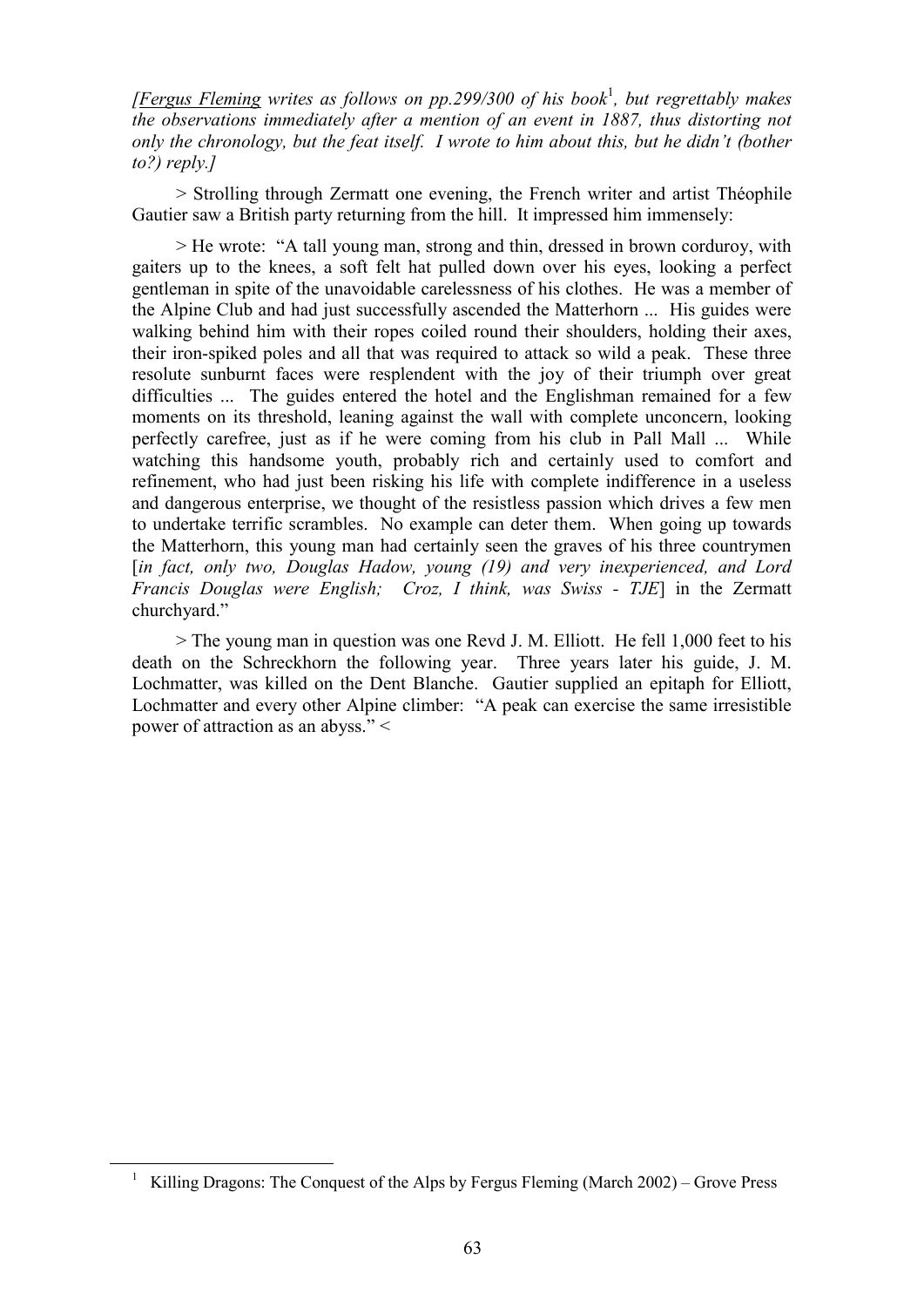*[Fergus Fleming writes as follows on pp.299/300 of his book*[1]*, but regrettably makes the observations immediately after a mention of an event in 1887, thus distorting not only the chronology, but the feat itself. I wrote to him about this, but he didn't (bother to?) reply.]*

> Strolling through Zermatt one evening, the French writer and artist Théophile Gautier saw a British party returning from the hill. It impressed him immensely:

> He wrote: "A tall young man, strong and thin, dressed in brown corduroy, with gaiters up to the knees, a soft felt hat pulled down over his eyes, looking a perfect gentleman in spite of the unavoidable carelessness of his clothes. He was a member of the Alpine Club and had just successfully ascended the Matterhorn ... His guides were walking behind him with their ropes coiled round their shoulders, holding their axes, their iron-spiked poles and all that was required to attack so wild a peak. These three resolute sunburnt faces were resplendent with the joy of their triumph over great difficulties ... The guides entered the hotel and the Englishman remained for a few moments on its threshold, leaning against the wall with complete unconcern, looking perfectly carefree, just as if he were coming from his club in Pall Mall ... While watching this handsome youth, probably rich and certainly used to comfort and refinement, who had just been risking his life with complete indifference in a useless and dangerous enterprise, we thought of the resistless passion which drives a few men to undertake terrific scrambles. No example can deter them. When going up towards the Matterhorn, this young man had certainly seen the graves of his three countrymen [*in fact, only two, Douglas Hadow, young (19) and very inexperienced, and Lord Francis Douglas were English; Croz, I think, was Swiss - TJE*] in the Zermatt churchyard."

> The young man in question was one Revd J. M. Elliott. He fell 1,000 feet to his death on the Schreckhorn the following year. Three years later his guide, J. M. Lochmatter, was killed on the Dent Blanche. Gautier supplied an epitaph for Elliott, Lochmatter and every other Alpine climber: "A peak can exercise the same irresistible power of attraction as an abyss." <

[1] Killing Dragons: The Conquest of the Alps by Fergus Fleming (March 2002) – Grove Press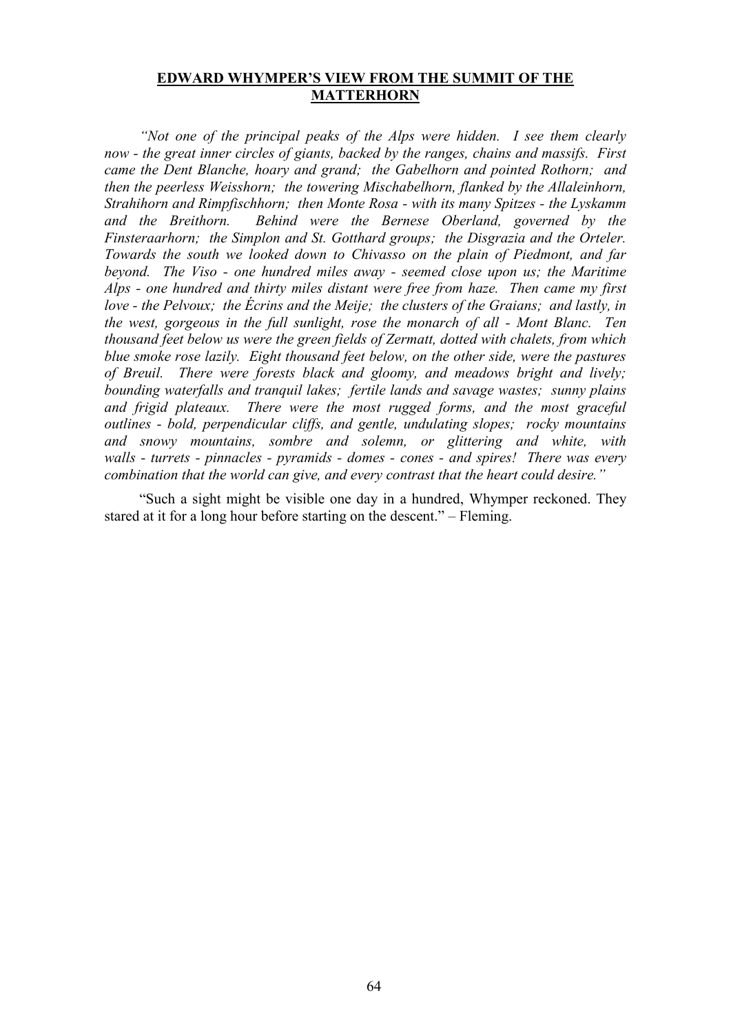## EDWARD WHYMPER'S VIEW FROM THE SUMMIT OF THE MATTERHORN

*"Not one of the principal peaks of the Alps were hidden. I see them clearly now - the great inner circles of giants, backed by the ranges, chains and massifs. First came the Dent Blanche, hoary and grand; the Gabelhorn and pointed Rothorn; and then the peerless Weisshorn; the towering Mischabelhorn, flanked by the Allaleinhorn, Strahihorn and Rimpfischhorn; then Monte Rosa - with its many Spitzes - the Lyskamm and the Breithorn. Behind were the Bernese Oberland, governed by the Finsteraarhorn; the Simplon and St. Gotthard groups; the Disgrazia and the Orteler. Towards the south we looked down to Chivasso on the plain of Piedmont, and far beyond. The Viso - one hundred miles away - seemed close upon us; the Maritime Alps - one hundred and thirty miles distant were free from haze. Then came my first love - the Pelvoux; the Écrins and the Meije; the clusters of the Graians; and lastly, in the west, gorgeous in the full sunlight, rose the monarch of all - Mont Blanc. Ten thousand feet below us were the green fields of Zermatt, dotted with chalets, from which blue smoke rose lazily. Eight thousand feet below, on the other side, were the pastures of Breuil. There were forests black and gloomy, and meadows bright and lively; bounding waterfalls and tranquil lakes; fertile lands and savage wastes; sunny plains and frigid plateaux. There were the most rugged forms, and the most graceful outlines - bold, perpendicular cliffs, and gentle, undulating slopes; rocky mountains and snowy mountains, sombre and solemn, or glittering and white, with walls - turrets - pinnacles - pyramids - domes - cones - and spires! There was every combination that the world can give, and every contrast that the heart could desire."*

"Such a sight might be visible one day in a hundred, Whymper reckoned. They stared at it for a long hour before starting on the descent." – Fleming.